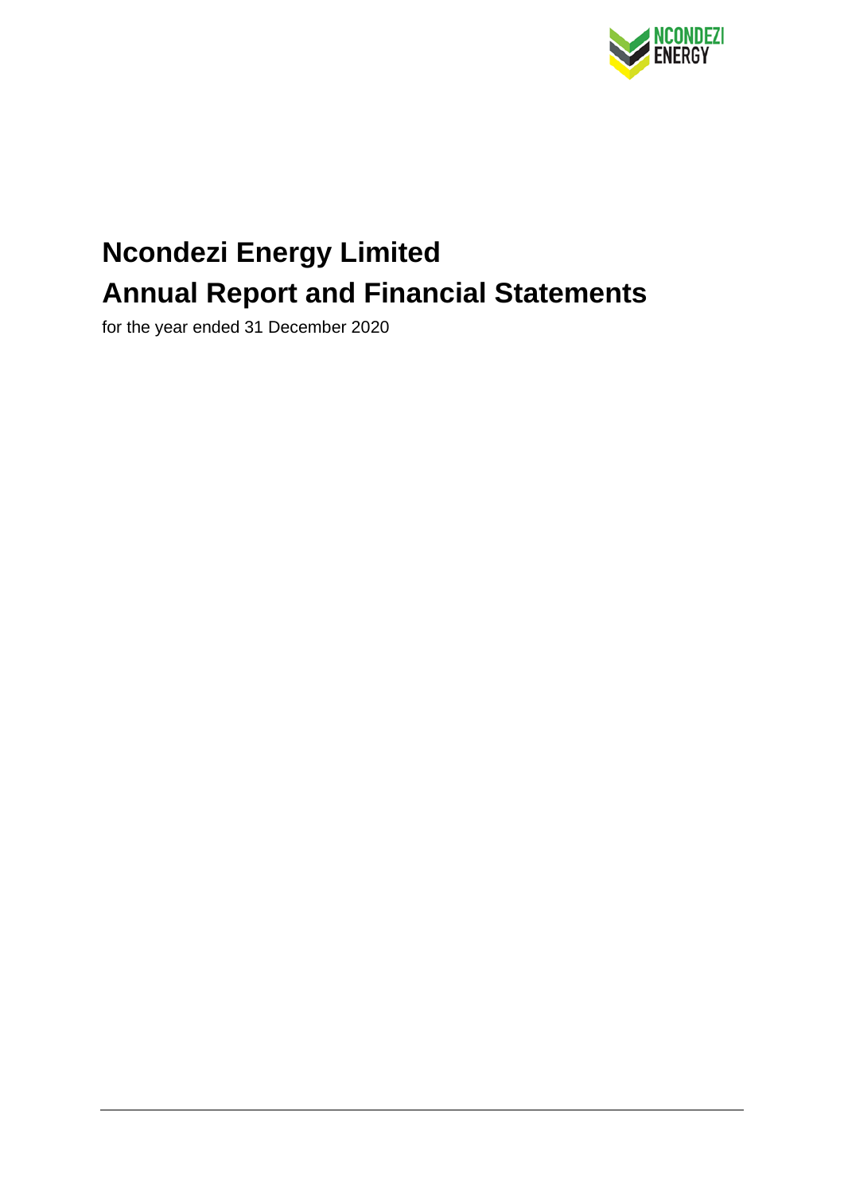NCONDEZI ENERGY

# Ncondezi Energy Limited

# Annual Report and Financial Statements

for the year ended 31 December 2020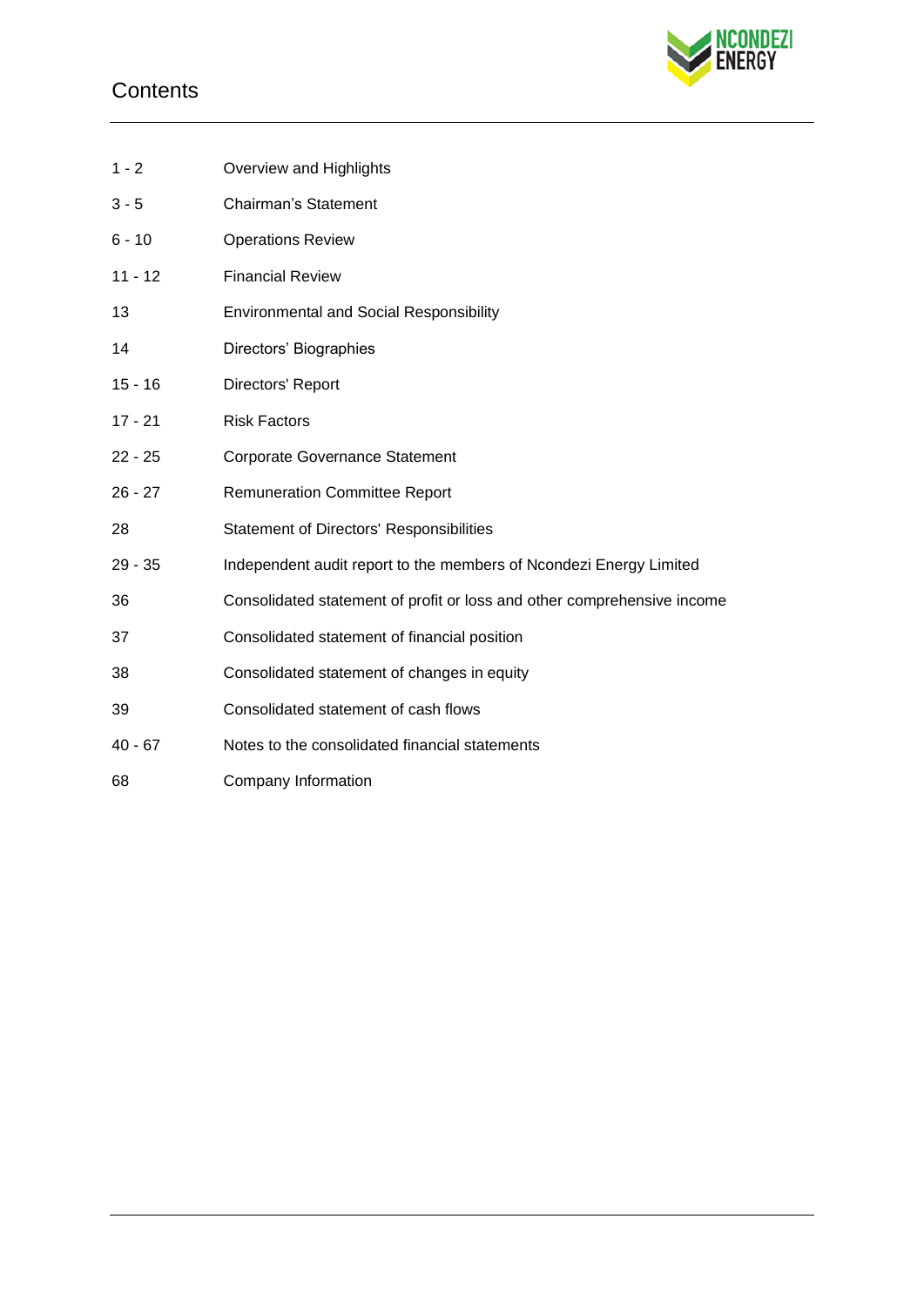# Contents

| | |
|---|---|
| 1 - 2 | Overview and Highlights |
| 3 - 5 | Chairman's Statement |
| 6 - 10 | Operations Review |
| 11 - 12 | Financial Review |
| 13 | Environmental and Social Responsibility |
| 14 | Directors' Biographies |
| 15 - 16 | Directors' Report |
| 17 - 21 | Risk Factors |
| 22 - 25 | Corporate Governance Statement |
| 26 - 27 | Remuneration Committee Report |
| 28 | Statement of Directors' Responsibilities |
| 29 - 35 | Independent audit report to the members of Ncondezi Energy Limited |
| 36 | Consolidated statement of profit or loss and other comprehensive income |
| 37 | Consolidated statement of financial position |
| 38 | Consolidated statement of changes in equity |
| 39 | Consolidated statement of cash flows |
| 40 - 67 | Notes to the consolidated financial statements |
| 68 | Company Information |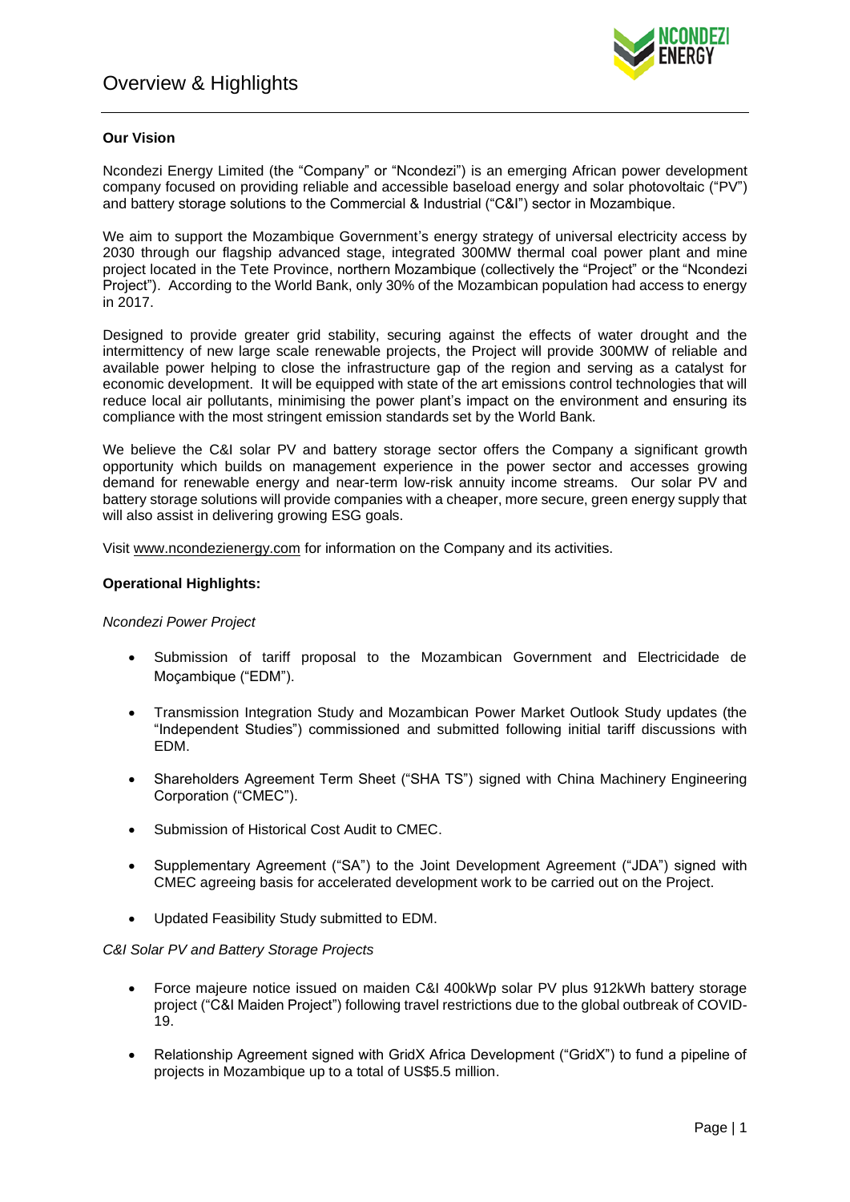# Overview & Highlights

**Our Vision**

Ncondezi Energy Limited (the "Company" or "Ncondezi") is an emerging African power development company focused on providing reliable and accessible baseload energy and solar photovoltaic ("PV") and battery storage solutions to the Commercial & Industrial ("C&I") sector in Mozambique.

We aim to support the Mozambique Government's energy strategy of universal electricity access by 2030 through our flagship advanced stage, integrated 300MW thermal coal power plant and mine project located in the Tete Province, northern Mozambique (collectively the "Project" or the "Ncondezi Project"). According to the World Bank, only 30% of the Mozambican population had access to energy in 2017.

Designed to provide greater grid stability, securing against the effects of water drought and the intermittency of new large scale renewable projects, the Project will provide 300MW of reliable and available power helping to close the infrastructure gap of the region and serving as a catalyst for economic development. It will be equipped with state of the art emissions control technologies that will reduce local air pollutants, minimising the power plant's impact on the environment and ensuring its compliance with the most stringent emission standards set by the World Bank.

We believe the C&I solar PV and battery storage sector offers the Company a significant growth opportunity which builds on management experience in the power sector and accesses growing demand for renewable energy and near-term low-risk annuity income streams. Our solar PV and battery storage solutions will provide companies with a cheaper, more secure, green energy supply that will also assist in delivering growing ESG goals.

Visit www.ncondezienergy.com for information on the Company and its activities.

**Operational Highlights:**

*Ncondezi Power Project*

- Submission of tariff proposal to the Mozambican Government and Electricidade de Moçambique ("EDM").
- Transmission Integration Study and Mozambican Power Market Outlook Study updates (the "Independent Studies") commissioned and submitted following initial tariff discussions with EDM.
- Shareholders Agreement Term Sheet ("SHA TS") signed with China Machinery Engineering Corporation ("CMEC").
- Submission of Historical Cost Audit to CMEC.
- Supplementary Agreement ("SA") to the Joint Development Agreement ("JDA") signed with CMEC agreeing basis for accelerated development work to be carried out on the Project.
- Updated Feasibility Study submitted to EDM.

*C&I Solar PV and Battery Storage Projects*

- Force majeure notice issued on maiden C&I 400kWp solar PV plus 912kWh battery storage project ("C&I Maiden Project") following travel restrictions due to the global outbreak of COVID-19.
- Relationship Agreement signed with GridX Africa Development ("GridX") to fund a pipeline of projects in Mozambique up to a total of US$5.5 million.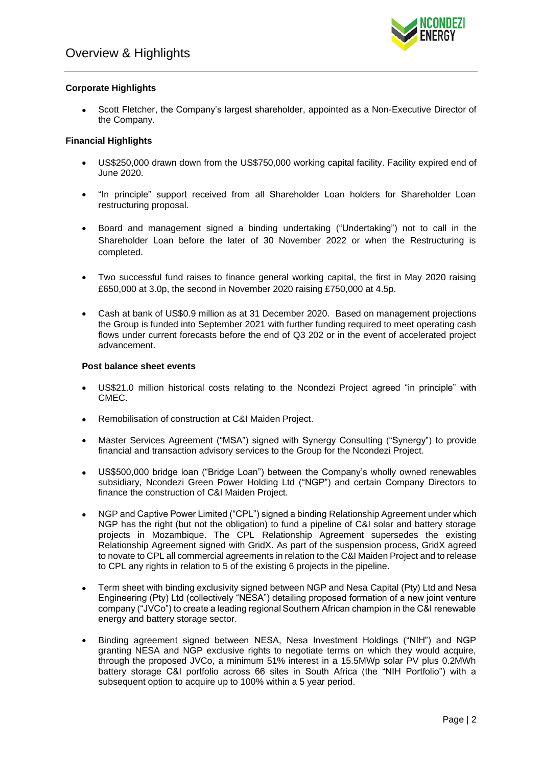# Overview & Highlights

**Corporate Highlights**

- Scott Fletcher, the Company's largest shareholder, appointed as a Non-Executive Director of the Company.

**Financial Highlights**

- US$250,000 drawn down from the US$750,000 working capital facility. Facility expired end of June 2020.
- "In principle" support received from all Shareholder Loan holders for Shareholder Loan restructuring proposal.
- Board and management signed a binding undertaking ("Undertaking") not to call in the Shareholder Loan before the later of 30 November 2022 or when the Restructuring is completed.
- Two successful fund raises to finance general working capital, the first in May 2020 raising £650,000 at 3.0p, the second in November 2020 raising £750,000 at 4.5p.
- Cash at bank of US$0.9 million as at 31 December 2020. Based on management projections the Group is funded into September 2021 with further funding required to meet operating cash flows under current forecasts before the end of Q3 202 or in the event of accelerated project advancement.

**Post balance sheet events**

- US$21.0 million historical costs relating to the Ncondezi Project agreed "in principle" with CMEC.
- Remobilisation of construction at C&I Maiden Project.
- Master Services Agreement ("MSA") signed with Synergy Consulting ("Synergy") to provide financial and transaction advisory services to the Group for the Ncondezi Project.
- US$500,000 bridge loan ("Bridge Loan") between the Company's wholly owned renewables subsidiary, Ncondezi Green Power Holding Ltd ("NGP") and certain Company Directors to finance the construction of C&I Maiden Project.
- NGP and Captive Power Limited ("CPL") signed a binding Relationship Agreement under which NGP has the right (but not the obligation) to fund a pipeline of C&I solar and battery storage projects in Mozambique. The CPL Relationship Agreement supersedes the existing Relationship Agreement signed with GridX. As part of the suspension process, GridX agreed to novate to CPL all commercial agreements in relation to the C&I Maiden Project and to release to CPL any rights in relation to 5 of the existing 6 projects in the pipeline.
- Term sheet with binding exclusivity signed between NGP and Nesa Capital (Pty) Ltd and Nesa Engineering (Pty) Ltd (collectively "NESA") detailing proposed formation of a new joint venture company ("JVCo") to create a leading regional Southern African champion in the C&I renewable energy and battery storage sector.
- Binding agreement signed between NESA, Nesa Investment Holdings ("NIH") and NGP granting NESA and NGP exclusive rights to negotiate terms on which they would acquire, through the proposed JVCo, a minimum 51% interest in a 15.5MWp solar PV plus 0.2MWh battery storage C&I portfolio across 66 sites in South Africa (the "NIH Portfolio") with a subsequent option to acquire up to 100% within a 5 year period.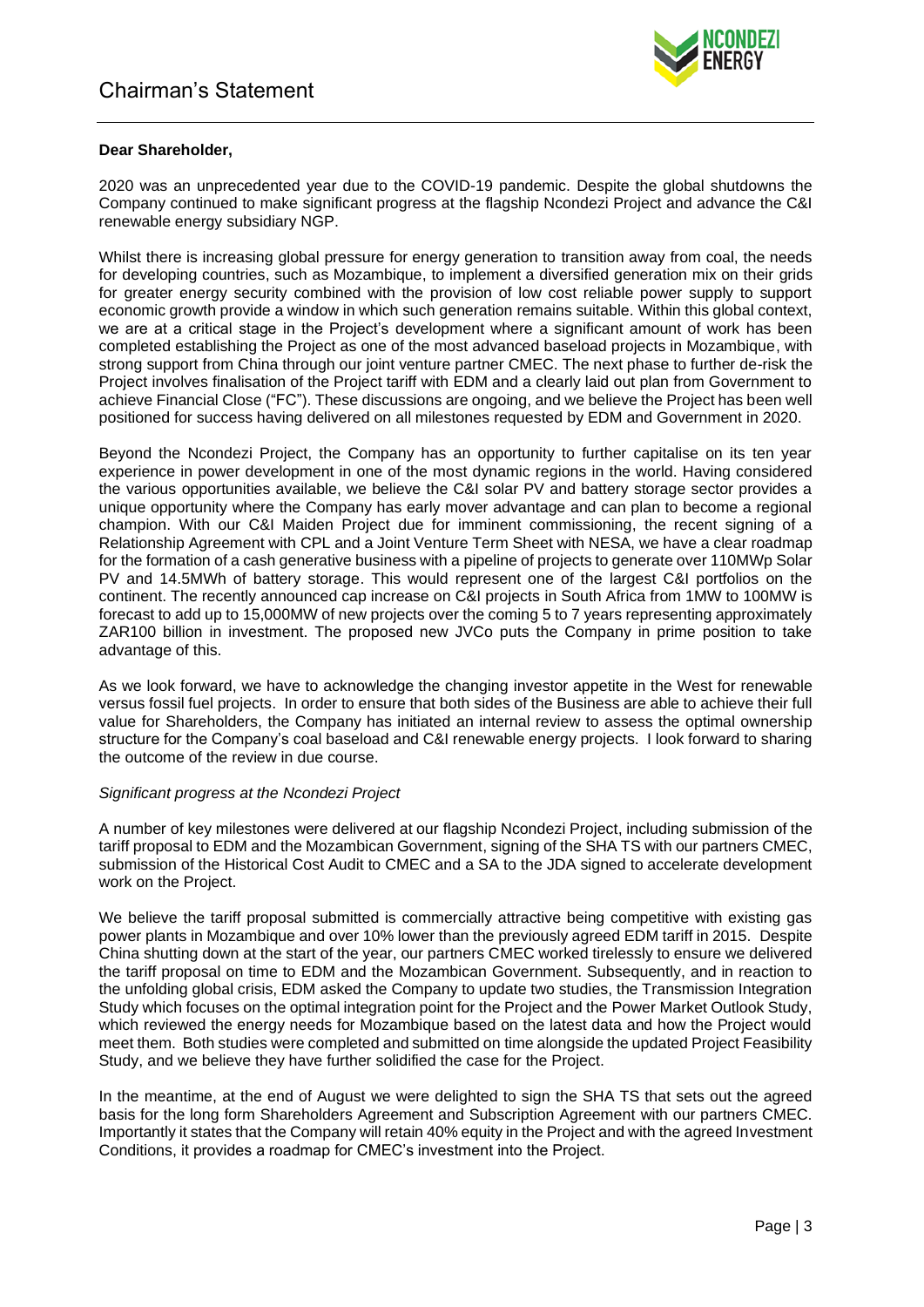# Chairman's Statement

**Dear Shareholder,**

2020 was an unprecedented year due to the COVID-19 pandemic. Despite the global shutdowns the Company continued to make significant progress at the flagship Ncondezi Project and advance the C&I renewable energy subsidiary NGP.

Whilst there is increasing global pressure for energy generation to transition away from coal, the needs for developing countries, such as Mozambique, to implement a diversified generation mix on their grids for greater energy security combined with the provision of low cost reliable power supply to support economic growth provide a window in which such generation remains suitable. Within this global context, we are at a critical stage in the Project's development where a significant amount of work has been completed establishing the Project as one of the most advanced baseload projects in Mozambique, with strong support from China through our joint venture partner CMEC. The next phase to further de-risk the Project involves finalisation of the Project tariff with EDM and a clearly laid out plan from Government to achieve Financial Close ("FC"). These discussions are ongoing, and we believe the Project has been well positioned for success having delivered on all milestones requested by EDM and Government in 2020.

Beyond the Ncondezi Project, the Company has an opportunity to further capitalise on its ten year experience in power development in one of the most dynamic regions in the world. Having considered the various opportunities available, we believe the C&I solar PV and battery storage sector provides a unique opportunity where the Company has early mover advantage and can plan to become a regional champion. With our C&I Maiden Project due for imminent commissioning, the recent signing of a Relationship Agreement with CPL and a Joint Venture Term Sheet with NESA, we have a clear roadmap for the formation of a cash generative business with a pipeline of projects to generate over 110MWp Solar PV and 14.5MWh of battery storage. This would represent one of the largest C&I portfolios on the continent. The recently announced cap increase on C&I projects in South Africa from 1MW to 100MW is forecast to add up to 15,000MW of new projects over the coming 5 to 7 years representing approximately ZAR100 billion in investment. The proposed new JVCo puts the Company in prime position to take advantage of this.

As we look forward, we have to acknowledge the changing investor appetite in the West for renewable versus fossil fuel projects. In order to ensure that both sides of the Business are able to achieve their full value for Shareholders, the Company has initiated an internal review to assess the optimal ownership structure for the Company's coal baseload and C&I renewable energy projects. I look forward to sharing the outcome of the review in due course.

*Significant progress at the Ncondezi Project*

A number of key milestones were delivered at our flagship Ncondezi Project, including submission of the tariff proposal to EDM and the Mozambican Government, signing of the SHA TS with our partners CMEC, submission of the Historical Cost Audit to CMEC and a SA to the JDA signed to accelerate development work on the Project.

We believe the tariff proposal submitted is commercially attractive being competitive with existing gas power plants in Mozambique and over 10% lower than the previously agreed EDM tariff in 2015. Despite China shutting down at the start of the year, our partners CMEC worked tirelessly to ensure we delivered the tariff proposal on time to EDM and the Mozambican Government. Subsequently, and in reaction to the unfolding global crisis, EDM asked the Company to update two studies, the Transmission Integration Study which focuses on the optimal integration point for the Project and the Power Market Outlook Study, which reviewed the energy needs for Mozambique based on the latest data and how the Project would meet them. Both studies were completed and submitted on time alongside the updated Project Feasibility Study, and we believe they have further solidified the case for the Project.

In the meantime, at the end of August we were delighted to sign the SHA TS that sets out the agreed basis for the long form Shareholders Agreement and Subscription Agreement with our partners CMEC. Importantly it states that the Company will retain 40% equity in the Project and with the agreed Investment Conditions, it provides a roadmap for CMEC's investment into the Project.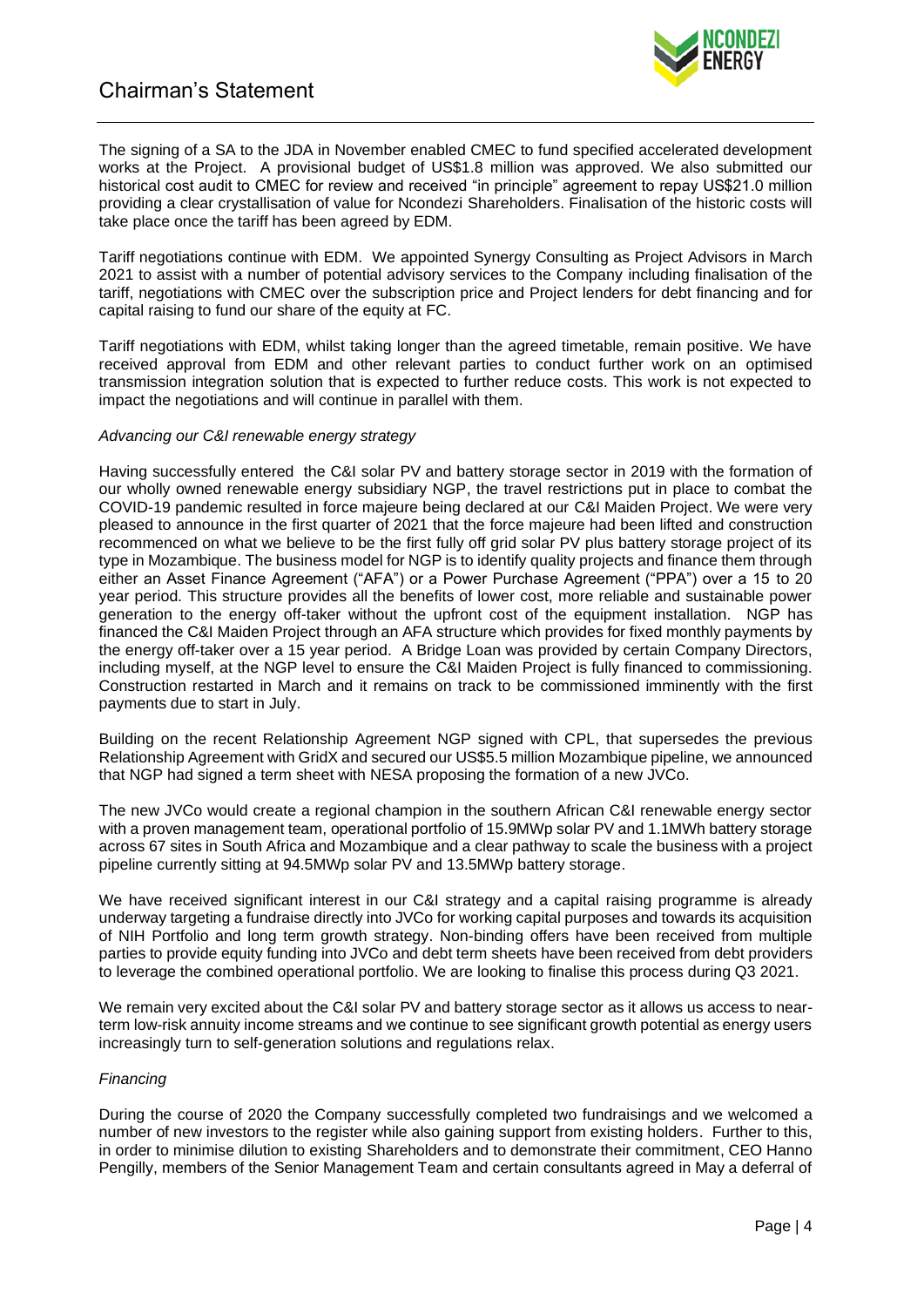The signing of a SA to the JDA in November enabled CMEC to fund specified accelerated development works at the Project. A provisional budget of US$1.8 million was approved. We also submitted our historical cost audit to CMEC for review and received "in principle" agreement to repay US$21.0 million providing a clear crystallisation of value for Ncondezi Shareholders. Finalisation of the historic costs will take place once the tariff has been agreed by EDM.

Tariff negotiations continue with EDM. We appointed Synergy Consulting as Project Advisors in March 2021 to assist with a number of potential advisory services to the Company including finalisation of the tariff, negotiations with CMEC over the subscription price and Project lenders for debt financing and for capital raising to fund our share of the equity at FC.

Tariff negotiations with EDM, whilst taking longer than the agreed timetable, remain positive. We have received approval from EDM and other relevant parties to conduct further work on an optimised transmission integration solution that is expected to further reduce costs. This work is not expected to impact the negotiations and will continue in parallel with them.

*Advancing our C&I renewable energy strategy*

Having successfully entered the C&I solar PV and battery storage sector in 2019 with the formation of our wholly owned renewable energy subsidiary NGP, the travel restrictions put in place to combat the COVID-19 pandemic resulted in force majeure being declared at our C&I Maiden Project. We were very pleased to announce in the first quarter of 2021 that the force majeure had been lifted and construction recommenced on what we believe to be the first fully off grid solar PV plus battery storage project of its type in Mozambique. The business model for NGP is to identify quality projects and finance them through either an Asset Finance Agreement ("AFA") or a Power Purchase Agreement ("PPA") over a 15 to 20 year period. This structure provides all the benefits of lower cost, more reliable and sustainable power generation to the energy off-taker without the upfront cost of the equipment installation. NGP has financed the C&I Maiden Project through an AFA structure which provides for fixed monthly payments by the energy off-taker over a 15 year period. A Bridge Loan was provided by certain Company Directors, including myself, at the NGP level to ensure the C&I Maiden Project is fully financed to commissioning. Construction restarted in March and it remains on track to be commissioned imminently with the first payments due to start in July.

Building on the recent Relationship Agreement NGP signed with CPL, that supersedes the previous Relationship Agreement with GridX and secured our US$5.5 million Mozambique pipeline, we announced that NGP had signed a term sheet with NESA proposing the formation of a new JVCo.

The new JVCo would create a regional champion in the southern African C&I renewable energy sector with a proven management team, operational portfolio of 15.9MWp solar PV and 1.1MWh battery storage across 67 sites in South Africa and Mozambique and a clear pathway to scale the business with a project pipeline currently sitting at 94.5MWp solar PV and 13.5MWp battery storage.

We have received significant interest in our C&I strategy and a capital raising programme is already underway targeting a fundraise directly into JVCo for working capital purposes and towards its acquisition of NIH Portfolio and long term growth strategy. Non-binding offers have been received from multiple parties to provide equity funding into JVCo and debt term sheets have been received from debt providers to leverage the combined operational portfolio. We are looking to finalise this process during Q3 2021.

We remain very excited about the C&I solar PV and battery storage sector as it allows us access to near-term low-risk annuity income streams and we continue to see significant growth potential as energy users increasingly turn to self-generation solutions and regulations relax.

*Financing*

During the course of 2020 the Company successfully completed two fundraisings and we welcomed a number of new investors to the register while also gaining support from existing holders. Further to this, in order to minimise dilution to existing Shareholders and to demonstrate their commitment, CEO Hanno Pengilly, members of the Senior Management Team and certain consultants agreed in May a deferral of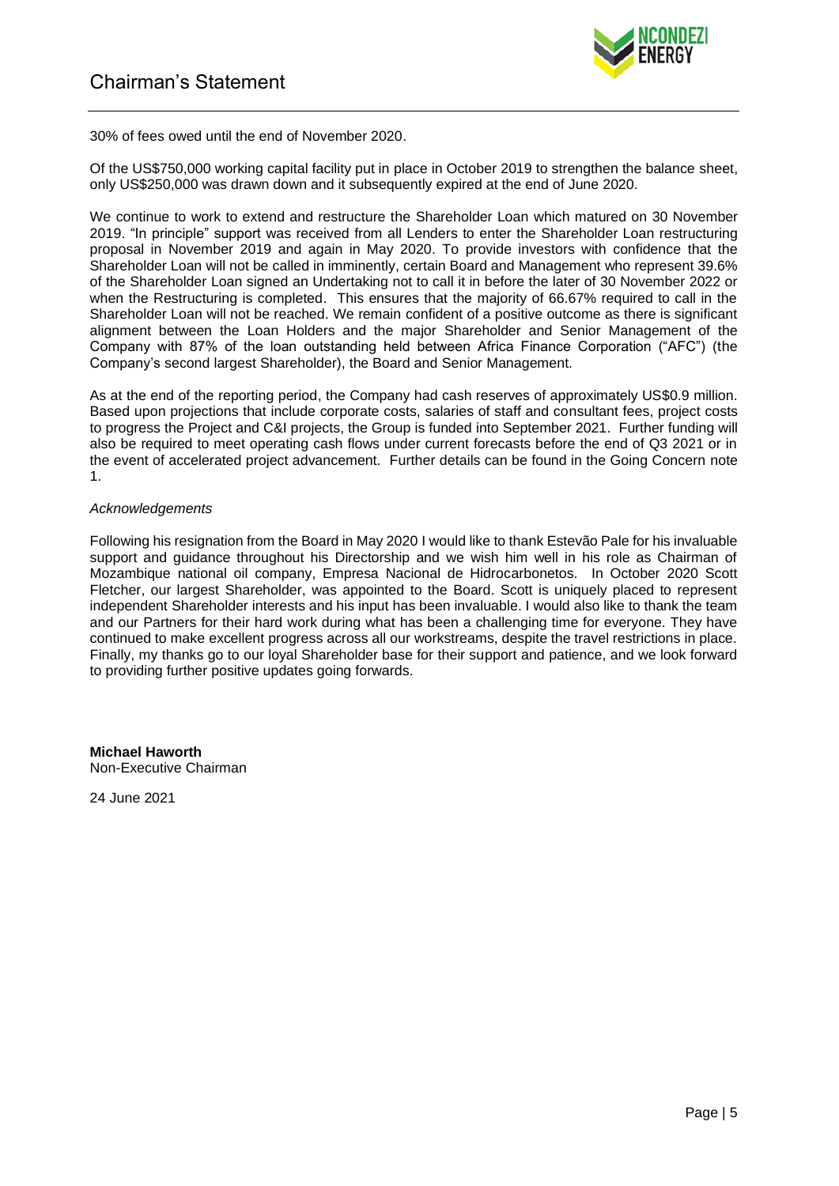30% of fees owed until the end of November 2020.

Of the US$750,000 working capital facility put in place in October 2019 to strengthen the balance sheet, only US$250,000 was drawn down and it subsequently expired at the end of June 2020.

We continue to work to extend and restructure the Shareholder Loan which matured on 30 November 2019. "In principle" support was received from all Lenders to enter the Shareholder Loan restructuring proposal in November 2019 and again in May 2020. To provide investors with confidence that the Shareholder Loan will not be called in imminently, certain Board and Management who represent 39.6% of the Shareholder Loan signed an Undertaking not to call it in before the later of 30 November 2022 or when the Restructuring is completed. This ensures that the majority of 66.67% required to call in the Shareholder Loan will not be reached. We remain confident of a positive outcome as there is significant alignment between the Loan Holders and the major Shareholder and Senior Management of the Company with 87% of the loan outstanding held between Africa Finance Corporation ("AFC") (the Company's second largest Shareholder), the Board and Senior Management.

As at the end of the reporting period, the Company had cash reserves of approximately US$0.9 million. Based upon projections that include corporate costs, salaries of staff and consultant fees, project costs to progress the Project and C&I projects, the Group is funded into September 2021. Further funding will also be required to meet operating cash flows under current forecasts before the end of Q3 2021 or in the event of accelerated project advancement. Further details can be found in the Going Concern note 1.

*Acknowledgements*

Following his resignation from the Board in May 2020 I would like to thank Estevão Pale for his invaluable support and guidance throughout his Directorship and we wish him well in his role as Chairman of Mozambique national oil company, Empresa Nacional de Hidrocarbonetos. In October 2020 Scott Fletcher, our largest Shareholder, was appointed to the Board. Scott is uniquely placed to represent independent Shareholder interests and his input has been invaluable. I would also like to thank the team and our Partners for their hard work during what has been a challenging time for everyone. They have continued to make excellent progress across all our workstreams, despite the travel restrictions in place. Finally, my thanks go to our loyal Shareholder base for their support and patience, and we look forward to providing further positive updates going forwards.

**Michael Haworth**
Non-Executive Chairman

24 June 2021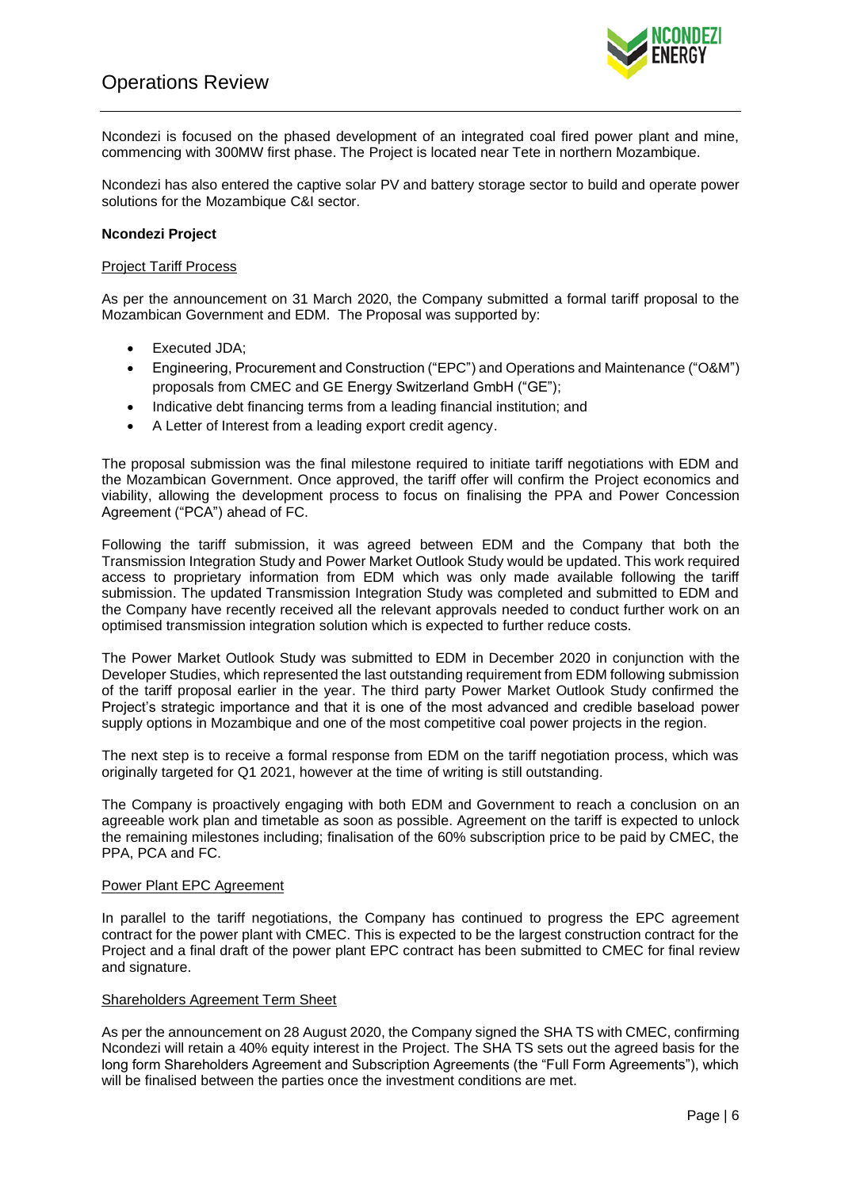# Operations Review

Ncondezi is focused on the phased development of an integrated coal fired power plant and mine, commencing with 300MW first phase. The Project is located near Tete in northern Mozambique.

Ncondezi has also entered the captive solar PV and battery storage sector to build and operate power solutions for the Mozambique C&I sector.

**Ncondezi Project**

Project Tariff Process

As per the announcement on 31 March 2020, the Company submitted a formal tariff proposal to the Mozambican Government and EDM. The Proposal was supported by:

- Executed JDA;
- Engineering, Procurement and Construction ("EPC") and Operations and Maintenance ("O&M") proposals from CMEC and GE Energy Switzerland GmbH ("GE");
- Indicative debt financing terms from a leading financial institution; and
- A Letter of Interest from a leading export credit agency.

The proposal submission was the final milestone required to initiate tariff negotiations with EDM and the Mozambican Government. Once approved, the tariff offer will confirm the Project economics and viability, allowing the development process to focus on finalising the PPA and Power Concession Agreement ("PCA") ahead of FC.

Following the tariff submission, it was agreed between EDM and the Company that both the Transmission Integration Study and Power Market Outlook Study would be updated. This work required access to proprietary information from EDM which was only made available following the tariff submission. The updated Transmission Integration Study was completed and submitted to EDM and the Company have recently received all the relevant approvals needed to conduct further work on an optimised transmission integration solution which is expected to further reduce costs.

The Power Market Outlook Study was submitted to EDM in December 2020 in conjunction with the Developer Studies, which represented the last outstanding requirement from EDM following submission of the tariff proposal earlier in the year. The third party Power Market Outlook Study confirmed the Project's strategic importance and that it is one of the most advanced and credible baseload power supply options in Mozambique and one of the most competitive coal power projects in the region.

The next step is to receive a formal response from EDM on the tariff negotiation process, which was originally targeted for Q1 2021, however at the time of writing is still outstanding.

The Company is proactively engaging with both EDM and Government to reach a conclusion on an agreeable work plan and timetable as soon as possible. Agreement on the tariff is expected to unlock the remaining milestones including; finalisation of the 60% subscription price to be paid by CMEC, the PPA, PCA and FC.

Power Plant EPC Agreement

In parallel to the tariff negotiations, the Company has continued to progress the EPC agreement contract for the power plant with CMEC. This is expected to be the largest construction contract for the Project and a final draft of the power plant EPC contract has been submitted to CMEC for final review and signature.

Shareholders Agreement Term Sheet

As per the announcement on 28 August 2020, the Company signed the SHA TS with CMEC, confirming Ncondezi will retain a 40% equity interest in the Project. The SHA TS sets out the agreed basis for the long form Shareholders Agreement and Subscription Agreements (the "Full Form Agreements"), which will be finalised between the parties once the investment conditions are met.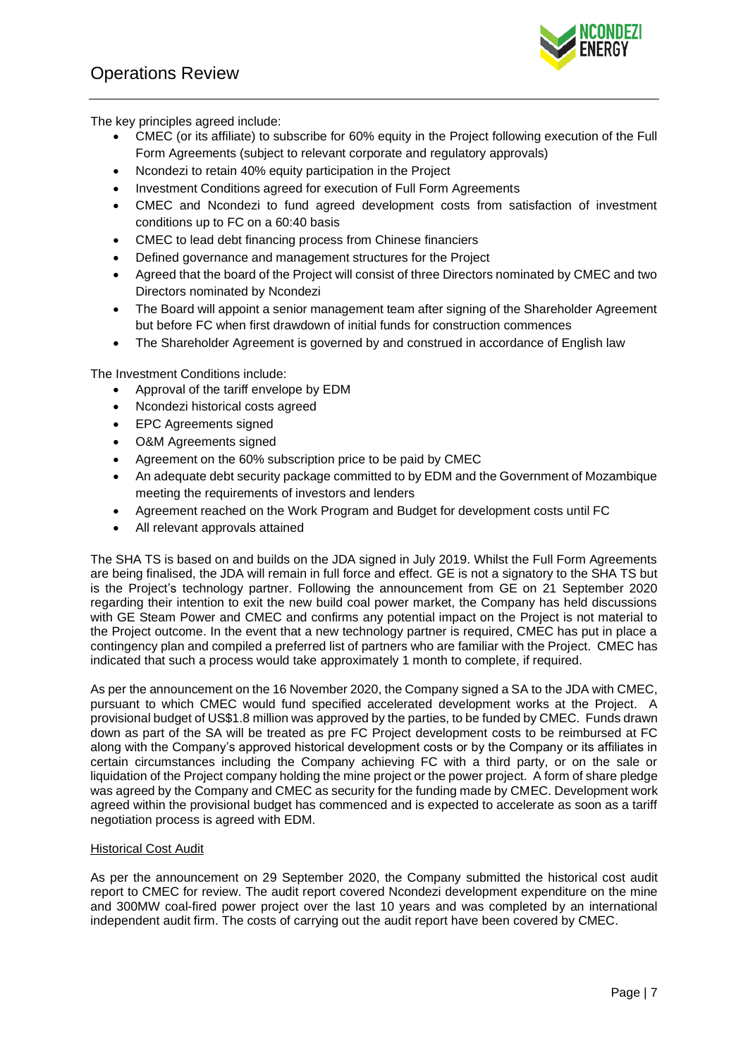The key principles agreed include:

- CMEC (or its affiliate) to subscribe for 60% equity in the Project following execution of the Full Form Agreements (subject to relevant corporate and regulatory approvals)
- Ncondezi to retain 40% equity participation in the Project
- Investment Conditions agreed for execution of Full Form Agreements
- CMEC and Ncondezi to fund agreed development costs from satisfaction of investment conditions up to FC on a 60:40 basis
- CMEC to lead debt financing process from Chinese financiers
- Defined governance and management structures for the Project
- Agreed that the board of the Project will consist of three Directors nominated by CMEC and two Directors nominated by Ncondezi
- The Board will appoint a senior management team after signing of the Shareholder Agreement but before FC when first drawdown of initial funds for construction commences
- The Shareholder Agreement is governed by and construed in accordance of English law

The Investment Conditions include:

- Approval of the tariff envelope by EDM
- Ncondezi historical costs agreed
- EPC Agreements signed
- O&M Agreements signed
- Agreement on the 60% subscription price to be paid by CMEC
- An adequate debt security package committed to by EDM and the Government of Mozambique meeting the requirements of investors and lenders
- Agreement reached on the Work Program and Budget for development costs until FC
- All relevant approvals attained

The SHA TS is based on and builds on the JDA signed in July 2019. Whilst the Full Form Agreements are being finalised, the JDA will remain in full force and effect. GE is not a signatory to the SHA TS but is the Project's technology partner. Following the announcement from GE on 21 September 2020 regarding their intention to exit the new build coal power market, the Company has held discussions with GE Steam Power and CMEC and confirms any potential impact on the Project is not material to the Project outcome. In the event that a new technology partner is required, CMEC has put in place a contingency plan and compiled a preferred list of partners who are familiar with the Project. CMEC has indicated that such a process would take approximately 1 month to complete, if required.

As per the announcement on the 16 November 2020, the Company signed a SA to the JDA with CMEC, pursuant to which CMEC would fund specified accelerated development works at the Project. A provisional budget of US$1.8 million was approved by the parties, to be funded by CMEC. Funds drawn down as part of the SA will be treated as pre FC Project development costs to be reimbursed at FC along with the Company's approved historical development costs or by the Company or its affiliates in certain circumstances including the Company achieving FC with a third party, or on the sale or liquidation of the Project company holding the mine project or the power project. A form of share pledge was agreed by the Company and CMEC as security for the funding made by CMEC. Development work agreed within the provisional budget has commenced and is expected to accelerate as soon as a tariff negotiation process is agreed with EDM.

<u>Historical Cost Audit</u>

As per the announcement on 29 September 2020, the Company submitted the historical cost audit report to CMEC for review. The audit report covered Ncondezi development expenditure on the mine and 300MW coal-fired power project over the last 10 years and was completed by an international independent audit firm. The costs of carrying out the audit report have been covered by CMEC.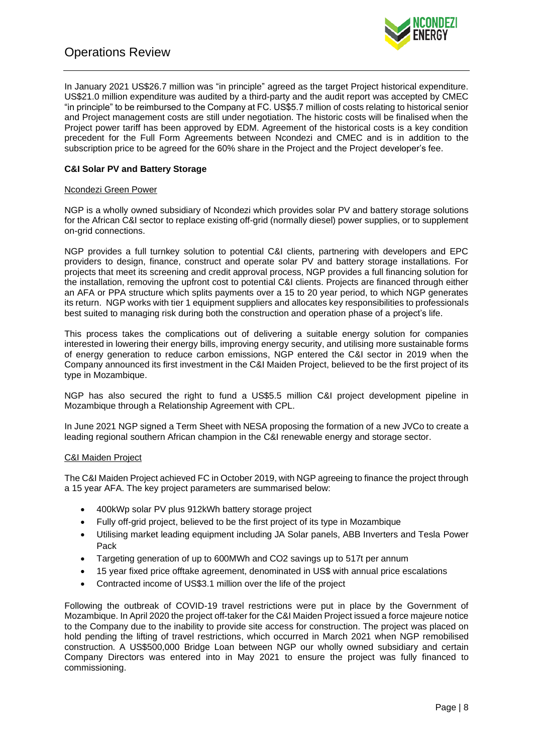In January 2021 US$26.7 million was "in principle" agreed as the target Project historical expenditure. US$21.0 million expenditure was audited by a third-party and the audit report was accepted by CMEC "in principle" to be reimbursed to the Company at FC. US$5.7 million of costs relating to historical senior and Project management costs are still under negotiation. The historic costs will be finalised when the Project power tariff has been approved by EDM. Agreement of the historical costs is a key condition precedent for the Full Form Agreements between Ncondezi and CMEC and is in addition to the subscription price to be agreed for the 60% share in the Project and the Project developer's fee.

**C&I Solar PV and Battery Storage**

Ncondezi Green Power

NGP is a wholly owned subsidiary of Ncondezi which provides solar PV and battery storage solutions for the African C&I sector to replace existing off-grid (normally diesel) power supplies, or to supplement on-grid connections.

NGP provides a full turnkey solution to potential C&I clients, partnering with developers and EPC providers to design, finance, construct and operate solar PV and battery storage installations. For projects that meet its screening and credit approval process, NGP provides a full financing solution for the installation, removing the upfront cost to potential C&I clients. Projects are financed through either an AFA or PPA structure which splits payments over a 15 to 20 year period, to which NGP generates its return. NGP works with tier 1 equipment suppliers and allocates key responsibilities to professionals best suited to managing risk during both the construction and operation phase of a project's life.

This process takes the complications out of delivering a suitable energy solution for companies interested in lowering their energy bills, improving energy security, and utilising more sustainable forms of energy generation to reduce carbon emissions, NGP entered the C&I sector in 2019 when the Company announced its first investment in the C&I Maiden Project, believed to be the first project of its type in Mozambique.

NGP has also secured the right to fund a US$5.5 million C&I project development pipeline in Mozambique through a Relationship Agreement with CPL.

In June 2021 NGP signed a Term Sheet with NESA proposing the formation of a new JVCo to create a leading regional southern African champion in the C&I renewable energy and storage sector.

C&I Maiden Project

The C&I Maiden Project achieved FC in October 2019, with NGP agreeing to finance the project through a 15 year AFA. The key project parameters are summarised below:

- 400kWp solar PV plus 912kWh battery storage project
- Fully off-grid project, believed to be the first project of its type in Mozambique
- Utilising market leading equipment including JA Solar panels, ABB Inverters and Tesla Power Pack
- Targeting generation of up to 600MWh and $CO_2$ savings up to 517t per annum
- 15 year fixed price offtake agreement, denominated in US$ with annual price escalations
- Contracted income of US$3.1 million over the life of the project

Following the outbreak of COVID-19 travel restrictions were put in place by the Government of Mozambique. In April 2020 the project off-taker for the C&I Maiden Project issued a force majeure notice to the Company due to the inability to provide site access for construction. The project was placed on hold pending the lifting of travel restrictions, which occurred in March 2021 when NGP remobilised construction. A US$500,000 Bridge Loan between NGP our wholly owned subsidiary and certain Company Directors was entered into in May 2021 to ensure the project was fully financed to commissioning.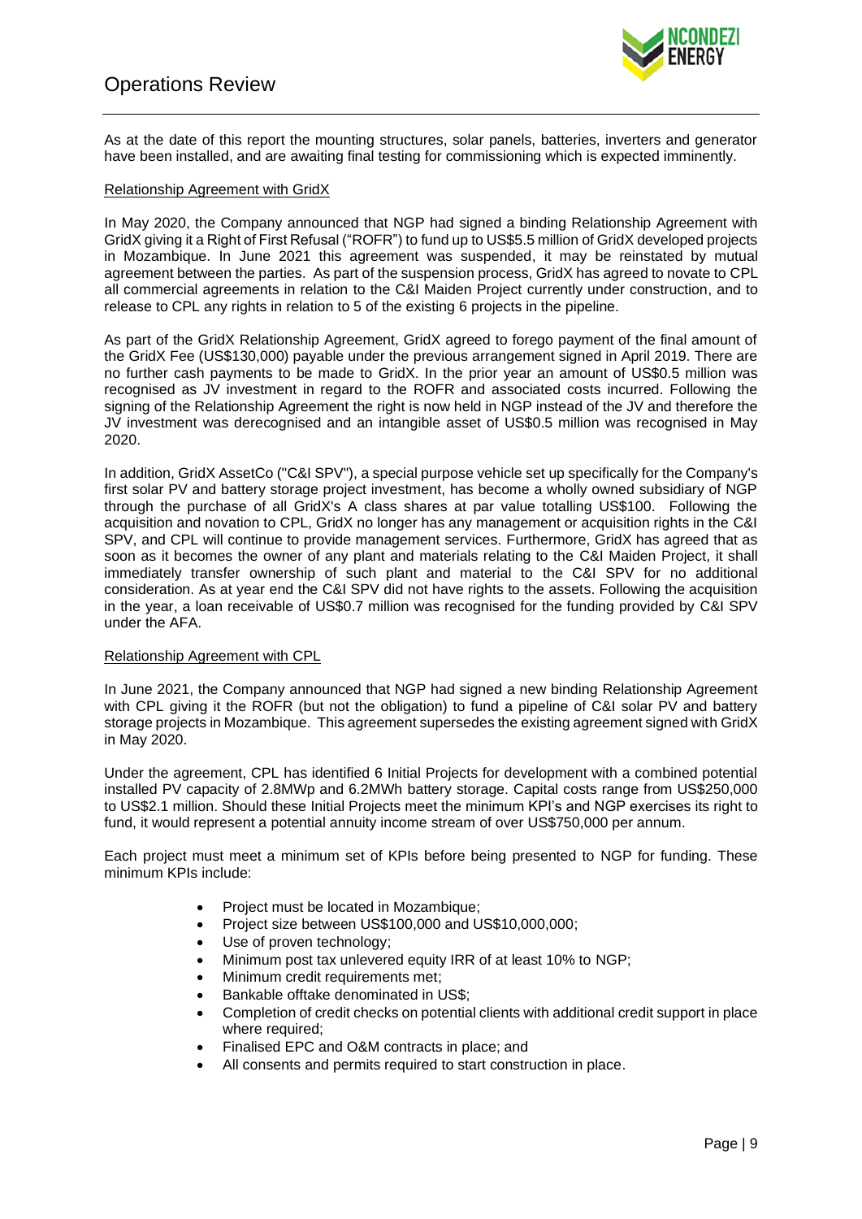As at the date of this report the mounting structures, solar panels, batteries, inverters and generator have been installed, and are awaiting final testing for commissioning which is expected imminently.

### Relationship Agreement with GridX

In May 2020, the Company announced that NGP had signed a binding Relationship Agreement with GridX giving it a Right of First Refusal ("ROFR") to fund up to US$5.5 million of GridX developed projects in Mozambique. In June 2021 this agreement was suspended, it may be reinstated by mutual agreement between the parties. As part of the suspension process, GridX has agreed to novate to CPL all commercial agreements in relation to the C&I Maiden Project currently under construction, and to release to CPL any rights in relation to 5 of the existing 6 projects in the pipeline.

As part of the GridX Relationship Agreement, GridX agreed to forego payment of the final amount of the GridX Fee (US$130,000) payable under the previous arrangement signed in April 2019. There are no further cash payments to be made to GridX. In the prior year an amount of US$0.5 million was recognised as JV investment in regard to the ROFR and associated costs incurred. Following the signing of the Relationship Agreement the right is now held in NGP instead of the JV and therefore the JV investment was derecognised and an intangible asset of US$0.5 million was recognised in May 2020.

In addition, GridX AssetCo ("C&I SPV"), a special purpose vehicle set up specifically for the Company's first solar PV and battery storage project investment, has become a wholly owned subsidiary of NGP through the purchase of all GridX's A class shares at par value totalling US$100. Following the acquisition and novation to CPL, GridX no longer has any management or acquisition rights in the C&I SPV, and CPL will continue to provide management services. Furthermore, GridX has agreed that as soon as it becomes the owner of any plant and materials relating to the C&I Maiden Project, it shall immediately transfer ownership of such plant and material to the C&I SPV for no additional consideration. As at year end the C&I SPV did not have rights to the assets. Following the acquisition in the year, a loan receivable of US$0.7 million was recognised for the funding provided by C&I SPV under the AFA.

### Relationship Agreement with CPL

In June 2021, the Company announced that NGP had signed a new binding Relationship Agreement with CPL giving it the ROFR (but not the obligation) to fund a pipeline of C&I solar PV and battery storage projects in Mozambique. This agreement supersedes the existing agreement signed with GridX in May 2020.

Under the agreement, CPL has identified 6 Initial Projects for development with a combined potential installed PV capacity of 2.8MWp and 6.2MWh battery storage. Capital costs range from US$250,000 to US$2.1 million. Should these Initial Projects meet the minimum KPI's and NGP exercises its right to fund, it would represent a potential annuity income stream of over US$750,000 per annum.

Each project must meet a minimum set of KPIs before being presented to NGP for funding. These minimum KPIs include:

- Project must be located in Mozambique;
- Project size between US$100,000 and US$10,000,000;
- Use of proven technology;
- Minimum post tax unlevered equity IRR of at least 10% to NGP;
- Minimum credit requirements met;
- Bankable offtake denominated in US$;
- Completion of credit checks on potential clients with additional credit support in place where required;
- Finalised EPC and O&M contracts in place; and
- All consents and permits required to start construction in place.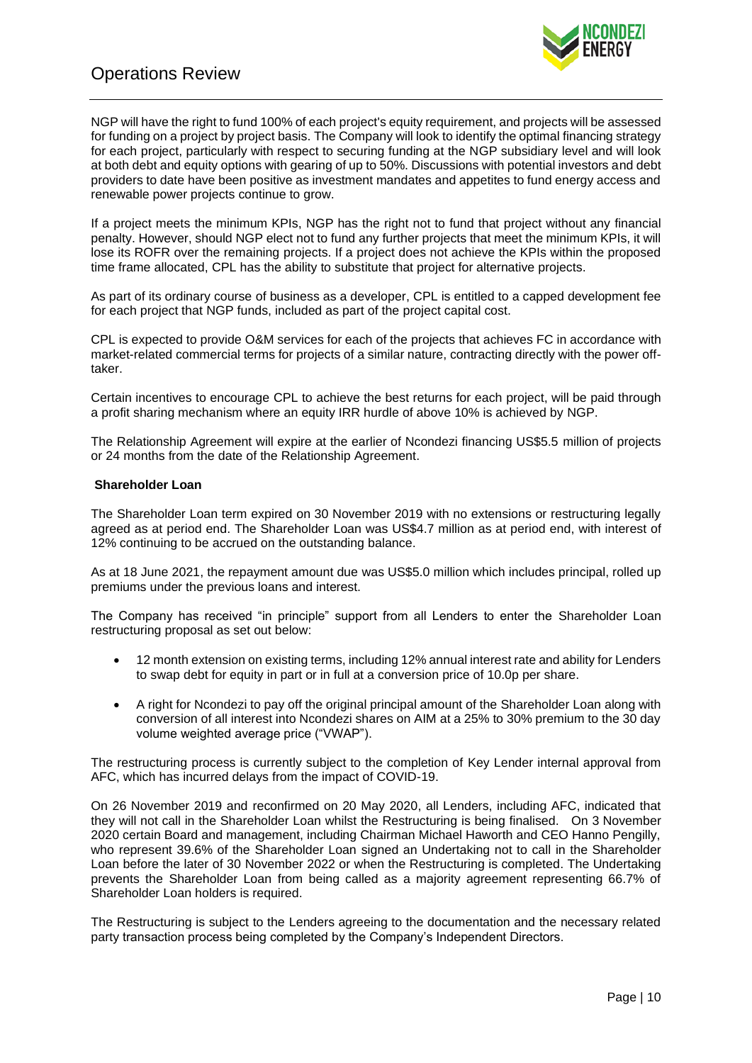NGP will have the right to fund 100% of each project's equity requirement, and projects will be assessed for funding on a project by project basis. The Company will look to identify the optimal financing strategy for each project, particularly with respect to securing funding at the NGP subsidiary level and will look at both debt and equity options with gearing of up to 50%. Discussions with potential investors and debt providers to date have been positive as investment mandates and appetites to fund energy access and renewable power projects continue to grow.

If a project meets the minimum KPIs, NGP has the right not to fund that project without any financial penalty. However, should NGP elect not to fund any further projects that meet the minimum KPIs, it will lose its ROFR over the remaining projects. If a project does not achieve the KPIs within the proposed time frame allocated, CPL has the ability to substitute that project for alternative projects.

As part of its ordinary course of business as a developer, CPL is entitled to a capped development fee for each project that NGP funds, included as part of the project capital cost.

CPL is expected to provide O&M services for each of the projects that achieves FC in accordance with market-related commercial terms for projects of a similar nature, contracting directly with the power off-taker.

Certain incentives to encourage CPL to achieve the best returns for each project, will be paid through a profit sharing mechanism where an equity IRR hurdle of above 10% is achieved by NGP.

The Relationship Agreement will expire at the earlier of Ncondezi financing US$5.5 million of projects or 24 months from the date of the Relationship Agreement.

**Shareholder Loan**

The Shareholder Loan term expired on 30 November 2019 with no extensions or restructuring legally agreed as at period end. The Shareholder Loan was US$4.7 million as at period end, with interest of 12% continuing to be accrued on the outstanding balance.

As at 18 June 2021, the repayment amount due was US$5.0 million which includes principal, rolled up premiums under the previous loans and interest.

The Company has received "in principle" support from all Lenders to enter the Shareholder Loan restructuring proposal as set out below:

- 12 month extension on existing terms, including 12% annual interest rate and ability for Lenders to swap debt for equity in part or in full at a conversion price of 10.0p per share.
- A right for Ncondezi to pay off the original principal amount of the Shareholder Loan along with conversion of all interest into Ncondezi shares on AIM at a 25% to 30% premium to the 30 day volume weighted average price ("VWAP").

The restructuring process is currently subject to the completion of Key Lender internal approval from AFC, which has incurred delays from the impact of COVID-19.

On 26 November 2019 and reconfirmed on 20 May 2020, all Lenders, including AFC, indicated that they will not call in the Shareholder Loan whilst the Restructuring is being finalised. On 3 November 2020 certain Board and management, including Chairman Michael Haworth and CEO Hanno Pengilly, who represent 39.6% of the Shareholder Loan signed an Undertaking not to call in the Shareholder Loan before the later of 30 November 2022 or when the Restructuring is completed. The Undertaking prevents the Shareholder Loan from being called as a majority agreement representing 66.7% of Shareholder Loan holders is required.

The Restructuring is subject to the Lenders agreeing to the documentation and the necessary related party transaction process being completed by the Company's Independent Directors.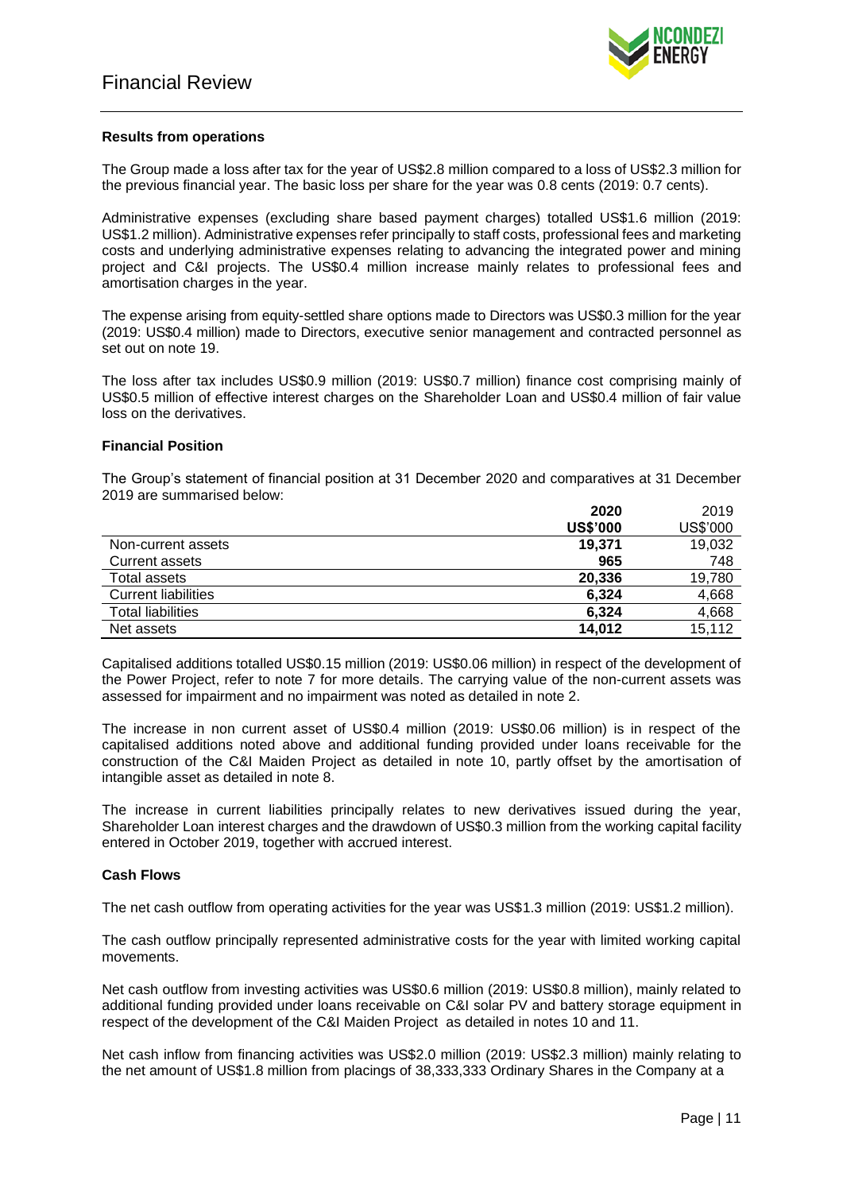# Financial Review

### Results from operations

The Group made a loss after tax for the year of US$2.8 million compared to a loss of US$2.3 million for the previous financial year. The basic loss per share for the year was 0.8 cents (2019: 0.7 cents).

Administrative expenses (excluding share based payment charges) totalled US$1.6 million (2019: US$1.2 million). Administrative expenses refer principally to staff costs, professional fees and marketing costs and underlying administrative expenses relating to advancing the integrated power and mining project and C&I projects. The US$0.4 million increase mainly relates to professional fees and amortisation charges in the year.

The expense arising from equity-settled share options made to Directors was US$0.3 million for the year (2019: US$0.4 million) made to Directors, executive senior management and contracted personnel as set out on note 19.

The loss after tax includes US$0.9 million (2019: US$0.7 million) finance cost comprising mainly of US$0.5 million of effective interest charges on the Shareholder Loan and US$0.4 million of fair value loss on the derivatives.

### Financial Position

The Group's statement of financial position at 31 December 2020 and comparatives at 31 December 2019 are summarised below:

| | **2020** | 2019 |
|---|---|---|
| | **US$'000** | US$'000 |
| Non-current assets | **19,371** | 19,032 |
| Current assets | **965** | 748 |
| Total assets | **20,336** | 19,780 |
| Current liabilities | **6,324** | 4,668 |
| Total liabilities | **6,324** | 4,668 |
| Net assets | **14,012** | 15,112 |

Capitalised additions totalled US$0.15 million (2019: US$0.06 million) in respect of the development of the Power Project, refer to note 7 for more details. The carrying value of the non-current assets was assessed for impairment and no impairment was noted as detailed in note 2.

The increase in non current asset of US$0.4 million (2019: US$0.06 million) is in respect of the capitalised additions noted above and additional funding provided under loans receivable for the construction of the C&I Maiden Project as detailed in note 10, partly offset by the amortisation of intangible asset as detailed in note 8.

The increase in current liabilities principally relates to new derivatives issued during the year, Shareholder Loan interest charges and the drawdown of US$0.3 million from the working capital facility entered in October 2019, together with accrued interest.

### Cash Flows

The net cash outflow from operating activities for the year was US$1.3 million (2019: US$1.2 million).

The cash outflow principally represented administrative costs for the year with limited working capital movements.

Net cash outflow from investing activities was US$0.6 million (2019: US$0.8 million), mainly related to additional funding provided under loans receivable on C&I solar PV and battery storage equipment in respect of the development of the C&I Maiden Project as detailed in notes 10 and 11.

Net cash inflow from financing activities was US$2.0 million (2019: US$2.3 million) mainly relating to the net amount of US$1.8 million from placings of 38,333,333 Ordinary Shares in the Company at a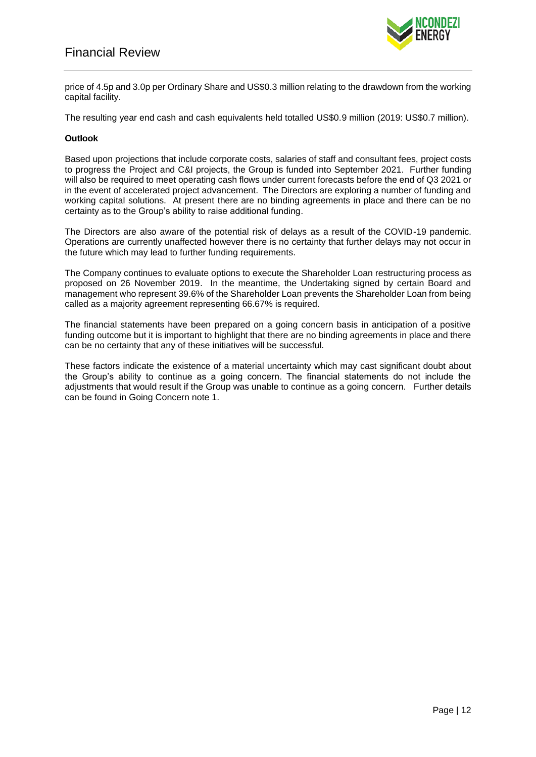price of 4.5p and 3.0p per Ordinary Share and US$0.3 million relating to the drawdown from the working capital facility.

The resulting year end cash and cash equivalents held totalled US$0.9 million (2019: US$0.7 million).

**Outlook**

Based upon projections that include corporate costs, salaries of staff and consultant fees, project costs to progress the Project and C&I projects, the Group is funded into September 2021. Further funding will also be required to meet operating cash flows under current forecasts before the end of Q3 2021 or in the event of accelerated project advancement. The Directors are exploring a number of funding and working capital solutions. At present there are no binding agreements in place and there can be no certainty as to the Group's ability to raise additional funding.

The Directors are also aware of the potential risk of delays as a result of the COVID-19 pandemic. Operations are currently unaffected however there is no certainty that further delays may not occur in the future which may lead to further funding requirements.

The Company continues to evaluate options to execute the Shareholder Loan restructuring process as proposed on 26 November 2019. In the meantime, the Undertaking signed by certain Board and management who represent 39.6% of the Shareholder Loan prevents the Shareholder Loan from being called as a majority agreement representing 66.67% is required.

The financial statements have been prepared on a going concern basis in anticipation of a positive funding outcome but it is important to highlight that there are no binding agreements in place and there can be no certainty that any of these initiatives will be successful.

These factors indicate the existence of a material uncertainty which may cast significant doubt about the Group's ability to continue as a going concern. The financial statements do not include the adjustments that would result if the Group was unable to continue as a going concern. Further details can be found in Going Concern note 1.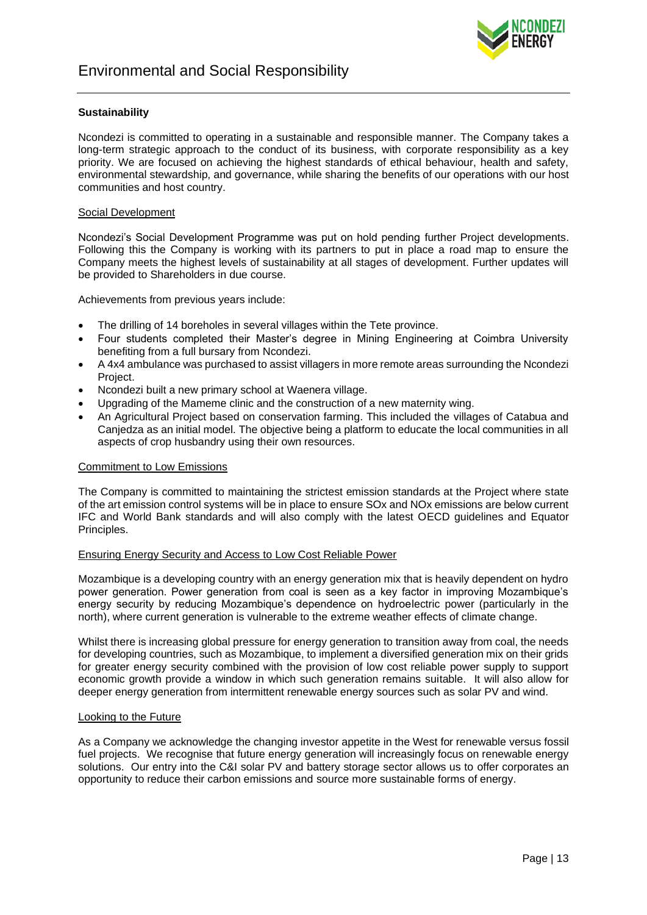# Environmental and Social Responsibility

**Sustainability**

Ncondezi is committed to operating in a sustainable and responsible manner. The Company takes a long-term strategic approach to the conduct of its business, with corporate responsibility as a key priority. We are focused on achieving the highest standards of ethical behaviour, health and safety, environmental stewardship, and governance, while sharing the benefits of our operations with our host communities and host country.

## Social Development

Ncondezi's Social Development Programme was put on hold pending further Project developments. Following this the Company is working with its partners to put in place a road map to ensure the Company meets the highest levels of sustainability at all stages of development. Further updates will be provided to Shareholders in due course.

Achievements from previous years include:

- The drilling of 14 boreholes in several villages within the Tete province.
- Four students completed their Master's degree in Mining Engineering at Coimbra University benefiting from a full bursary from Ncondezi.
- A 4x4 ambulance was purchased to assist villagers in more remote areas surrounding the Ncondezi Project.
- Ncondezi built a new primary school at Waenera village.
- Upgrading of the Mameme clinic and the construction of a new maternity wing.
- An Agricultural Project based on conservation farming. This included the villages of Catabua and Canjedza as an initial model. The objective being a platform to educate the local communities in all aspects of crop husbandry using their own resources.

## Commitment to Low Emissions

The Company is committed to maintaining the strictest emission standards at the Project where state of the art emission control systems will be in place to ensure SOx and NOx emissions are below current IFC and World Bank standards and will also comply with the latest OECD guidelines and Equator Principles.

## Ensuring Energy Security and Access to Low Cost Reliable Power

Mozambique is a developing country with an energy generation mix that is heavily dependent on hydro power generation. Power generation from coal is seen as a key factor in improving Mozambique's energy security by reducing Mozambique's dependence on hydroelectric power (particularly in the north), where current generation is vulnerable to the extreme weather effects of climate change.

Whilst there is increasing global pressure for energy generation to transition away from coal, the needs for developing countries, such as Mozambique, to implement a diversified generation mix on their grids for greater energy security combined with the provision of low cost reliable power supply to support economic growth provide a window in which such generation remains suitable. It will also allow for deeper energy generation from intermittent renewable energy sources such as solar PV and wind.

## Looking to the Future

As a Company we acknowledge the changing investor appetite in the West for renewable versus fossil fuel projects. We recognise that future energy generation will increasingly focus on renewable energy solutions. Our entry into the C&I solar PV and battery storage sector allows us to offer corporates an opportunity to reduce their carbon emissions and source more sustainable forms of energy.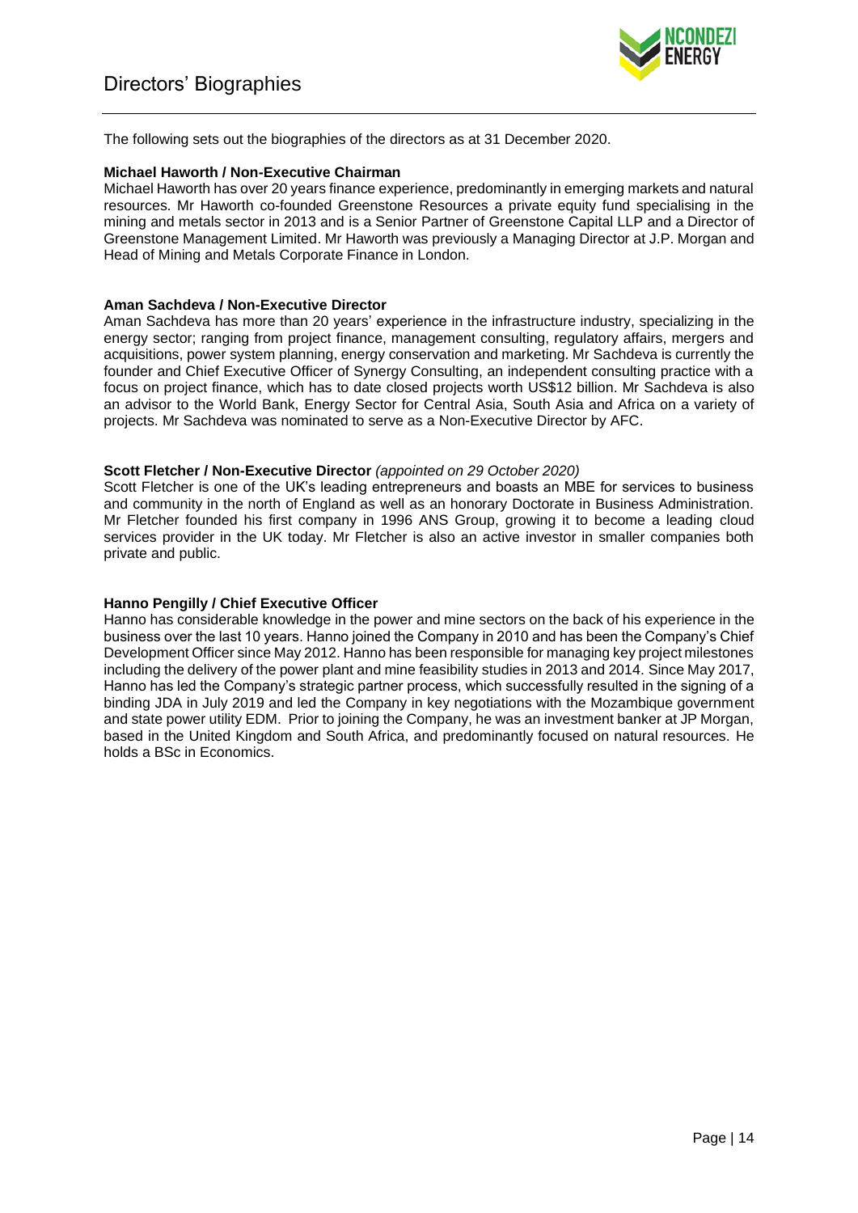# Directors' Biographies

The following sets out the biographies of the directors as at 31 December 2020.

**Michael Haworth / Non-Executive Chairman**

Michael Haworth has over 20 years finance experience, predominantly in emerging markets and natural resources. Mr Haworth co-founded Greenstone Resources a private equity fund specialising in the mining and metals sector in 2013 and is a Senior Partner of Greenstone Capital LLP and a Director of Greenstone Management Limited. Mr Haworth was previously a Managing Director at J.P. Morgan and Head of Mining and Metals Corporate Finance in London.

**Aman Sachdeva / Non-Executive Director**

Aman Sachdeva has more than 20 years' experience in the infrastructure industry, specializing in the energy sector; ranging from project finance, management consulting, regulatory affairs, mergers and acquisitions, power system planning, energy conservation and marketing. Mr Sachdeva is currently the founder and Chief Executive Officer of Synergy Consulting, an independent consulting practice with a focus on project finance, which has to date closed projects worth US$12 billion. Mr Sachdeva is also an advisor to the World Bank, Energy Sector for Central Asia, South Asia and Africa on a variety of projects. Mr Sachdeva was nominated to serve as a Non-Executive Director by AFC.

**Scott Fletcher / Non-Executive Director** *(appointed on 29 October 2020)*

Scott Fletcher is one of the UK's leading entrepreneurs and boasts an MBE for services to business and community in the north of England as well as an honorary Doctorate in Business Administration. Mr Fletcher founded his first company in 1996 ANS Group, growing it to become a leading cloud services provider in the UK today. Mr Fletcher is also an active investor in smaller companies both private and public.

**Hanno Pengilly / Chief Executive Officer**

Hanno has considerable knowledge in the power and mine sectors on the back of his experience in the business over the last 10 years. Hanno joined the Company in 2010 and has been the Company's Chief Development Officer since May 2012. Hanno has been responsible for managing key project milestones including the delivery of the power plant and mine feasibility studies in 2013 and 2014. Since May 2017, Hanno has led the Company's strategic partner process, which successfully resulted in the signing of a binding JDA in July 2019 and led the Company in key negotiations with the Mozambique government and state power utility EDM. Prior to joining the Company, he was an investment banker at JP Morgan, based in the United Kingdom and South Africa, and predominantly focused on natural resources. He holds a BSc in Economics.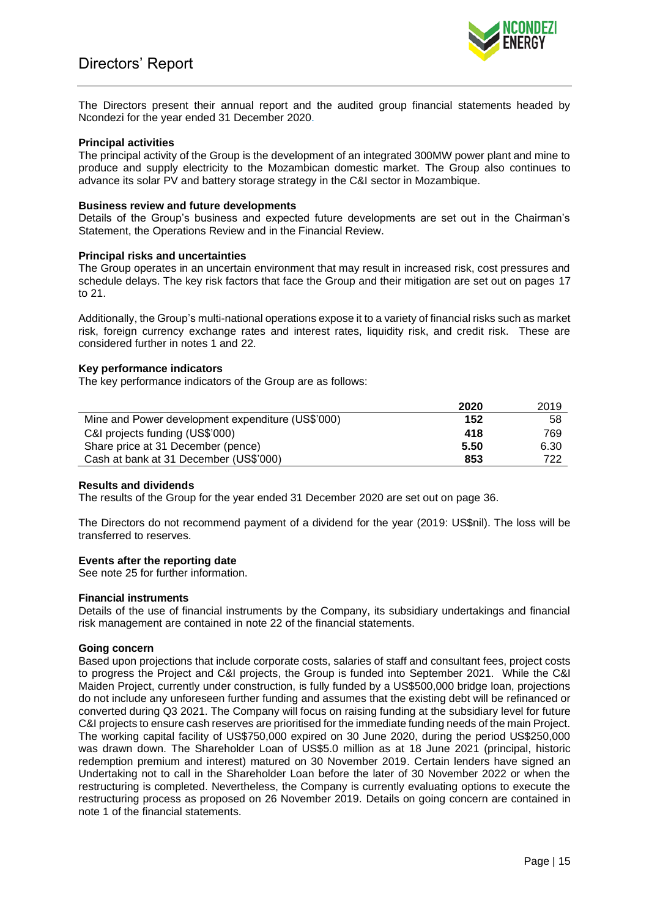# Directors' Report

The Directors present their annual report and the audited group financial statements headed by Ncondezi for the year ended 31 December 2020.

**Principal activities**

The principal activity of the Group is the development of an integrated 300MW power plant and mine to produce and supply electricity to the Mozambican domestic market. The Group also continues to advance its solar PV and battery storage strategy in the C&I sector in Mozambique.

**Business review and future developments**

Details of the Group's business and expected future developments are set out in the Chairman's Statement, the Operations Review and in the Financial Review.

**Principal risks and uncertainties**

The Group operates in an uncertain environment that may result in increased risk, cost pressures and schedule delays. The key risk factors that face the Group and their mitigation are set out on pages 17 to 21.

Additionally, the Group's multi-national operations expose it to a variety of financial risks such as market risk, foreign currency exchange rates and interest rates, liquidity risk, and credit risk. These are considered further in notes 1 and 22.

**Key performance indicators**

The key performance indicators of the Group are as follows:

| | **2020** | 2019 |
|---|---|---|
| Mine and Power development expenditure (US$'000) | **152** | 58 |
| C&I projects funding (US$'000) | **418** | 769 |
| Share price at 31 December (pence) | **5.50** | 6.30 |
| Cash at bank at 31 December (US$'000) | **853** | 722 |

**Results and dividends**

The results of the Group for the year ended 31 December 2020 are set out on page 36.

The Directors do not recommend payment of a dividend for the year (2019: US$nil). The loss will be transferred to reserves.

**Events after the reporting date**

See note 25 for further information.

**Financial instruments**

Details of the use of financial instruments by the Company, its subsidiary undertakings and financial risk management are contained in note 22 of the financial statements.

**Going concern**

Based upon projections that include corporate costs, salaries of staff and consultant fees, project costs to progress the Project and C&I projects, the Group is funded into September 2021. While the C&I Maiden Project, currently under construction, is fully funded by a US$500,000 bridge loan, projections do not include any unforeseen further funding and assumes that the existing debt will be refinanced or converted during Q3 2021. The Company will focus on raising funding at the subsidiary level for future C&I projects to ensure cash reserves are prioritised for the immediate funding needs of the main Project. The working capital facility of US$750,000 expired on 30 June 2020, during the period US$250,000 was drawn down. The Shareholder Loan of US$5.0 million as at 18 June 2021 (principal, historic redemption premium and interest) matured on 30 November 2019. Certain lenders have signed an Undertaking not to call in the Shareholder Loan before the later of 30 November 2022 or when the restructuring is completed. Nevertheless, the Company is currently evaluating options to execute the restructuring process as proposed on 26 November 2019. Details on going concern are contained in note 1 of the financial statements.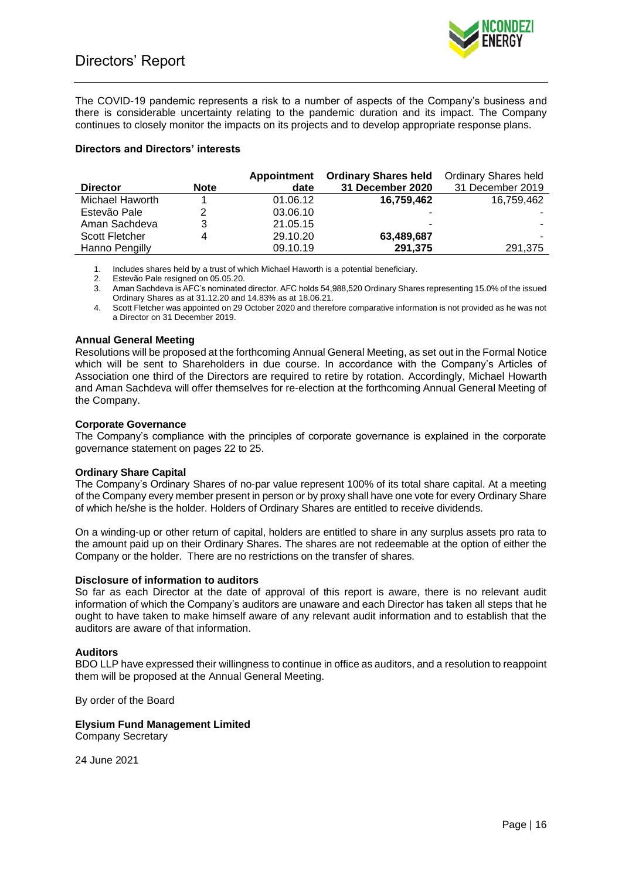The COVID-19 pandemic represents a risk to a number of aspects of the Company's business and there is considerable uncertainty relating to the pandemic duration and its impact. The Company continues to closely monitor the impacts on its projects and to develop appropriate response plans.

**Directors and Directors' interests**

| Director | Note | Appointment date | Ordinary Shares held 31 December 2020 | Ordinary Shares held 31 December 2019 |
|---|---|---|---|---|
| Michael Haworth | 1 | 01.06.12 | **16,759,462** | 16,759,462 |
| Estevão Pale | 2 | 03.06.10 | - | - |
| Aman Sachdeva | 3 | 21.05.15 | - | - |
| Scott Fletcher | 4 | 29.10.20 | **63,489,687** | - |
| Hanno Pengilly | | 09.10.19 | **291,375** | 291,375 |

1. Includes shares held by a trust of which Michael Haworth is a potential beneficiary.
2. Estevão Pale resigned on 05.05.20.
3. Aman Sachdeva is AFC's nominated director. AFC holds 54,988,520 Ordinary Shares representing 15.0% of the issued Ordinary Shares as at 31.12.20 and 14.83% as at 18.06.21.
4. Scott Fletcher was appointed on 29 October 2020 and therefore comparative information is not provided as he was not a Director on 31 December 2019.

**Annual General Meeting**

Resolutions will be proposed at the forthcoming Annual General Meeting, as set out in the Formal Notice which will be sent to Shareholders in due course. In accordance with the Company's Articles of Association one third of the Directors are required to retire by rotation. Accordingly, Michael Howarth and Aman Sachdeva will offer themselves for re-election at the forthcoming Annual General Meeting of the Company.

**Corporate Governance**

The Company's compliance with the principles of corporate governance is explained in the corporate governance statement on pages 22 to 25.

**Ordinary Share Capital**

The Company's Ordinary Shares of no-par value represent 100% of its total share capital. At a meeting of the Company every member present in person or by proxy shall have one vote for every Ordinary Share of which he/she is the holder. Holders of Ordinary Shares are entitled to receive dividends.

On a winding-up or other return of capital, holders are entitled to share in any surplus assets pro rata to the amount paid up on their Ordinary Shares. The shares are not redeemable at the option of either the Company or the holder. There are no restrictions on the transfer of shares.

**Disclosure of information to auditors**

So far as each Director at the date of approval of this report is aware, there is no relevant audit information of which the Company's auditors are unaware and each Director has taken all steps that he ought to have taken to make himself aware of any relevant audit information and to establish that the auditors are aware of that information.

**Auditors**

BDO LLP have expressed their willingness to continue in office as auditors, and a resolution to reappoint them will be proposed at the Annual General Meeting.

By order of the Board

**Elysium Fund Management Limited**
Company Secretary

24 June 2021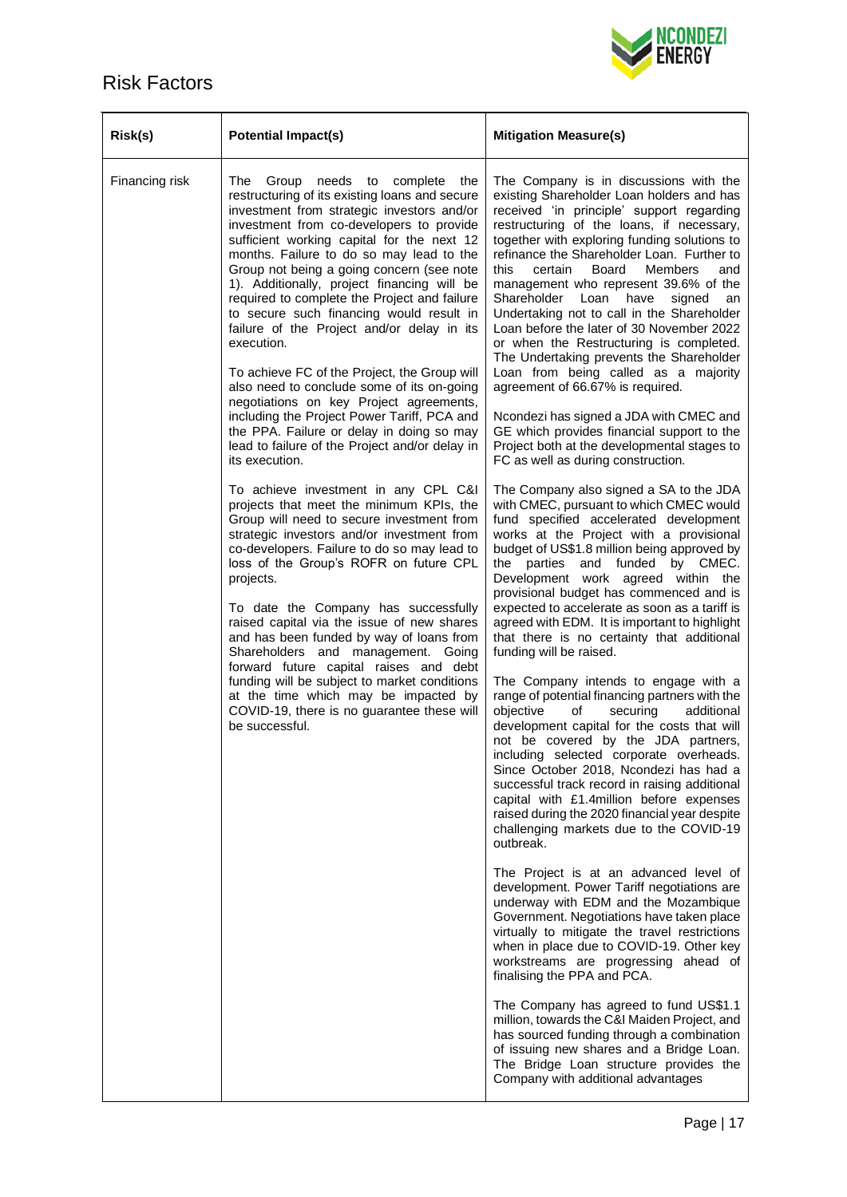# Risk Factors

| Risk(s) | Potential Impact(s) | Mitigation Measure(s) |
|---|---|---|
| Financing risk | The Group needs to complete the restructuring of its existing loans and secure investment from strategic investors and/or investment from co-developers to provide sufficient working capital for the next 12 months. Failure to do so may lead to the Group not being a going concern (see note 1). Additionally, project financing will be required to complete the Project and failure to secure such financing would result in failure of the Project and/or delay in its execution.<br><br>To achieve FC of the Project, the Group will also need to conclude some of its on-going negotiations on key Project agreements, including the Project Power Tariff, PCA and the PPA. Failure or delay in doing so may lead to failure of the Project and/or delay in its execution.<br><br>To achieve investment in any CPL C&I projects that meet the minimum KPIs, the Group will need to secure investment from strategic investors and/or investment from co-developers. Failure to do so may lead to loss of the Group's ROFR on future CPL projects.<br><br>To date the Company has successfully raised capital via the issue of new shares and has been funded by way of loans from Shareholders and management. Going forward future capital raises and debt funding will be subject to market conditions at the time which may be impacted by COVID-19, there is no guarantee these will be successful. | The Company is in discussions with the existing Shareholder Loan holders and has received 'in principle' support regarding restructuring of the loans, if necessary, together with exploring funding solutions to refinance the Shareholder Loan. Further to this certain Board Members and management who represent 39.6% of the Shareholder Loan have signed an Undertaking not to call in the Shareholder Loan before the later of 30 November 2022 or when the Restructuring is completed. The Undertaking prevents the Shareholder Loan from being called as a majority agreement of 66.67% is required.<br><br>Ncondezi has signed a JDA with CMEC and GE which provides financial support to the Project both at the developmental stages to FC as well as during construction.<br><br>The Company also signed a SA to the JDA with CMEC, pursuant to which CMEC would fund specified accelerated development works at the Project with a provisional budget of US$1.8 million being approved by the parties and funded by CMEC. Development work agreed within the provisional budget has commenced and is expected to accelerate as soon as a tariff is agreed with EDM. It is important to highlight that there is no certainty that additional funding will be raised.<br><br>The Company intends to engage with a range of potential financing partners with the objective of securing additional development capital for the costs that will not be covered by the JDA partners, including selected corporate overheads. Since October 2018, Ncondezi has had a successful track record in raising additional capital with £1.4million before expenses raised during the 2020 financial year despite challenging markets due to the COVID-19 outbreak.<br><br>The Project is at an advanced level of development. Power Tariff negotiations are underway with EDM and the Mozambique Government. Negotiations have taken place virtually to mitigate the travel restrictions when in place due to COVID-19. Other key workstreams are progressing ahead of finalising the PPA and PCA.<br><br>The Company has agreed to fund US$1.1 million, towards the C&I Maiden Project, and has sourced funding through a combination of issuing new shares and a Bridge Loan. The Bridge Loan structure provides the Company with additional advantages |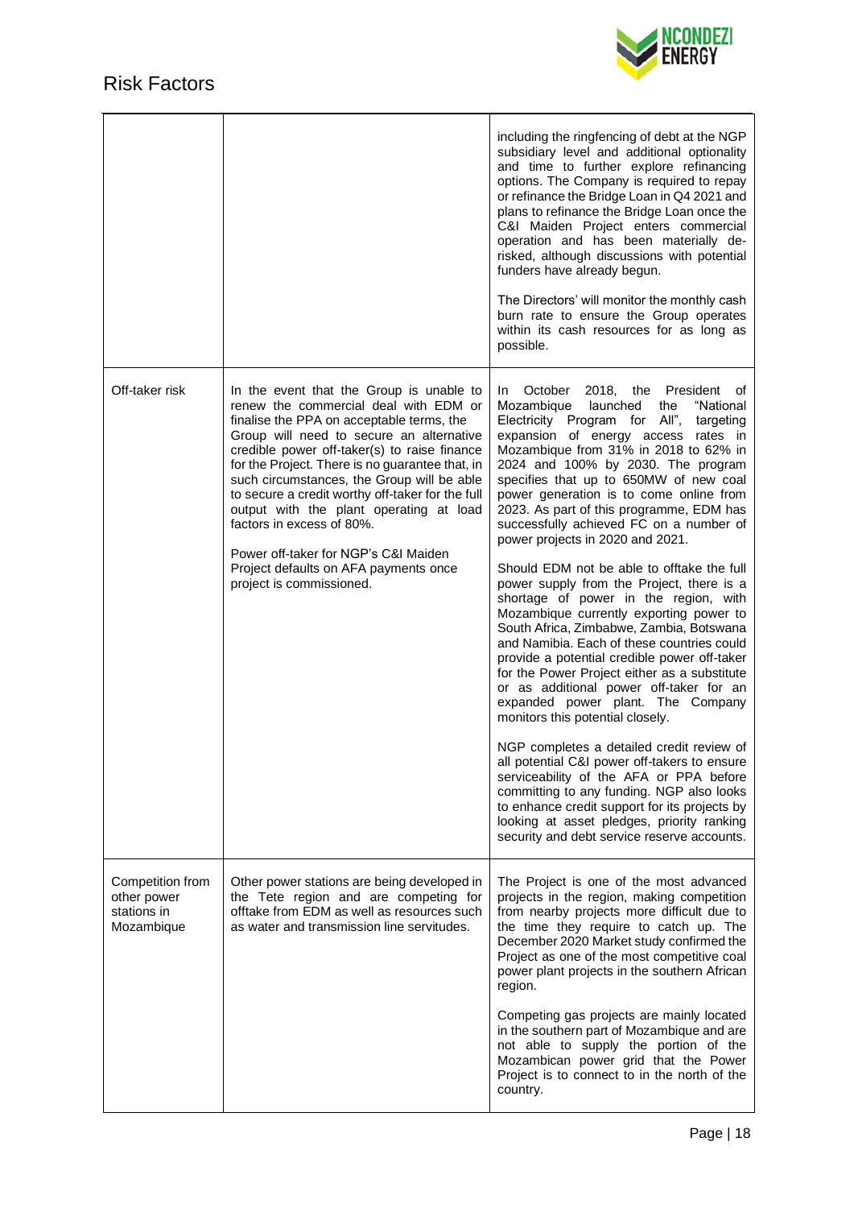# Risk Factors

| | | |
|---|---|---|
| | | including the ringfencing of debt at the NGP subsidiary level and additional optionality and time to further explore refinancing options. The Company is required to repay or refinance the Bridge Loan in Q4 2021 and plans to refinance the Bridge Loan once the C&I Maiden Project enters commercial operation and has been materially de-risked, although discussions with potential funders have already begun.<br><br>The Directors' will monitor the monthly cash burn rate to ensure the Group operates within its cash resources for as long as possible. |
| Off-taker risk | In the event that the Group is unable to renew the commercial deal with EDM or finalise the PPA on acceptable terms, the Group will need to secure an alternative credible power off-taker(s) to raise finance for the Project. There is no guarantee that, in such circumstances, the Group will be able to secure a credit worthy off-taker for the full output with the plant operating at load factors in excess of 80%.<br><br>Power off-taker for NGP's C&I Maiden Project defaults on AFA payments once project is commissioned. | In October 2018, the President of Mozambique launched the "National Electricity Program for All", targeting expansion of energy access rates in Mozambique from 31% in 2018 to 62% in 2024 and 100% by 2030. The program specifies that up to 650MW of new coal power generation is to come online from 2023. As part of this programme, EDM has successfully achieved FC on a number of power projects in 2020 and 2021.<br><br>Should EDM not be able to offtake the full power supply from the Project, there is a shortage of power in the region, with Mozambique currently exporting power to South Africa, Zimbabwe, Zambia, Botswana and Namibia. Each of these countries could provide a potential credible power off-taker for the Power Project either as a substitute or as additional power off-taker for an expanded power plant. The Company monitors this potential closely.<br><br>NGP completes a detailed credit review of all potential C&I power off-takers to ensure serviceability of the AFA or PPA before committing to any funding. NGP also looks to enhance credit support for its projects by looking at asset pledges, priority ranking security and debt service reserve accounts. |
| Competition from other power stations in Mozambique | Other power stations are being developed in the Tete region and are competing for offtake from EDM as well as resources such as water and transmission line servitudes. | The Project is one of the most advanced projects in the region, making competition from nearby projects more difficult due to the time they require to catch up. The December 2020 Market study confirmed the Project as one of the most competitive coal power plant projects in the southern African region.<br><br>Competing gas projects are mainly located in the southern part of Mozambique and are not able to supply the portion of the Mozambican power grid that the Power Project is to connect to in the north of the country. |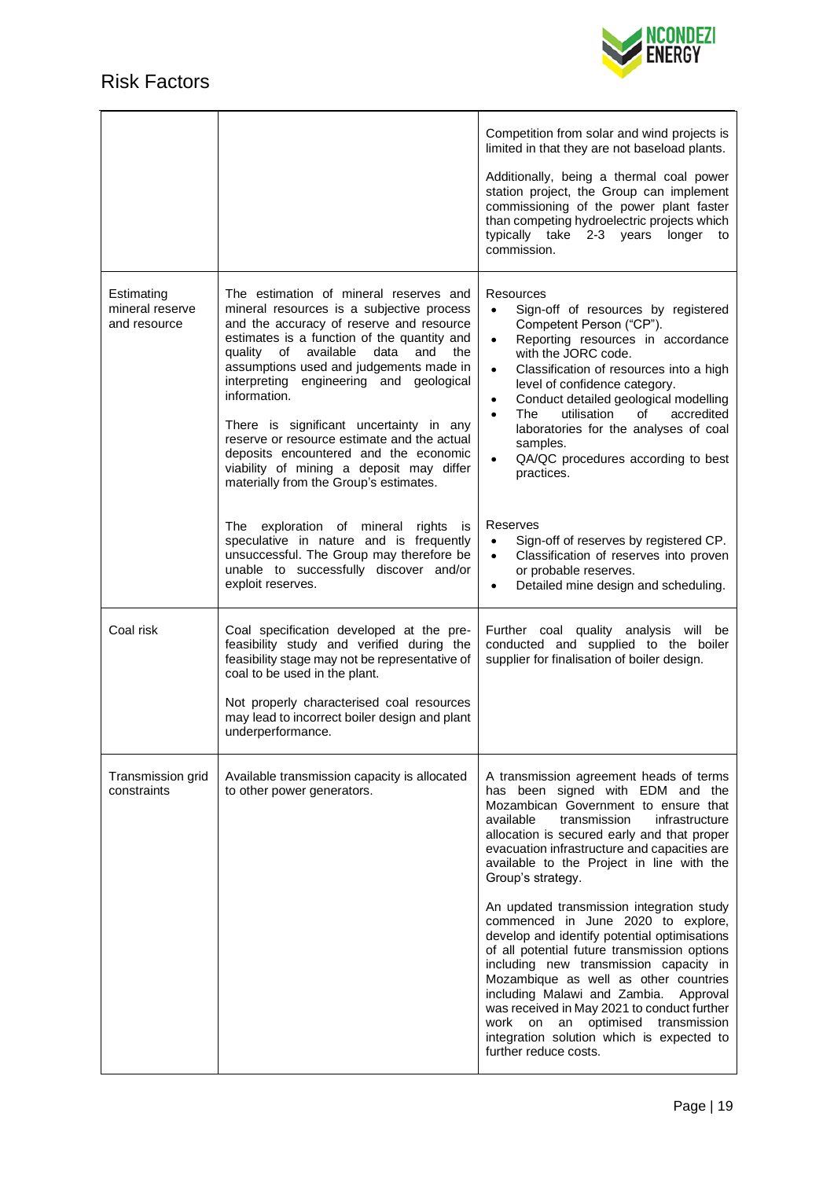# Risk Factors

| | | |
|---|---|---|
| | | Competition from solar and wind projects is limited in that they are not baseload plants.<br><br>Additionally, being a thermal coal power station project, the Group can implement commissioning of the power plant faster than competing hydroelectric projects which typically take 2-3 years longer to commission. |
| Estimating mineral reserve and resource | The estimation of mineral reserves and mineral resources is a subjective process and the accuracy of reserve and resource estimates is a function of the quantity and quality of available data and the assumptions used and judgements made in interpreting engineering and geological information.<br><br>There is significant uncertainty in any reserve or resource estimate and the actual deposits encountered and the economic viability of mining a deposit may differ materially from the Group's estimates.<br><br>The exploration of mineral rights is speculative in nature and is frequently unsuccessful. The Group may therefore be unable to successfully discover and/or exploit reserves. | Resources<br>• Sign-off of resources by registered Competent Person ("CP").<br>• Reporting resources in accordance with the JORC code.<br>• Classification of resources into a high level of confidence category.<br>• Conduct detailed geological modelling<br>• The utilisation of accredited laboratories for the analyses of coal samples.<br>• QA/QC procedures according to best practices.<br><br>Reserves<br>• Sign-off of reserves by registered CP.<br>• Classification of reserves into proven or probable reserves.<br>• Detailed mine design and scheduling. |
| Coal risk | Coal specification developed at the pre-feasibility study and verified during the feasibility stage may not be representative of coal to be used in the plant.<br><br>Not properly characterised coal resources may lead to incorrect boiler design and plant underperformance. | Further coal quality analysis will be conducted and supplied to the boiler supplier for finalisation of boiler design. |
| Transmission grid constraints | Available transmission capacity is allocated to other power generators. | A transmission agreement heads of terms has been signed with EDM and the Mozambican Government to ensure that available transmission infrastructure allocation is secured early and that proper evacuation infrastructure and capacities are available to the Project in line with the Group's strategy.<br><br>An updated transmission integration study commenced in June 2020 to explore, develop and identify potential optimisations of all potential future transmission options including new transmission capacity in Mozambique as well as other countries including Malawi and Zambia. Approval was received in May 2021 to conduct further work on an optimised transmission integration solution which is expected to further reduce costs. |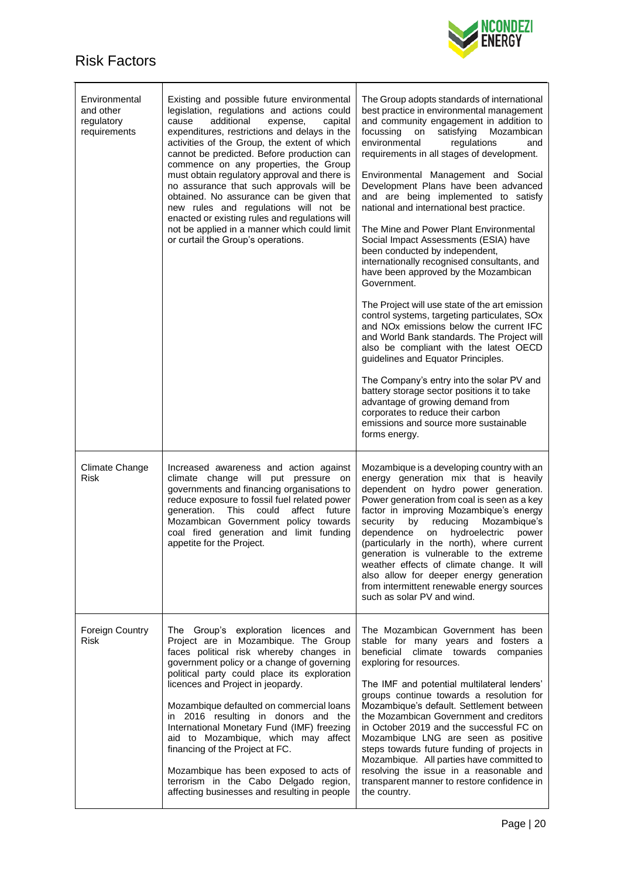# Risk Factors

| | | |
|---|---|---|
| Environmental and other regulatory requirements | Existing and possible future environmental legislation, regulations and actions could cause additional expense, capital expenditures, restrictions and delays in the activities of the Group, the extent of which cannot be predicted. Before production can commence on any properties, the Group must obtain regulatory approval and there is no assurance that such approvals will be obtained. No assurance can be given that new rules and regulations will not be enacted or existing rules and regulations will not be applied in a manner which could limit or curtail the Group's operations. | The Group adopts standards of international best practice in environmental management and community engagement in addition to focussing on satisfying Mozambican environmental regulations and requirements in all stages of development.<br><br>Environmental Management and Social Development Plans have been advanced and are being implemented to satisfy national and international best practice.<br><br>The Mine and Power Plant Environmental Social Impact Assessments (ESIA) have been conducted by independent, internationally recognised consultants, and have been approved by the Mozambican Government.<br><br>The Project will use state of the art emission control systems, targeting particulates, SOx and NOx emissions below the current IFC and World Bank standards. The Project will also be compliant with the latest OECD guidelines and Equator Principles.<br><br>The Company's entry into the solar PV and battery storage sector positions it to take advantage of growing demand from corporates to reduce their carbon emissions and source more sustainable forms energy. |
| Climate Change Risk | Increased awareness and action against climate change will put pressure on Project are in Mozambique. governments and financing organisations to reduce exposure to fossil fuel related power generation. This could affect future Mozambican Government policy towards coal fired generation and limit funding appetite for the Project. | Mozambique is a developing country with an energy generation mix that is heavily dependent on hydro power generation. Power generation from coal is seen as a key factor in improving Mozambique's energy security by reducing Mozambique's dependence on hydroelectric power (particularly in the north), where current generation is vulnerable to the extreme weather effects of climate change. It will also allow for deeper energy generation from intermittent renewable energy sources such as solar PV and wind. |
| Foreign Country Risk | The Group's exploration licences and Project are in Mozambique. The Group faces political risk whereby changes in government policy or a change of governing political party could place its exploration licences and Project in jeopardy.<br><br>Mozambique defaulted on commercial loans in 2016 resulting in donors and the International Monetary Fund (IMF) freezing aid to Mozambique, which may affect financing of the Project at FC.<br><br>Mozambique has been exposed to acts of terrorism in the Cabo Delgado region, affecting businesses and resulting in people | The Mozambican Government has been stable for many years and fosters a beneficial climate towards companies exploring for resources.<br><br>The IMF and potential multilateral lenders' groups continue towards a resolution for Mozambique's default. Settlement between the Mozambican Government and creditors in October 2019 and the successful FC on Mozambique LNG are seen as positive steps towards future funding of projects in Mozambique. All parties have committed to resolving the issue in a reasonable and transparent manner to restore confidence in the country. |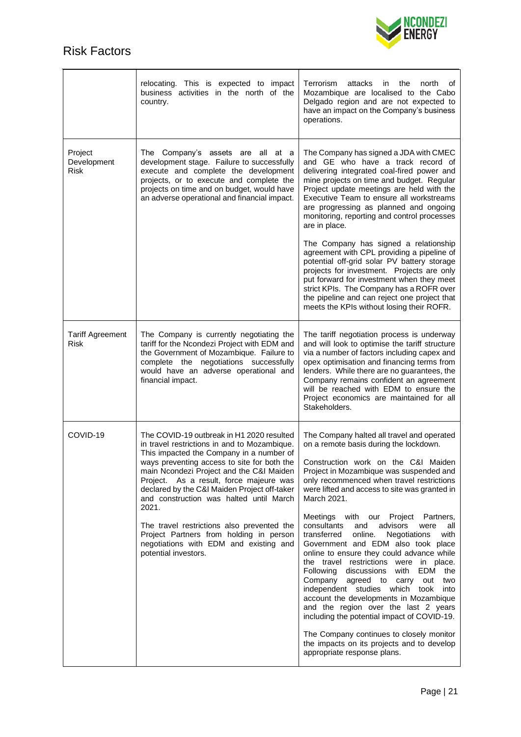## Risk Factors

| | | |
|---|---|---|
| | relocating. This is expected to impact business activities in the north of the country. | Terrorism attacks in the north of Mozambique are localised to the Cabo Delgado region and are not expected to have an impact on the Company's business operations. |
| Project Development Risk | The Company's assets are all at a development stage. Failure to successfully execute and complete the development projects, or to execute and complete the projects on time and on budget, would have an adverse operational and financial impact. | The Company has signed a JDA with CMEC and GE who have a track record of delivering integrated coal-fired power and mine projects on time and budget. Regular Project update meetings are held with the Executive Team to ensure all workstreams are progressing as planned and ongoing monitoring, reporting and control processes are in place.<br><br>The Company has signed a relationship agreement with CPL providing a pipeline of potential off-grid solar PV battery storage projects for investment. Projects are only put forward for investment when they meet strict KPIs. The Company has a ROFR over the pipeline and can reject one project that meets the KPIs without losing their ROFR. |
| Tariff Agreement Risk | The Company is currently negotiating the tariff for the Ncondezi Project with EDM and the Government of Mozambique. Failure to complete the negotiations successfully would have an adverse operational and financial impact. | The tariff negotiation process is underway and will look to optimise the tariff structure via a number of factors including capex and opex optimisation and financing terms from lenders. While there are no guarantees, the Company remains confident an agreement will be reached with EDM to ensure the Project economics are maintained for all Stakeholders. |
| COVID-19 | The COVID-19 outbreak in H1 2020 resulted in travel restrictions in and to Mozambique. This impacted the Company in a number of ways preventing access to site for both the main Ncondezi Project and the C&I Maiden Project. As a result, force majeure was declared by the C&I Maiden Project off-taker and construction was halted until March 2021.<br><br>The travel restrictions also prevented the Project Partners from holding in person negotiations with EDM and existing and potential investors. | The Company halted all travel and operated on a remote basis during the lockdown.<br><br>Construction work on the C&I Maiden Project in Mozambique was suspended and only recommenced when travel restrictions were lifted and access to site was granted in March 2021.<br><br>Meetings with our Project Partners, consultants and advisors were all transferred online. Negotiations with Government and EDM also took place online to ensure they could advance while the travel restrictions were in place. Following discussions with EDM the Company agreed to carry out two independent studies which took into account the developments in Mozambique and the region over the last 2 years including the potential impact of COVID-19.<br><br>The Company continues to closely monitor the impacts on its projects and to develop appropriate response plans. |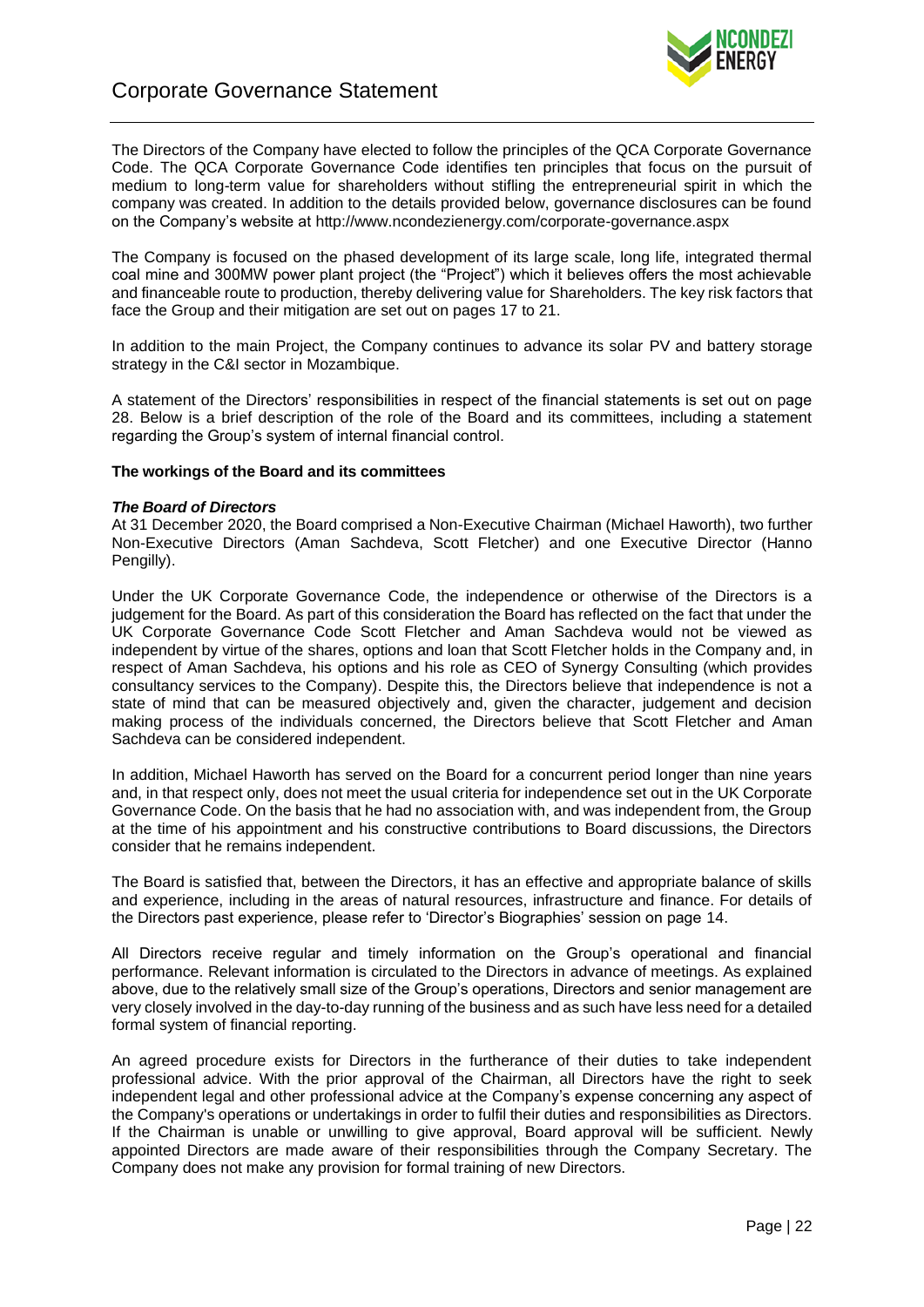# Corporate Governance Statement

The Directors of the Company have elected to follow the principles of the QCA Corporate Governance Code. The QCA Corporate Governance Code identifies ten principles that focus on the pursuit of medium to long-term value for shareholders without stifling the entrepreneurial spirit in which the company was created. In addition to the details provided below, governance disclosures can be found on the Company's website at http://www.ncondezienergy.com/corporate-governance.aspx

The Company is focused on the phased development of its large scale, long life, integrated thermal coal mine and 300MW power plant project (the "Project") which it believes offers the most achievable and financeable route to production, thereby delivering value for Shareholders. The key risk factors that face the Group and their mitigation are set out on pages 17 to 21.

In addition to the main Project, the Company continues to advance its solar PV and battery storage strategy in the C&I sector in Mozambique.

A statement of the Directors' responsibilities in respect of the financial statements is set out on page 28. Below is a brief description of the role of the Board and its committees, including a statement regarding the Group's system of internal financial control.

**The workings of the Board and its committees**

***The Board of Directors***

At 31 December 2020, the Board comprised a Non-Executive Chairman (Michael Haworth), two further Non-Executive Directors (Aman Sachdeva, Scott Fletcher) and one Executive Director (Hanno Pengilly).

Under the UK Corporate Governance Code, the independence or otherwise of the Directors is a judgement for the Board. As part of this consideration the Board has reflected on the fact that under the UK Corporate Governance Code Scott Fletcher and Aman Sachdeva would not be viewed as independent by virtue of the shares, options and loan that Scott Fletcher holds in the Company and, in respect of Aman Sachdeva, his options and his role as CEO of Synergy Consulting (which provides consultancy services to the Company). Despite this, the Directors believe that independence is not a state of mind that can be measured objectively and, given the character, judgement and decision making process of the individuals concerned, the Directors believe that Scott Fletcher and Aman Sachdeva can be considered independent.

In addition, Michael Haworth has served on the Board for a concurrent period longer than nine years and, in that respect only, does not meet the usual criteria for independence set out in the UK Corporate Governance Code. On the basis that he had no association with, and was independent from, the Group at the time of his appointment and his constructive contributions to Board discussions, the Directors consider that he remains independent.

The Board is satisfied that, between the Directors, it has an effective and appropriate balance of skills and experience, including in the areas of natural resources, infrastructure and finance. For details of the Directors past experience, please refer to 'Director's Biographies' session on page 14.

All Directors receive regular and timely information on the Group's operational and financial performance. Relevant information is circulated to the Directors in advance of meetings. As explained above, due to the relatively small size of the Group's operations, Directors and senior management are very closely involved in the day-to-day running of the business and as such have less need for a detailed formal system of financial reporting.

An agreed procedure exists for Directors in the furtherance of their duties to take independent professional advice. With the prior approval of the Chairman, all Directors have the right to seek independent legal and other professional advice at the Company's expense concerning any aspect of the Company's operations or undertakings in order to fulfil their duties and responsibilities as Directors. If the Chairman is unable or unwilling to give approval, Board approval will be sufficient. Newly appointed Directors are made aware of their responsibilities through the Company Secretary. The Company does not make any provision for formal training of new Directors.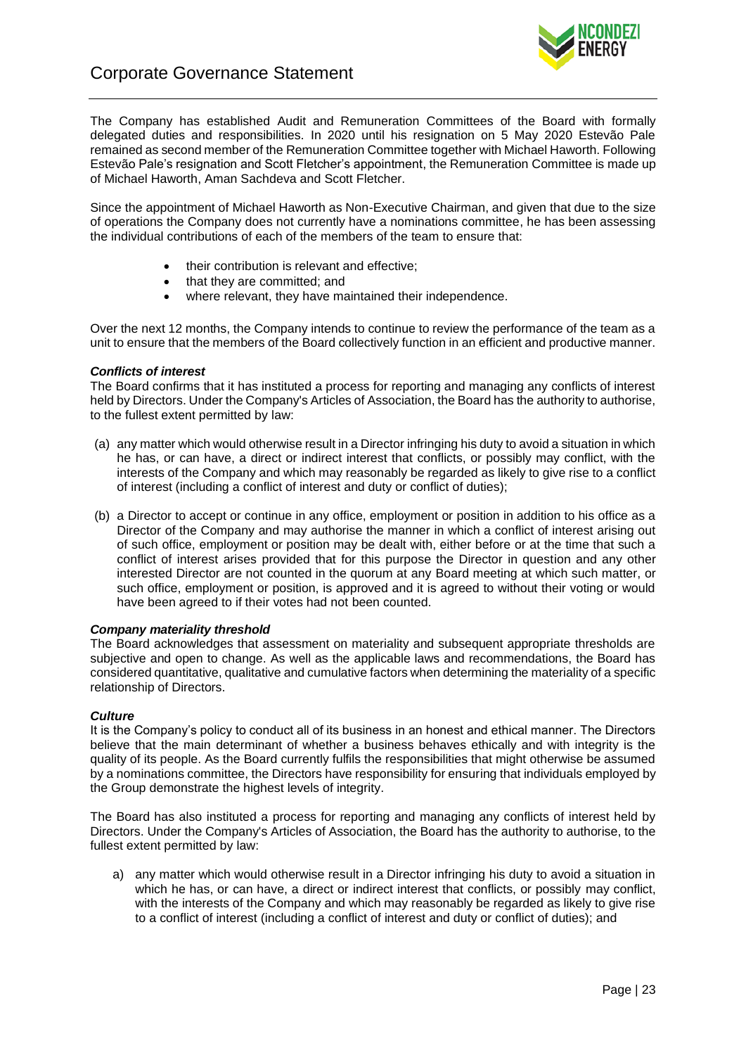The Company has established Audit and Remuneration Committees of the Board with formally delegated duties and responsibilities. In 2020 until his resignation on 5 May 2020 Estevão Pale remained as second member of the Remuneration Committee together with Michael Haworth. Following Estevão Pale's resignation and Scott Fletcher's appointment, the Remuneration Committee is made up of Michael Haworth, Aman Sachdeva and Scott Fletcher.

Since the appointment of Michael Haworth as Non-Executive Chairman, and given that due to the size of operations the Company does not currently have a nominations committee, he has been assessing the individual contributions of each of the members of the team to ensure that:

- their contribution is relevant and effective;
- that they are committed; and
- where relevant, they have maintained their independence.

Over the next 12 months, the Company intends to continue to review the performance of the team as a unit to ensure that the members of the Board collectively function in an efficient and productive manner.

***Conflicts of interest***

The Board confirms that it has instituted a process for reporting and managing any conflicts of interest held by Directors. Under the Company's Articles of Association, the Board has the authority to authorise, to the fullest extent permitted by law:

(a) any matter which would otherwise result in a Director infringing his duty to avoid a situation in which he has, or can have, a direct or indirect interest that conflicts, or possibly may conflict, with the interests of the Company and which may reasonably be regarded as likely to give rise to a conflict of interest (including a conflict of interest and duty or conflict of duties);

(b) a Director to accept or continue in any office, employment or position in addition to his office as a Director of the Company and may authorise the manner in which a conflict of interest arising out of such office, employment or position may be dealt with, either before or at the time that such a conflict of interest arises provided that for this purpose the Director in question and any other interested Director are not counted in the quorum at any Board meeting at which such matter, or such office, employment or position, is approved and it is agreed to without their voting or would have been agreed to if their votes had not been counted.

***Company materiality threshold***

The Board acknowledges that assessment on materiality and subsequent appropriate thresholds are subjective and open to change. As well as the applicable laws and recommendations, the Board has considered quantitative, qualitative and cumulative factors when determining the materiality of a specific relationship of Directors.

***Culture***

It is the Company's policy to conduct all of its business in an honest and ethical manner. The Directors believe that the main determinant of whether a business behaves ethically and with integrity is the quality of its people. As the Board currently fulfils the responsibilities that might otherwise be assumed by a nominations committee, the Directors have responsibility for ensuring that individuals employed by the Group demonstrate the highest levels of integrity.

The Board has also instituted a process for reporting and managing any conflicts of interest held by Directors. Under the Company's Articles of Association, the Board has the authority to authorise, to the fullest extent permitted by law:

a) any matter which would otherwise result in a Director infringing his duty to avoid a situation in which he has, or can have, a direct or indirect interest that conflicts, or possibly may conflict, with the interests of the Company and which may reasonably be regarded as likely to give rise to a conflict of interest (including a conflict of interest and duty or conflict of duties); and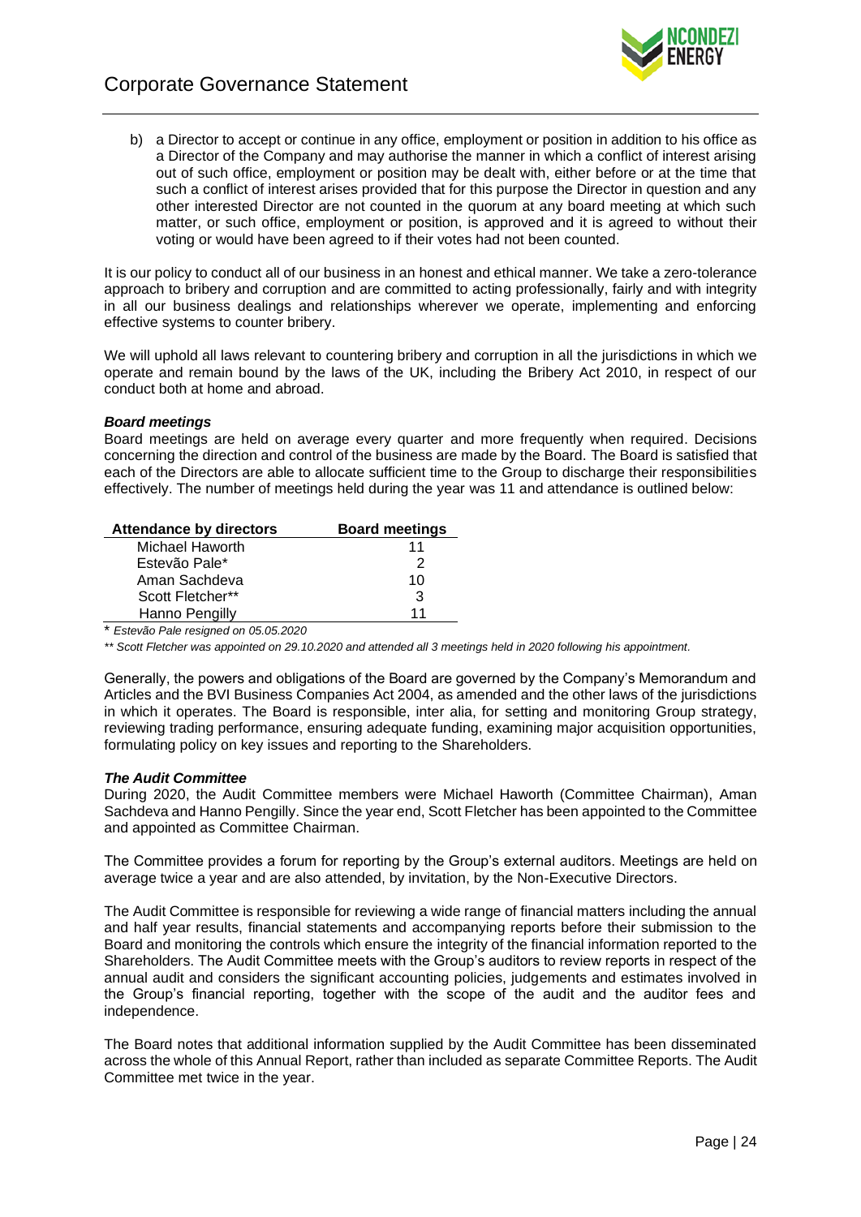b) a Director to accept or continue in any office, employment or position in addition to his office as a Director of the Company and may authorise the manner in which a conflict of interest arising out of such office, employment or position may be dealt with, either before or at the time that such a conflict of interest arises provided that for this purpose the Director in question and any other interested Director are not counted in the quorum at any board meeting at which such matter, or such office, employment or position, is approved and it is agreed to without their voting or would have been agreed to if their votes had not been counted.

It is our policy to conduct all of our business in an honest and ethical manner. We take a zero-tolerance approach to bribery and corruption and are committed to acting professionally, fairly and with integrity in all our business dealings and relationships wherever we operate, implementing and enforcing effective systems to counter bribery.

We will uphold all laws relevant to countering bribery and corruption in all the jurisdictions in which we operate and remain bound by the laws of the UK, including the Bribery Act 2010, in respect of our conduct both at home and abroad.

***Board meetings***

Board meetings are held on average every quarter and more frequently when required. Decisions concerning the direction and control of the business are made by the Board. The Board is satisfied that each of the Directors are able to allocate sufficient time to the Group to discharge their responsibilities effectively. The number of meetings held during the year was 11 and attendance is outlined below:

| Attendance by directors | Board meetings |
|---|---|
| Michael Haworth | 11 |
| Estevão Pale* | 2 |
| Aman Sachdeva | 10 |
| Scott Fletcher** | 3 |
| Hanno Pengilly | 11 |

* *Estevão Pale resigned on 05.05.2020*

*** Scott Fletcher was appointed on 29.10.2020 and attended all 3 meetings held in 2020 following his appointment.*

Generally, the powers and obligations of the Board are governed by the Company's Memorandum and Articles and the BVI Business Companies Act 2004, as amended and the other laws of the jurisdictions in which it operates. The Board is responsible, inter alia, for setting and monitoring Group strategy, reviewing trading performance, ensuring adequate funding, examining major acquisition opportunities, formulating policy on key issues and reporting to the Shareholders.

***The Audit Committee***

During 2020, the Audit Committee members were Michael Haworth (Committee Chairman), Aman Sachdeva and Hanno Pengilly. Since the year end, Scott Fletcher has been appointed to the Committee and appointed as Committee Chairman.

The Committee provides a forum for reporting by the Group's external auditors. Meetings are held on average twice a year and are also attended, by invitation, by the Non-Executive Directors.

The Audit Committee is responsible for reviewing a wide range of financial matters including the annual and half year results, financial statements and accompanying reports before their submission to the Board and monitoring the controls which ensure the integrity of the financial information reported to the Shareholders. The Audit Committee meets with the Group's auditors to review reports in respect of the annual audit and considers the significant accounting policies, judgements and estimates involved in the Group's financial reporting, together with the scope of the audit and the auditor fees and independence.

The Board notes that additional information supplied by the Audit Committee has been disseminated across the whole of this Annual Report, rather than included as separate Committee Reports. The Audit Committee met twice in the year.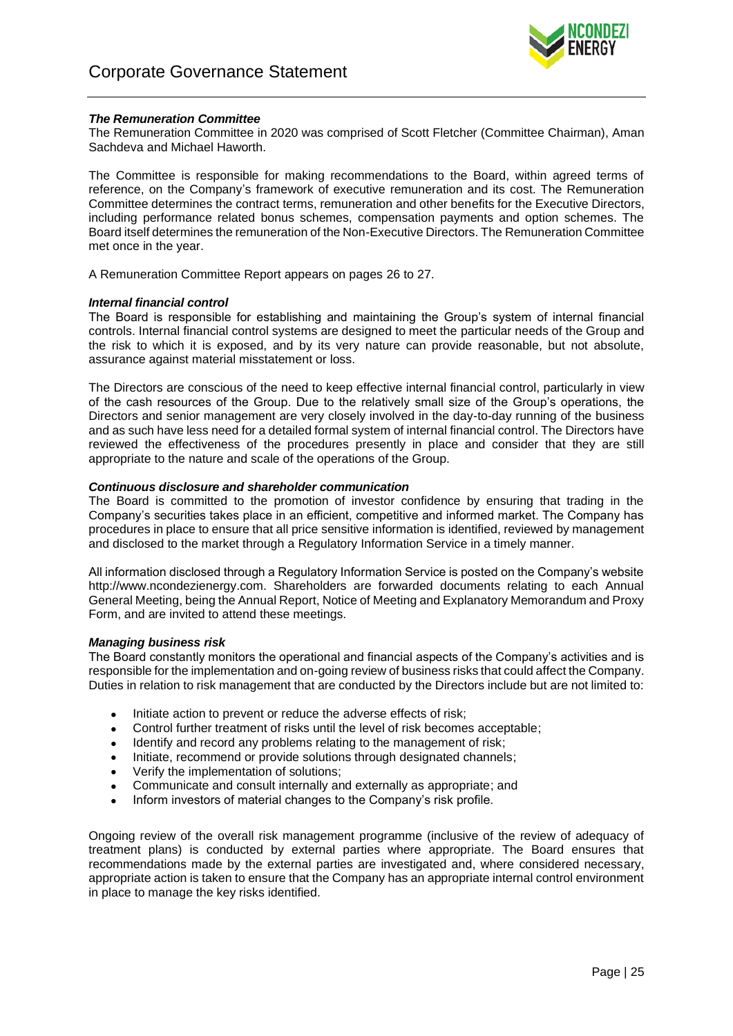# Corporate Governance Statement

***The Remuneration Committee***

The Remuneration Committee in 2020 was comprised of Scott Fletcher (Committee Chairman), Aman Sachdeva and Michael Haworth.

The Committee is responsible for making recommendations to the Board, within agreed terms of reference, on the Company's framework of executive remuneration and its cost. The Remuneration Committee determines the contract terms, remuneration and other benefits for the Executive Directors, including performance related bonus schemes, compensation payments and option schemes. The Board itself determines the remuneration of the Non-Executive Directors. The Remuneration Committee met once in the year.

A Remuneration Committee Report appears on pages 26 to 27.

***Internal financial control***

The Board is responsible for establishing and maintaining the Group's system of internal financial controls. Internal financial control systems are designed to meet the particular needs of the Group and the risk to which it is exposed, and by its very nature can provide reasonable, but not absolute, assurance against material misstatement or loss.

The Directors are conscious of the need to keep effective internal financial control, particularly in view of the cash resources of the Group. Due to the relatively small size of the Group's operations, the Directors and senior management are very closely involved in the day-to-day running of the business and as such have less need for a detailed formal system of internal financial control. The Directors have reviewed the effectiveness of the procedures presently in place and consider that they are still appropriate to the nature and scale of the operations of the Group.

***Continuous disclosure and shareholder communication***

The Board is committed to the promotion of investor confidence by ensuring that trading in the Company's securities takes place in an efficient, competitive and informed market. The Company has procedures in place to ensure that all price sensitive information is identified, reviewed by management and disclosed to the market through a Regulatory Information Service in a timely manner.

All information disclosed through a Regulatory Information Service is posted on the Company's website http://www.ncondezienergy.com. Shareholders are forwarded documents relating to each Annual General Meeting, being the Annual Report, Notice of Meeting and Explanatory Memorandum and Proxy Form, and are invited to attend these meetings.

***Managing business risk***

The Board constantly monitors the operational and financial aspects of the Company's activities and is responsible for the implementation and on-going review of business risks that could affect the Company. Duties in relation to risk management that are conducted by the Directors include but are not limited to:

- Initiate action to prevent or reduce the adverse effects of risk;
- Control further treatment of risks until the level of risk becomes acceptable;
- Identify and record any problems relating to the management of risk;
- Initiate, recommend or provide solutions through designated channels;
- Verify the implementation of solutions;
- Communicate and consult internally and externally as appropriate; and
- Inform investors of material changes to the Company's risk profile.

Ongoing review of the overall risk management programme (inclusive of the review of adequacy of treatment plans) is conducted by external parties where appropriate. The Board ensures that recommendations made by the external parties are investigated and, where considered necessary, appropriate action is taken to ensure that the Company has an appropriate internal control environment in place to manage the key risks identified.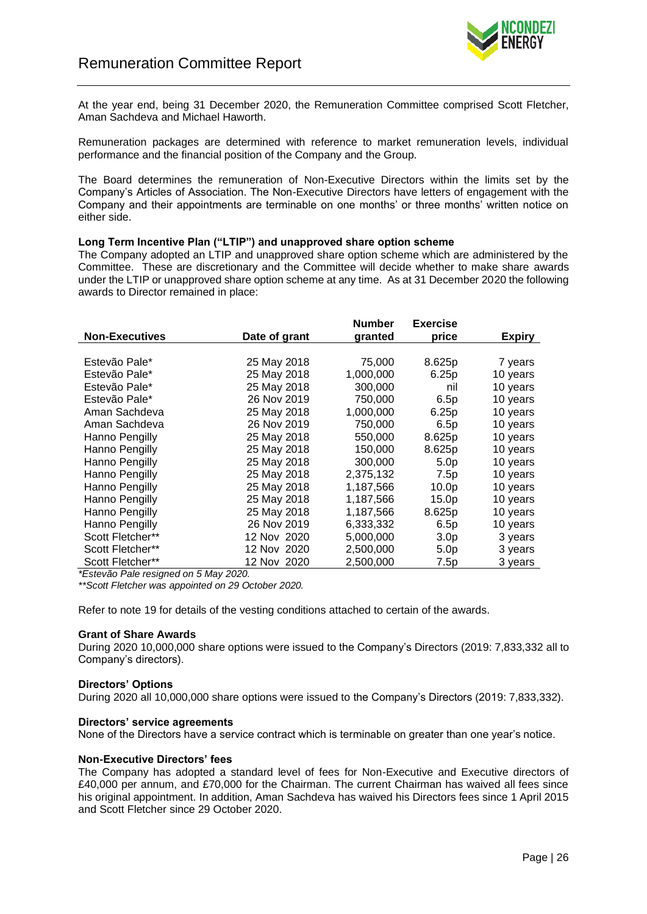# Remuneration Committee Report

At the year end, being 31 December 2020, the Remuneration Committee comprised Scott Fletcher, Aman Sachdeva and Michael Haworth.

Remuneration packages are determined with reference to market remuneration levels, individual performance and the financial position of the Company and the Group.

The Board determines the remuneration of Non-Executive Directors within the limits set by the Company's Articles of Association. The Non-Executive Directors have letters of engagement with the Company and their appointments are terminable on one months' or three months' written notice on either side.

**Long Term Incentive Plan ("LTIP") and unapproved share option scheme**
The Company adopted an LTIP and unapproved share option scheme which are administered by the Committee. These are discretionary and the Committee will decide whether to make share awards under the LTIP or unapproved share option scheme at any time. As at 31 December 2020 the following awards to Director remained in place:

| Non-Executives | Date of grant | Number granted | Exercise price | Expiry |
|---|---|---|---|---|
| Estevão Pale* | 25 May 2018 | 75,000 | 8.625p | 7 years |
| Estevão Pale* | 25 May 2018 | 1,000,000 | 6.25p | 10 years |
| Estevão Pale* | 25 May 2018 | 300,000 | nil | 10 years |
| Estevão Pale* | 26 Nov 2019 | 750,000 | 6.5p | 10 years |
| Aman Sachdeva | 25 May 2018 | 1,000,000 | 6.25p | 10 years |
| Aman Sachdeva | 26 Nov 2019 | 750,000 | 6.5p | 10 years |
| Hanno Pengilly | 25 May 2018 | 550,000 | 8.625p | 10 years |
| Hanno Pengilly | 25 May 2018 | 150,000 | 8.625p | 10 years |
| Hanno Pengilly | 25 May 2018 | 300,000 | 5.0p | 10 years |
| Hanno Pengilly | 25 May 2018 | 2,375,132 | 7.5p | 10 years |
| Hanno Pengilly | 25 May 2018 | 1,187,566 | 10.0p | 10 years |
| Hanno Pengilly | 25 May 2018 | 1,187,566 | 15.0p | 10 years |
| Hanno Pengilly | 25 May 2018 | 1,187,566 | 8.625p | 10 years |
| Hanno Pengilly | 26 Nov 2019 | 6,333,332 | 6.5p | 10 years |
| Scott Fletcher** | 12 Nov 2020 | 5,000,000 | 3.0p | 3 years |
| Scott Fletcher** | 12 Nov 2020 | 2,500,000 | 5.0p | 3 years |
| Scott Fletcher** | 12 Nov 2020 | 2,500,000 | 7.5p | 3 years |

*\*Estevão Pale resigned on 5 May 2020.*

*\*\*Scott Fletcher was appointed on 29 October 2020.*

Refer to note 19 for details of the vesting conditions attached to certain of the awards.

**Grant of Share Awards**
During 2020 10,000,000 share options were issued to the Company's Directors (2019: 7,833,332 all to Company's directors).

**Directors' Options**
During 2020 all 10,000,000 share options were issued to the Company's Directors (2019: 7,833,332).

**Directors' service agreements**
None of the Directors have a service contract which is terminable on greater than one year's notice.

**Non-Executive Directors' fees**
The Company has adopted a standard level of fees for Non-Executive and Executive directors of £40,000 per annum, and £70,000 for the Chairman. The current Chairman has waived all fees since his original appointment. In addition, Aman Sachdeva has waived his Directors fees since 1 April 2015 and Scott Fletcher since 29 October 2020.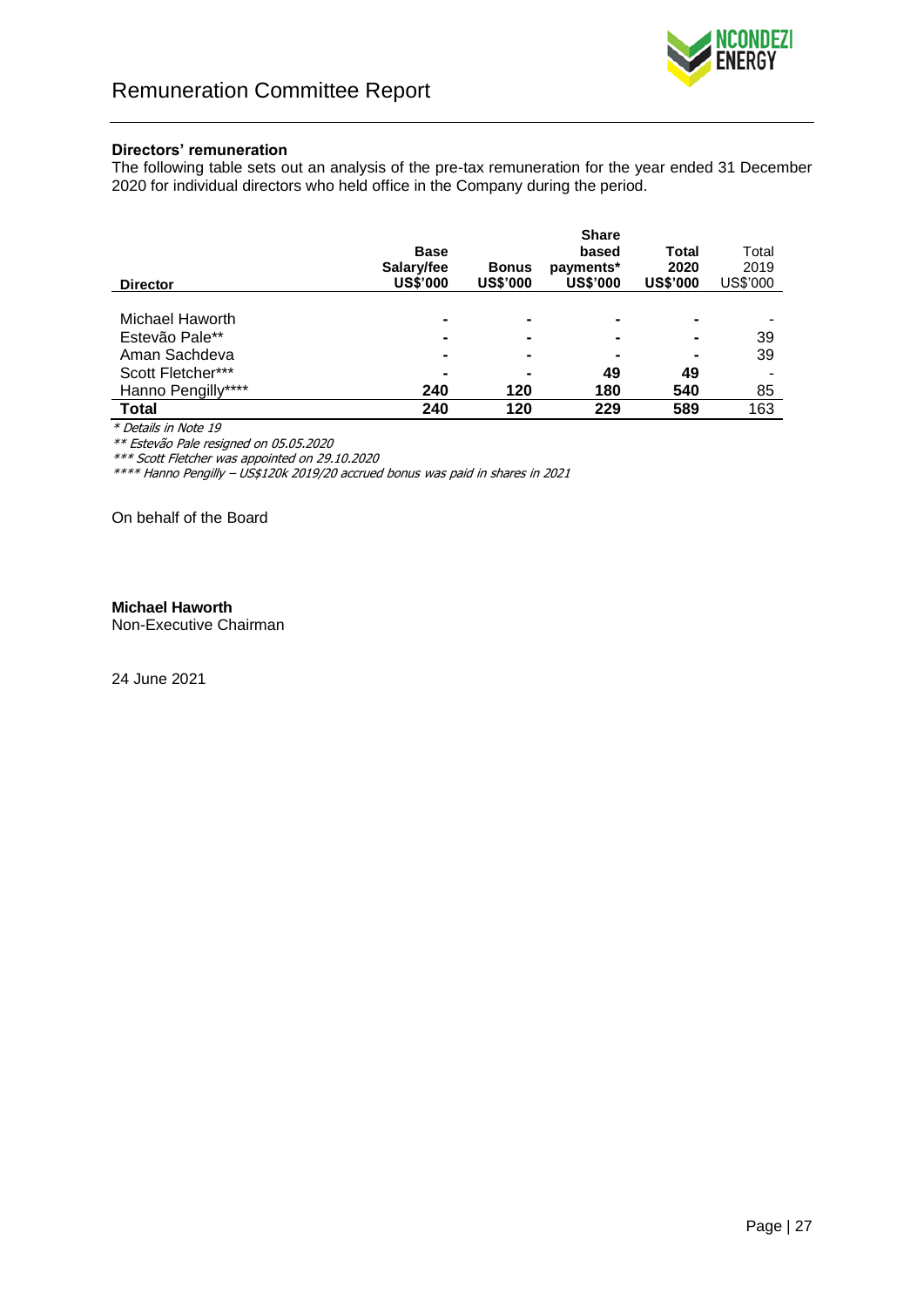# Remuneration Committee Report

**Directors' remuneration**

The following table sets out an analysis of the pre-tax remuneration for the year ended 31 December 2020 for individual directors who held office in the Company during the period.

| Director | Base Salary/fee US$'000 | Bonus US$'000 | Share based payments* US$'000 | Total 2020 US$'000 | Total 2019 US$'000 |
|---|---|---|---|---|---|
| Michael Haworth | - | - | - | - | - |
| Estevão Pale** | - | - | - | - | 39 |
| Aman Sachdeva | - | - | - | - | 39 |
| Scott Fletcher*** | - | - | 49 | 49 | - |
| Hanno Pengilly**** | 240 | 120 | 180 | 540 | 85 |
| **Total** | **240** | **120** | **229** | **589** | 163 |

*\* Details in Note 19*

*\*\* Estevão Pale resigned on 05.05.2020*

*\*\*\* Scott Fletcher was appointed on 29.10.2020*

*\*\*\*\* Hanno Pengilly – US$120k 2019/20 accrued bonus was paid in shares in 2021*

On behalf of the Board

**Michael Haworth**
Non-Executive Chairman

24 June 2021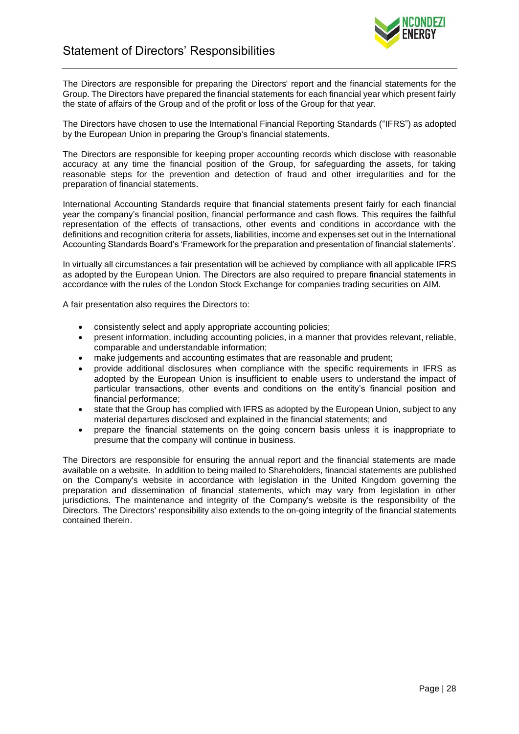# Statement of Directors' Responsibilities

The Directors are responsible for preparing the Directors' report and the financial statements for the Group. The Directors have prepared the financial statements for each financial year which present fairly the state of affairs of the Group and of the profit or loss of the Group for that year.

The Directors have chosen to use the International Financial Reporting Standards ("IFRS") as adopted by the European Union in preparing the Group's financial statements.

The Directors are responsible for keeping proper accounting records which disclose with reasonable accuracy at any time the financial position of the Group, for safeguarding the assets, for taking reasonable steps for the prevention and detection of fraud and other irregularities and for the preparation of financial statements.

International Accounting Standards require that financial statements present fairly for each financial year the company's financial position, financial performance and cash flows. This requires the faithful representation of the effects of transactions, other events and conditions in accordance with the definitions and recognition criteria for assets, liabilities, income and expenses set out in the International Accounting Standards Board's 'Framework for the preparation and presentation of financial statements'.

In virtually all circumstances a fair presentation will be achieved by compliance with all applicable IFRS as adopted by the European Union. The Directors are also required to prepare financial statements in accordance with the rules of the London Stock Exchange for companies trading securities on AIM.

A fair presentation also requires the Directors to:

- consistently select and apply appropriate accounting policies;
- present information, including accounting policies, in a manner that provides relevant, reliable, comparable and understandable information;
- make judgements and accounting estimates that are reasonable and prudent;
- provide additional disclosures when compliance with the specific requirements in IFRS as adopted by the European Union is insufficient to enable users to understand the impact of particular transactions, other events and conditions on the entity's financial position and financial performance;
- state that the Group has complied with IFRS as adopted by the European Union, subject to any material departures disclosed and explained in the financial statements; and
- prepare the financial statements on the going concern basis unless it is inappropriate to presume that the company will continue in business.

The Directors are responsible for ensuring the annual report and the financial statements are made available on a website. In addition to being mailed to Shareholders, financial statements are published on the Company's website in accordance with legislation in the United Kingdom governing the preparation and dissemination of financial statements, which may vary from legislation in other jurisdictions. The maintenance and integrity of the Company's website is the responsibility of the Directors. The Directors' responsibility also extends to the on-going integrity of the financial statements contained therein.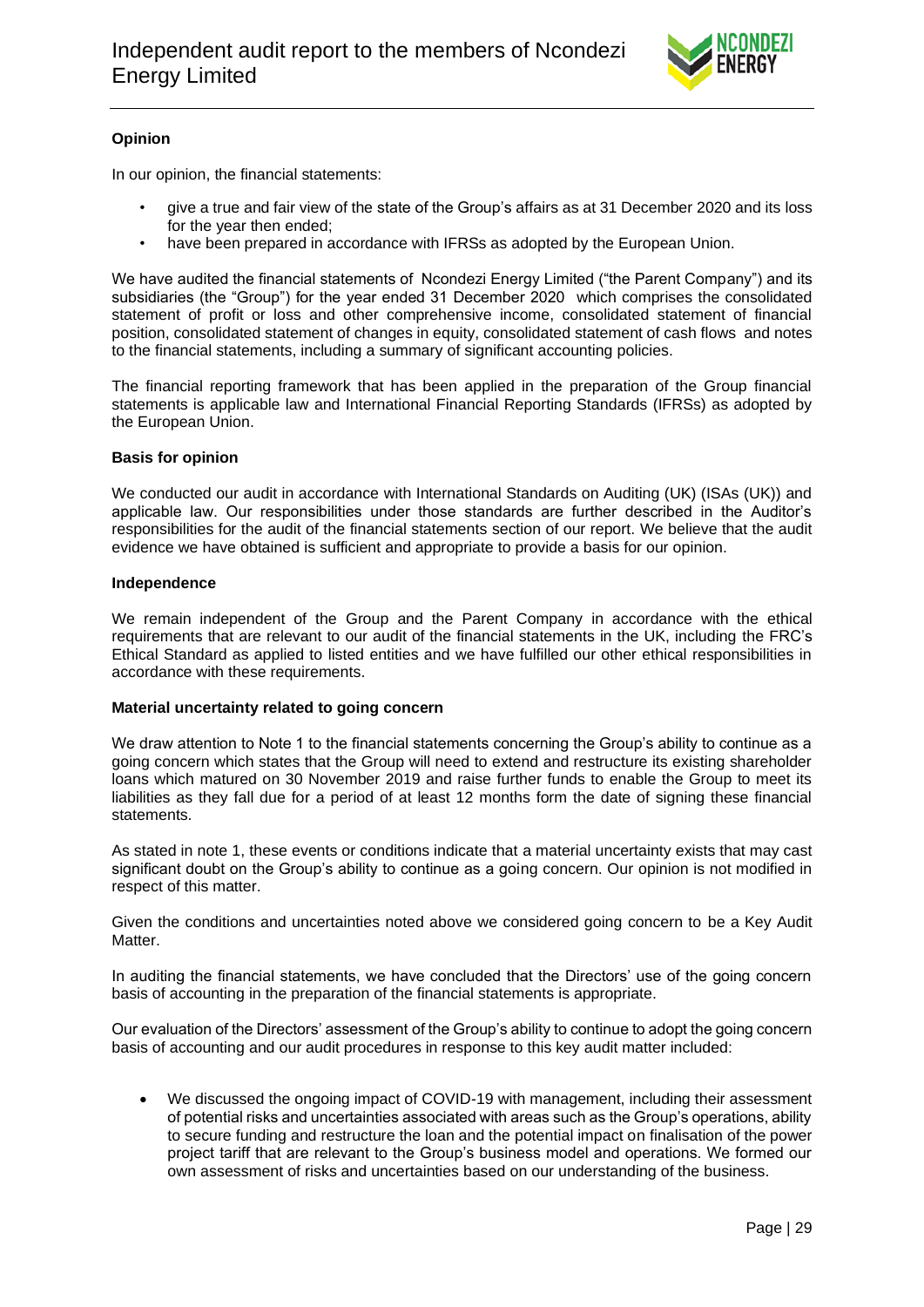# Independent audit report to the members of Ncondezi Energy Limited

**Opinion**

In our opinion, the financial statements:

- give a true and fair view of the state of the Group's affairs as at 31 December 2020 and its loss for the year then ended;
- have been prepared in accordance with IFRSs as adopted by the European Union.

We have audited the financial statements of Ncondezi Energy Limited ("the Parent Company") and its subsidiaries (the "Group") for the year ended 31 December 2020 which comprises the consolidated statement of profit or loss and other comprehensive income, consolidated statement of financial position, consolidated statement of changes in equity, consolidated statement of cash flows and notes to the financial statements, including a summary of significant accounting policies.

The financial reporting framework that has been applied in the preparation of the Group financial statements is applicable law and International Financial Reporting Standards (IFRSs) as adopted by the European Union.

**Basis for opinion**

We conducted our audit in accordance with International Standards on Auditing (UK) (ISAs (UK)) and applicable law. Our responsibilities under those standards are further described in the Auditor's responsibilities for the audit of the financial statements section of our report. We believe that the audit evidence we have obtained is sufficient and appropriate to provide a basis for our opinion.

**Independence**

We remain independent of the Group and the Parent Company in accordance with the ethical requirements that are relevant to our audit of the financial statements in the UK, including the FRC's Ethical Standard as applied to listed entities and we have fulfilled our other ethical responsibilities in accordance with these requirements.

**Material uncertainty related to going concern**

We draw attention to Note 1 to the financial statements concerning the Group's ability to continue as a going concern which states that the Group will need to extend and restructure its existing shareholder loans which matured on 30 November 2019 and raise further funds to enable the Group to meet its liabilities as they fall due for a period of at least 12 months form the date of signing these financial statements.

As stated in note 1, these events or conditions indicate that a material uncertainty exists that may cast significant doubt on the Group's ability to continue as a going concern. Our opinion is not modified in respect of this matter.

Given the conditions and uncertainties noted above we considered going concern to be a Key Audit Matter.

In auditing the financial statements, we have concluded that the Directors' use of the going concern basis of accounting in the preparation of the financial statements is appropriate.

Our evaluation of the Directors' assessment of the Group's ability to continue to adopt the going concern basis of accounting and our audit procedures in response to this key audit matter included:

- We discussed the ongoing impact of COVID-19 with management, including their assessment of potential risks and uncertainties associated with areas such as the Group's operations, ability to secure funding and restructure the loan and the potential impact on finalisation of the power project tariff that are relevant to the Group's business model and operations. We formed our own assessment of risks and uncertainties based on our understanding of the business.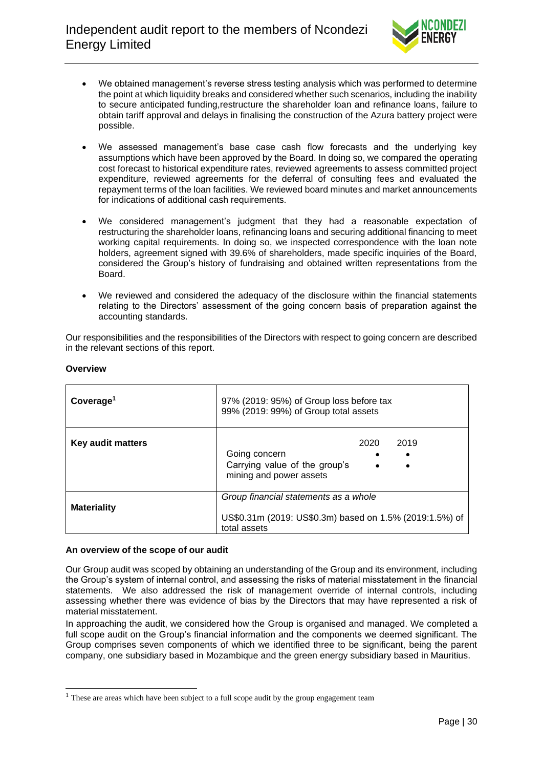- We obtained management's reverse stress testing analysis which was performed to determine the point at which liquidity breaks and considered whether such scenarios, including the inability to secure anticipated funding,restructure the shareholder loan and refinance loans, failure to obtain tariff approval and delays in finalising the construction of the Azura battery project were possible.

- We assessed management's base case cash flow forecasts and the underlying key assumptions which have been approved by the Board. In doing so, we compared the operating cost forecast to historical expenditure rates, reviewed agreements to assess committed project expenditure, reviewed agreements for the deferral of consulting fees and evaluated the repayment terms of the loan facilities. We reviewed board minutes and market announcements for indications of additional cash requirements.

- We considered management's judgment that they had a reasonable expectation of restructuring the shareholder loans, refinancing loans and securing additional financing to meet working capital requirements. In doing so, we inspected correspondence with the loan note holders, agreement signed with 39.6% of shareholders, made specific inquiries of the Board, considered the Group's history of fundraising and obtained written representations from the Board.

- We reviewed and considered the adequacy of the disclosure within the financial statements relating to the Directors' assessment of the going concern basis of preparation against the accounting standards.

Our responsibilities and the responsibilities of the Directors with respect to going concern are described in the relevant sections of this report.

**Overview**

| | | | |
|---|---|---|---|
| **Coverage**[1] | 97% (2019: 95%) of Group loss before tax<br>99% (2019: 99%) of Group total assets | | |
| **Key audit matters** | | 2020 | 2019 |
| | Going concern | • | • |
| | Carrying value of the group's mining and power assets | • | • |
| **Materiality** | *Group financial statements as a whole*<br>US$0.31m (2019: US$0.3m) based on 1.5% (2019:1.5%) of total assets | | |

**An overview of the scope of our audit**

Our Group audit was scoped by obtaining an understanding of the Group and its environment, including the Group's system of internal control, and assessing the risks of material misstatement in the financial statements. We also addressed the risk of management override of internal controls, including assessing whether there was evidence of bias by the Directors that may have represented a risk of material misstatement.

In approaching the audit, we considered how the Group is organised and managed. We completed a full scope audit on the Group's financial information and the components we deemed significant. The Group comprises seven components of which we identified three to be significant, being the parent company, one subsidiary based in Mozambique and the green energy subsidiary based in Mauritius.

[1] These are areas which have been subject to a full scope audit by the group engagement team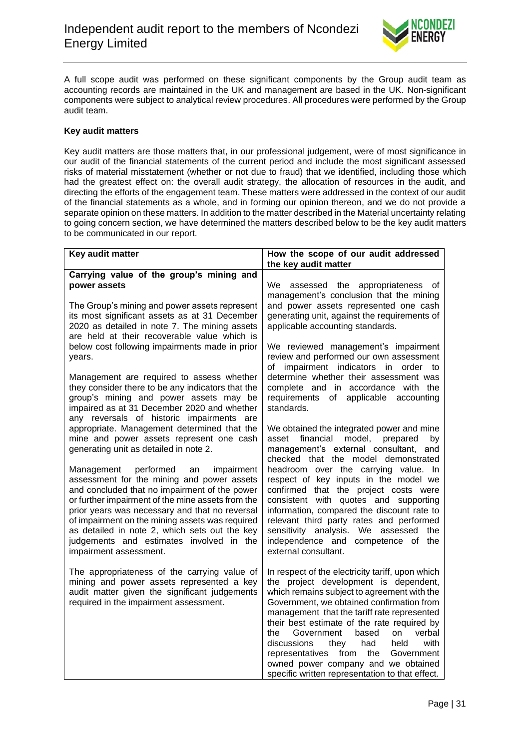A full scope audit was performed on these significant components by the Group audit team as accounting records are maintained in the UK and management are based in the UK. Non-significant components were subject to analytical review procedures. All procedures were performed by the Group audit team.

**Key audit matters**

Key audit matters are those matters that, in our professional judgement, were of most significance in our audit of the financial statements of the current period and include the most significant assessed risks of material misstatement (whether or not due to fraud) that we identified, including those which had the greatest effect on: the overall audit strategy, the allocation of resources in the audit, and directing the efforts of the engagement team. These matters were addressed in the context of our audit of the financial statements as a whole, and in forming our opinion thereon, and we do not provide a separate opinion on these matters. In addition to the matter described in the Material uncertainty relating to going concern section, we have determined the matters described below to be the key audit matters to be communicated in our report.

| Key audit matter | How the scope of our audit addressed the key audit matter |
|---|---|
| **Carrying value of the group's mining and power assets**<br><br>The Group's mining and power assets represent its most significant assets as at 31 December 2020 as detailed in note 7. The mining assets are held at their recoverable value which is below cost following impairments made in prior years.<br><br>Management are required to assess whether they consider there to be any indicators that the group's mining and power assets may be impaired as at 31 December 2020 and whether any reversals of historic impairments are appropriate. Management determined that the mine and power assets represent one cash generating unit as detailed in note 2.<br><br>Management performed an impairment assessment for the mining and power assets and concluded that no impairment of the power or further impairment of the mine assets from the prior years was necessary and that no reversal of impairment on the mining assets was required as detailed in note 2, which sets out the key judgements and estimates involved in the impairment assessment.<br><br>The appropriateness of the carrying value of mining and power assets represented a key audit matter given the significant judgements required in the impairment assessment. | We assessed the appropriateness of management's conclusion that the mining and power assets represented one cash generating unit, against the requirements of applicable accounting standards.<br><br>We reviewed management's impairment review and performed our own assessment of impairment indicators in order to determine whether their assessment was complete and in accordance with the requirements of applicable accounting standards.<br><br>We obtained the integrated power and mine asset financial model, prepared by management's external consultant, and checked that the model demonstrated headroom over the carrying value. In respect of key inputs in the model we confirmed that the project costs were consistent with quotes and supporting information, compared the discount rate to relevant third party rates and performed sensitivity analysis. We assessed the independence and competence of the external consultant.<br><br>In respect of the electricity tariff, upon which the project development is dependent, which remains subject to agreement with the Government, we obtained confirmation from management that the tariff rate represented their best estimate of the rate required by the Government based on verbal discussions they had held with representatives from the Government owned power company and we obtained specific written representation to that effect. |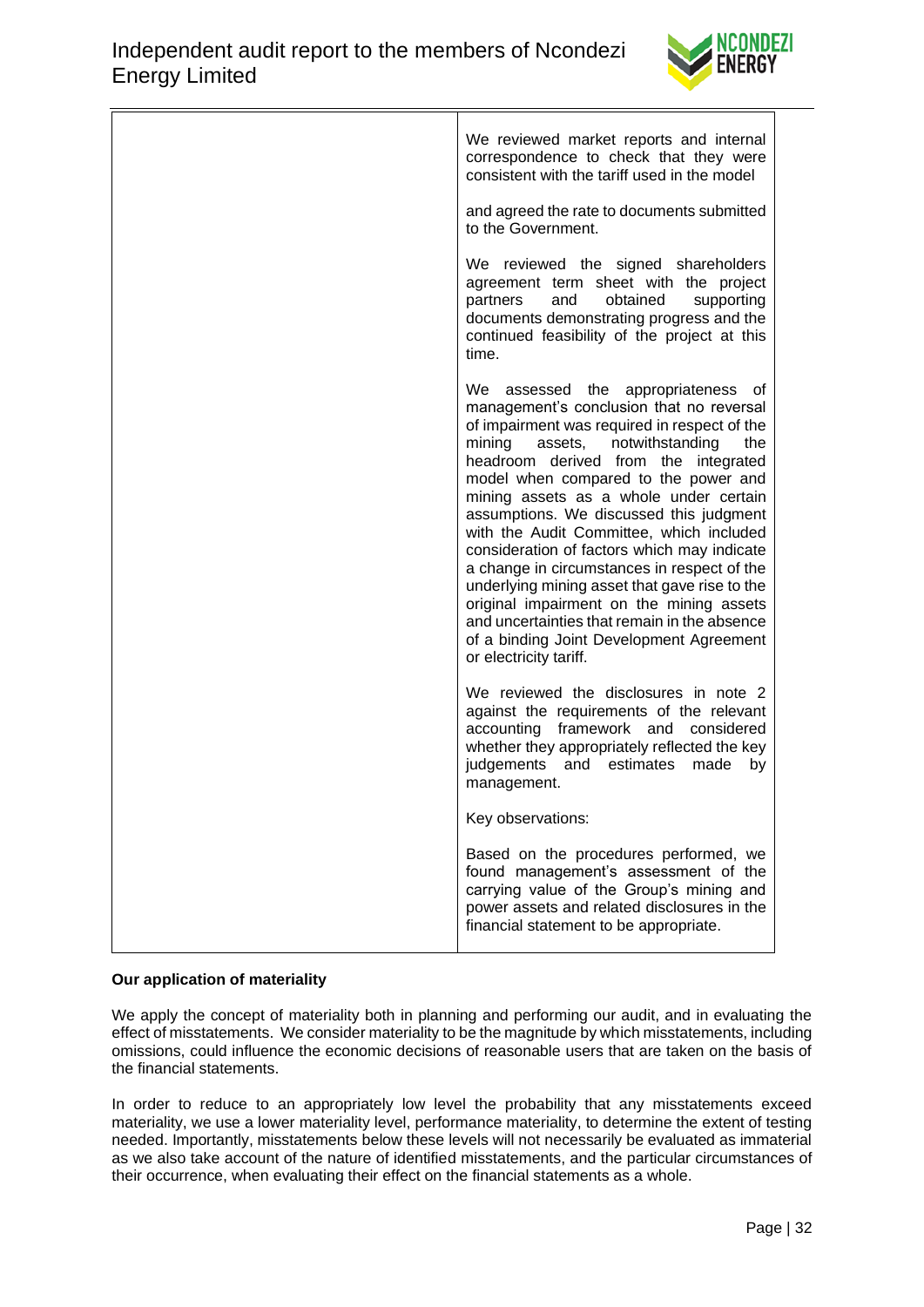| | |
|---|---|
| | We reviewed market reports and internal correspondence to check that they were consistent with the tariff used in the model<br><br>and agreed the rate to documents submitted to the Government.<br><br>We reviewed the signed shareholders agreement term sheet with the project partners and obtained supporting documents demonstrating progress and the continued feasibility of the project at this time.<br><br>We assessed the appropriateness of management's conclusion that no reversal of impairment was required in respect of the mining assets, notwithstanding the headroom derived from the integrated model when compared to the power and mining assets as a whole under certain assumptions. We discussed this judgment with the Audit Committee, which included consideration of factors which may indicate a change in circumstances in respect of the underlying mining asset that gave rise to the original impairment on the mining assets and uncertainties that remain in the absence of a binding Joint Development Agreement or electricity tariff.<br><br>We reviewed the disclosures in note 2 against the requirements of the relevant accounting framework and considered whether they appropriately reflected the key judgements and estimates made by management.<br><br>Key observations:<br><br>Based on the procedures performed, we found management's assessment of the carrying value of the Group's mining and power assets and related disclosures in the financial statement to be appropriate. |

**Our application of materiality**

We apply the concept of materiality both in planning and performing our audit, and in evaluating the effect of misstatements. We consider materiality to be the magnitude by which misstatements, including omissions, could influence the economic decisions of reasonable users that are taken on the basis of the financial statements.

In order to reduce to an appropriately low level the probability that any misstatements exceed materiality, we use a lower materiality level, performance materiality, to determine the extent of testing needed. Importantly, misstatements below these levels will not necessarily be evaluated as immaterial as we also take account of the nature of identified misstatements, and the particular circumstances of their occurrence, when evaluating their effect on the financial statements as a whole.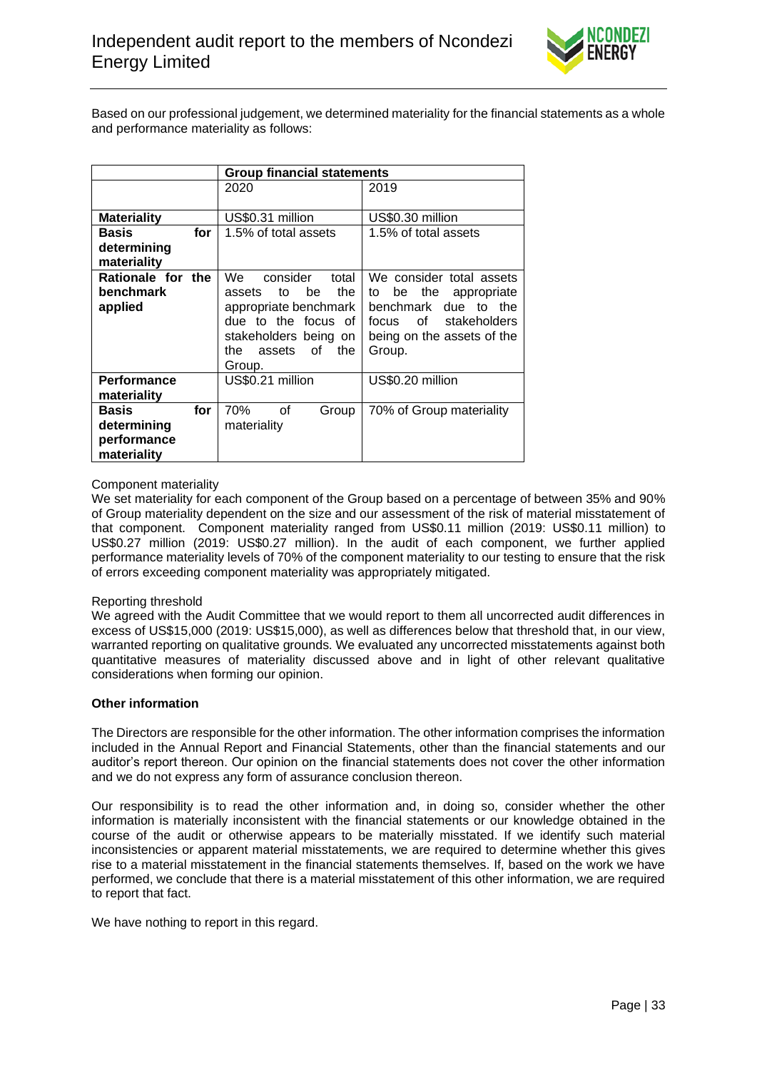Based on our professional judgement, we determined materiality for the financial statements as a whole and performance materiality as follows:

| | Group financial statements | |
|---|---|---|
| | 2020 | 2019 |
| **Materiality** | US$0.31 million | US$0.30 million |
| **Basis for determining materiality** | 1.5% of total assets | 1.5% of total assets |
| **Rationale for the benchmark applied** | We consider total assets to be the appropriate benchmark due to the focus of stakeholders being on the assets of the Group. | We consider total assets to be the appropriate benchmark due to the focus of stakeholders being on the assets of the Group. |
| **Performance materiality** | US$0.21 million | US$0.20 million |
| **Basis for determining performance materiality** | 70% of Group materiality | 70% of Group materiality |

Component materiality

We set materiality for each component of the Group based on a percentage of between 35% and 90% of Group materiality dependent on the size and our assessment of the risk of material misstatement of that component. Component materiality ranged from US$0.11 million (2019: US$0.11 million) to US$0.27 million (2019: US$0.27 million). In the audit of each component, we further applied performance materiality levels of 70% of the component materiality to our testing to ensure that the risk of errors exceeding component materiality was appropriately mitigated.

Reporting threshold

We agreed with the Audit Committee that we would report to them all uncorrected audit differences in excess of US$15,000 (2019: US$15,000), as well as differences below that threshold that, in our view, warranted reporting on qualitative grounds. We evaluated any uncorrected misstatements against both quantitative measures of materiality discussed above and in light of other relevant qualitative considerations when forming our opinion.

**Other information**

The Directors are responsible for the other information. The other information comprises the information included in the Annual Report and Financial Statements, other than the financial statements and our auditor's report thereon. Our opinion on the financial statements does not cover the other information and we do not express any form of assurance conclusion thereon.

Our responsibility is to read the other information and, in doing so, consider whether the other information is materially inconsistent with the financial statements or our knowledge obtained in the course of the audit or otherwise appears to be materially misstated. If we identify such material inconsistencies or apparent material misstatements, we are required to determine whether this gives rise to a material misstatement in the financial statements themselves. If, based on the work we have performed, we conclude that there is a material misstatement of this other information, we are required to report that fact.

We have nothing to report in this regard.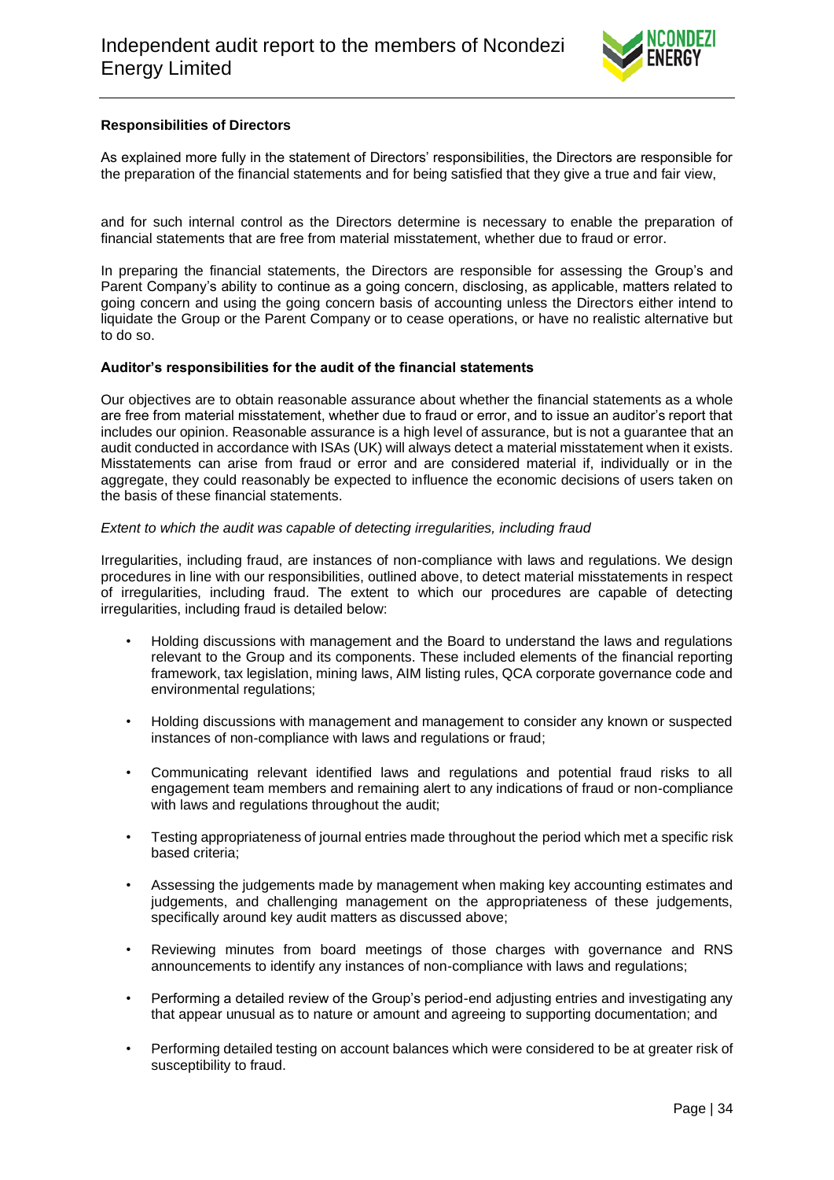**Responsibilities of Directors**

As explained more fully in the statement of Directors' responsibilities, the Directors are responsible for the preparation of the financial statements and for being satisfied that they give a true and fair view,

and for such internal control as the Directors determine is necessary to enable the preparation of financial statements that are free from material misstatement, whether due to fraud or error.

In preparing the financial statements, the Directors are responsible for assessing the Group's and Parent Company's ability to continue as a going concern, disclosing, as applicable, matters related to going concern and using the going concern basis of accounting unless the Directors either intend to liquidate the Group or the Parent Company or to cease operations, or have no realistic alternative but to do so.

**Auditor's responsibilities for the audit of the financial statements**

Our objectives are to obtain reasonable assurance about whether the financial statements as a whole are free from material misstatement, whether due to fraud or error, and to issue an auditor's report that includes our opinion. Reasonable assurance is a high level of assurance, but is not a guarantee that an audit conducted in accordance with ISAs (UK) will always detect a material misstatement when it exists. Misstatements can arise from fraud or error and are considered material if, individually or in the aggregate, they could reasonably be expected to influence the economic decisions of users taken on the basis of these financial statements.

*Extent to which the audit was capable of detecting irregularities, including fraud*

Irregularities, including fraud, are instances of non-compliance with laws and regulations. We design procedures in line with our responsibilities, outlined above, to detect material misstatements in respect of irregularities, including fraud. The extent to which our procedures are capable of detecting irregularities, including fraud is detailed below:

- Holding discussions with management and the Board to understand the laws and regulations relevant to the Group and its components. These included elements of the financial reporting framework, tax legislation, mining laws, AIM listing rules, QCA corporate governance code and environmental regulations;
- Holding discussions with management and management to consider any known or suspected instances of non-compliance with laws and regulations or fraud;
- Communicating relevant identified laws and regulations and potential fraud risks to all engagement team members and remaining alert to any indications of fraud or non-compliance with laws and regulations throughout the audit;
- Testing appropriateness of journal entries made throughout the period which met a specific risk based criteria;
- Assessing the judgements made by management when making key accounting estimates and judgements, and challenging management on the appropriateness of these judgements, specifically around key audit matters as discussed above;
- Reviewing minutes from board meetings of those charges with governance and RNS announcements to identify any instances of non-compliance with laws and regulations;
- Performing a detailed review of the Group's period-end adjusting entries and investigating any that appear unusual as to nature or amount and agreeing to supporting documentation; and
- Performing detailed testing on account balances which were considered to be at greater risk of susceptibility to fraud.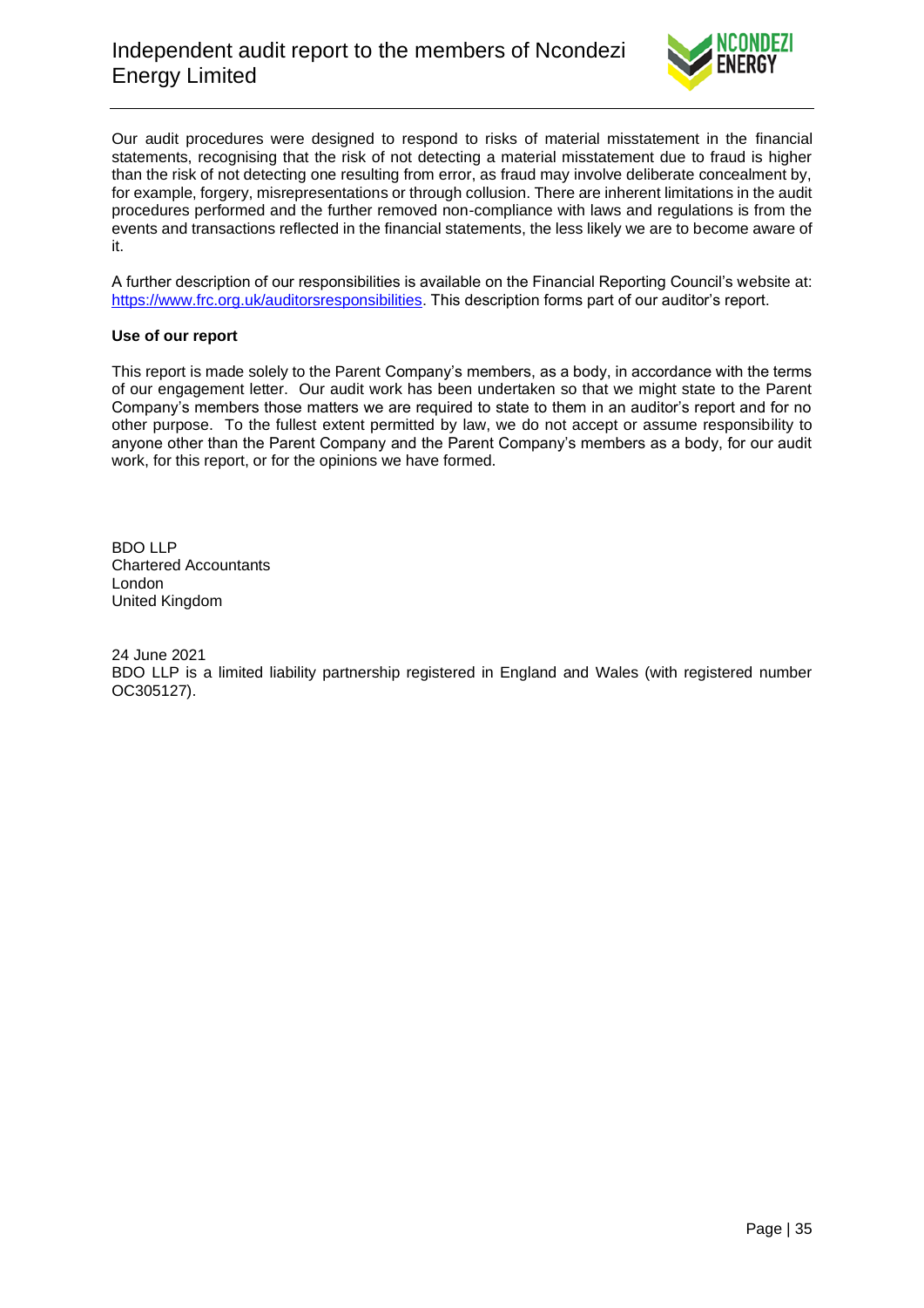Our audit procedures were designed to respond to risks of material misstatement in the financial statements, recognising that the risk of not detecting a material misstatement due to fraud is higher than the risk of not detecting one resulting from error, as fraud may involve deliberate concealment by, for example, forgery, misrepresentations or through collusion. There are inherent limitations in the audit procedures performed and the further removed non-compliance with laws and regulations is from the events and transactions reflected in the financial statements, the less likely we are to become aware of it.

A further description of our responsibilities is available on the Financial Reporting Council's website at: https://www.frc.org.uk/auditorsresponsibilities. This description forms part of our auditor's report.

**Use of our report**

This report is made solely to the Parent Company's members, as a body, in accordance with the terms of our engagement letter. Our audit work has been undertaken so that we might state to the Parent Company's members those matters we are required to state to them in an auditor's report and for no other purpose. To the fullest extent permitted by law, we do not accept or assume responsibility to anyone other than the Parent Company and the Parent Company's members as a body, for our audit work, for this report, or for the opinions we have formed.

BDO LLP
Chartered Accountants
London
United Kingdom

24 June 2021
BDO LLP is a limited liability partnership registered in England and Wales (with registered number OC305127).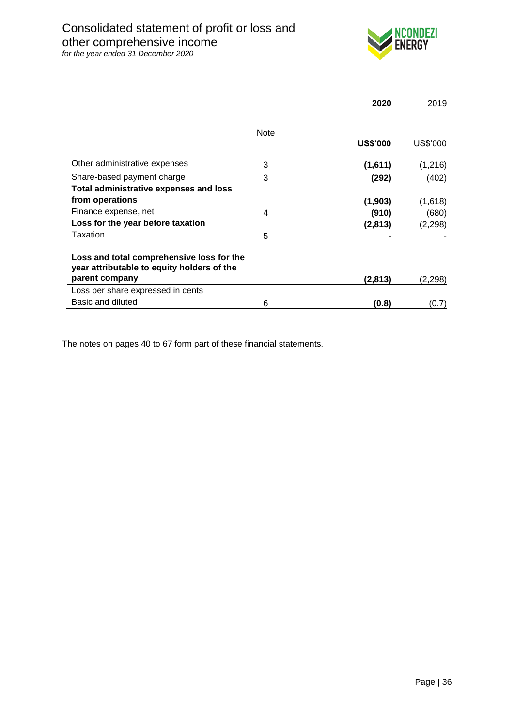# Consolidated statement of profit or loss and other comprehensive income

*for the year ended 31 December 2020*

| | Note | 2020 | 2019 |
|---|---|---|---|
| | | **US$'000** | US$'000 |
| Other administrative expenses | 3 | **(1,611)** | (1,216) |
| Share-based payment charge | 3 | **(292)** | (402) |
| **Total administrative expenses and loss from operations** | | **(1,903)** | (1,618) |
| Finance expense, net | 4 | **(910)** | (680) |
| **Loss for the year before taxation** | | **(2,813)** | (2,298) |
| Taxation | 5 | **-** | - |
| **Loss and total comprehensive loss for the year attributable to equity holders of the parent company** | | **(2,813)** | (2,298) |
| Loss per share expressed in cents | | | |
| Basic and diluted | 6 | **(0.8)** | (0.7) |

The notes on pages 40 to 67 form part of these financial statements.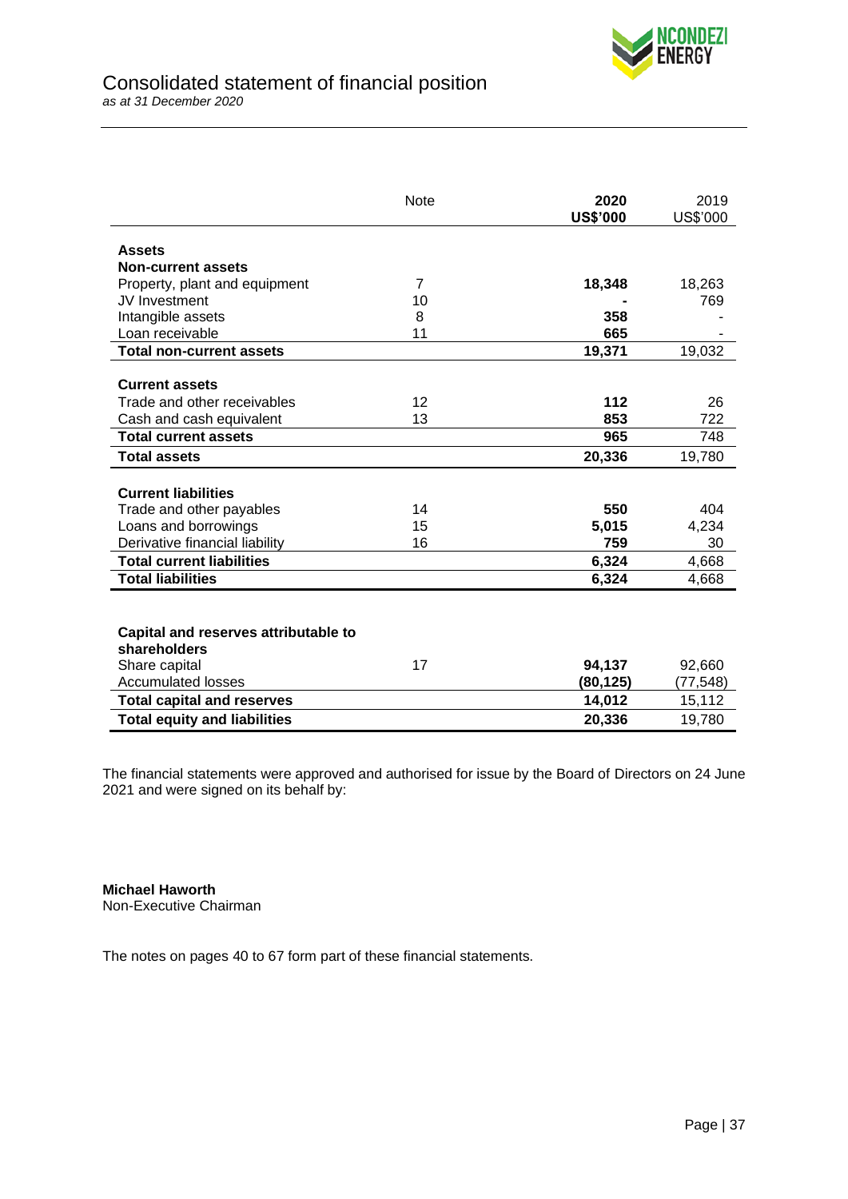# Consolidated statement of financial position

*as at 31 December 2020*

| | Note | **2020** **US$'000** | 2019 US$'000 |
|---|---|---|---|
| **Assets** | | | |
| **Non-current assets** | | | |
| Property, plant and equipment | 7 | **18,348** | 18,263 |
| JV Investment | 10 | **-** | 769 |
| Intangible assets | 8 | **358** | - |
| Loan receivable | 11 | **665** | - |
| **Total non-current assets** | | **19,371** | 19,032 |
| **Current assets** | | | |
| Trade and other receivables | 12 | **112** | 26 |
| Cash and cash equivalent | 13 | **853** | 722 |
| **Total current assets** | | **965** | 748 |
| **Total assets** | | **20,336** | 19,780 |
| **Current liabilities** | | | |
| Trade and other payables | 14 | **550** | 404 |
| Loans and borrowings | 15 | **5,015** | 4,234 |
| Derivative financial liability | 16 | **759** | 30 |
| **Total current liabilities** | | **6,324** | 4,668 |
| **Total liabilities** | | **6,324** | 4,668 |
| **Capital and reserves attributable to shareholders** | | | |
| Share capital | 17 | **94,137** | 92,660 |
| Accumulated losses | | **(80,125)** | (77,548) |
| **Total capital and reserves** | | **14,012** | 15,112 |
| **Total equity and liabilities** | | **20,336** | 19,780 |

The financial statements were approved and authorised for issue by the Board of Directors on 24 June 2021 and were signed on its behalf by:

**Michael Haworth**
Non-Executive Chairman

The notes on pages 40 to 67 form part of these financial statements.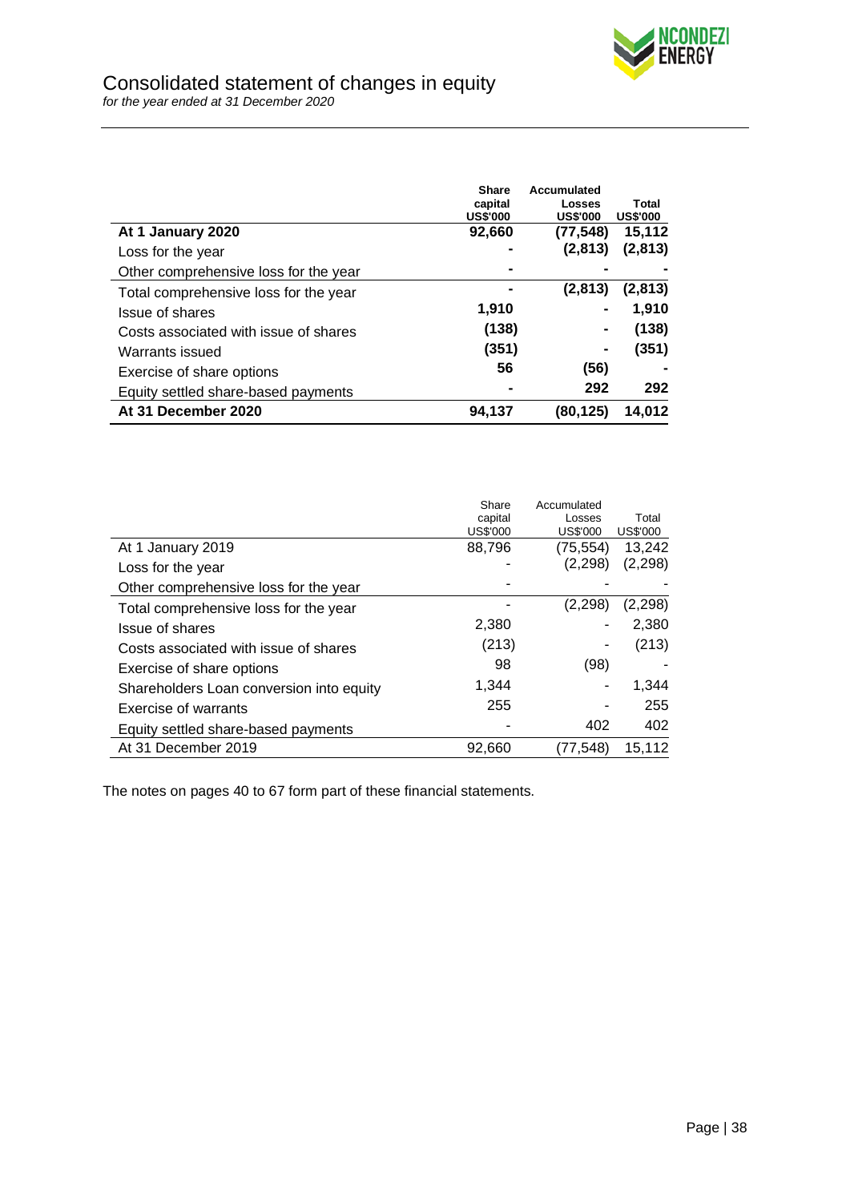# Consolidated statement of changes in equity

*for the year ended at 31 December 2020*

| | **Share capital US$'000** | **Accumulated Losses US$'000** | **Total US$'000** |
|---|---|---|---|
| **At 1 January 2020** | **92,660** | **(77,548)** | **15,112** |
| Loss for the year | **-** | **(2,813)** | **(2,813)** |
| Other comprehensive loss for the year | **-** | **-** | **-** |
| Total comprehensive loss for the year | **-** | **(2,813)** | **(2,813)** |
| Issue of shares | **1,910** | **-** | **1,910** |
| Costs associated with issue of shares | **(138)** | **-** | **(138)** |
| Warrants issued | **(351)** | **-** | **(351)** |
| Exercise of share options | **56** | **(56)** | **-** |
| Equity settled share-based payments | **-** | **292** | **292** |
| **At 31 December 2020** | **94,137** | **(80,125)** | **14,012** |

| | Share capital US$'000 | Accumulated Losses US$'000 | Total US$'000 |
|---|---|---|---|
| At 1 January 2019 | 88,796 | (75,554) | 13,242 |
| Loss for the year | - | (2,298) | (2,298) |
| Other comprehensive loss for the year | - | - | - |
| Total comprehensive loss for the year | - | (2,298) | (2,298) |
| Issue of shares | 2,380 | - | 2,380 |
| Costs associated with issue of shares | (213) | - | (213) |
| Exercise of share options | 98 | (98) | - |
| Shareholders Loan conversion into equity | 1,344 | - | 1,344 |
| Exercise of warrants | 255 | - | 255 |
| Equity settled share-based payments | - | 402 | 402 |
| At 31 December 2019 | 92,660 | (77,548) | 15,112 |

The notes on pages 40 to 67 form part of these financial statements.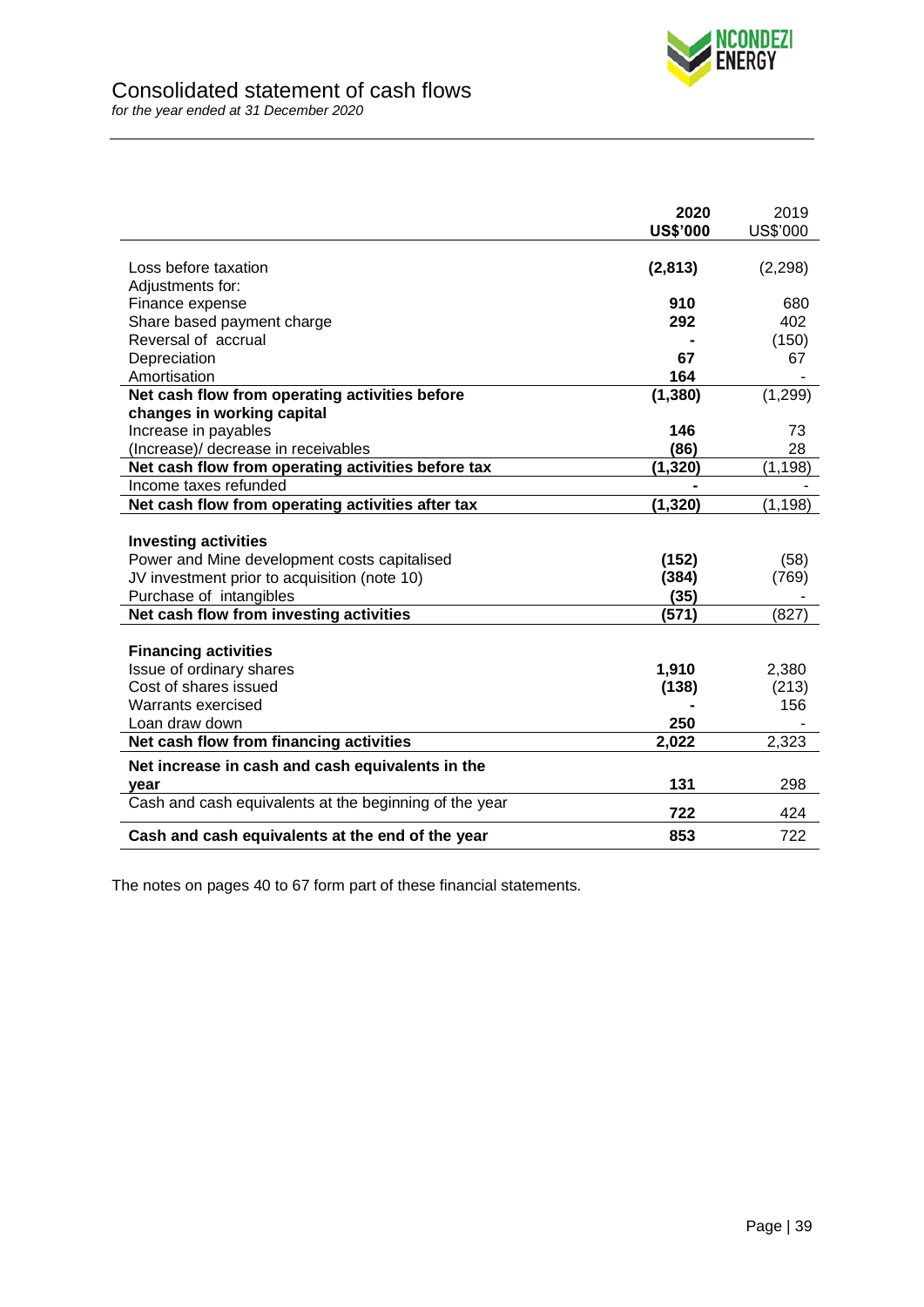# Consolidated statement of cash flows

*for the year ended at 31 December 2020*

| | **2020 US$'000** | 2019 US$'000 |
|---|---|---|
| Loss before taxation | **(2,813)** | (2,298) |
| Adjustments for: | | |
| Finance expense | **910** | 680 |
| Share based payment charge | **292** | 402 |
| Reversal of accrual | **-** | (150) |
| Depreciation | **67** | 67 |
| Amortisation | **164** | - |
| **Net cash flow from operating activities before changes in working capital** | **(1,380)** | (1,299) |
| Increase in payables | **146** | 73 |
| (Increase)/ decrease in receivables | **(86)** | 28 |
| **Net cash flow from operating activities before tax** | **(1,320)** | (1,198) |
| Income taxes refunded | **-** | - |
| **Net cash flow from operating activities after tax** | **(1,320)** | (1,198) |
| **Investing activities** | | |
| Power and Mine development costs capitalised | **(152)** | (58) |
| JV investment prior to acquisition (note 10) | **(384)** | (769) |
| Purchase of intangibles | **(35)** | - |
| **Net cash flow from investing activities** | **(571)** | (827) |
| **Financing activities** | | |
| Issue of ordinary shares | **1,910** | 2,380 |
| Cost of shares issued | **(138)** | (213) |
| Warrants exercised | **-** | 156 |
| Loan draw down | **250** | - |
| **Net cash flow from financing activities** | **2,022** | 2,323 |
| **Net increase in cash and cash equivalents in the year** | **131** | 298 |
| Cash and cash equivalents at the beginning of the year | **722** | 424 |
| **Cash and cash equivalents at the end of the year** | **853** | 722 |

The notes on pages 40 to 67 form part of these financial statements.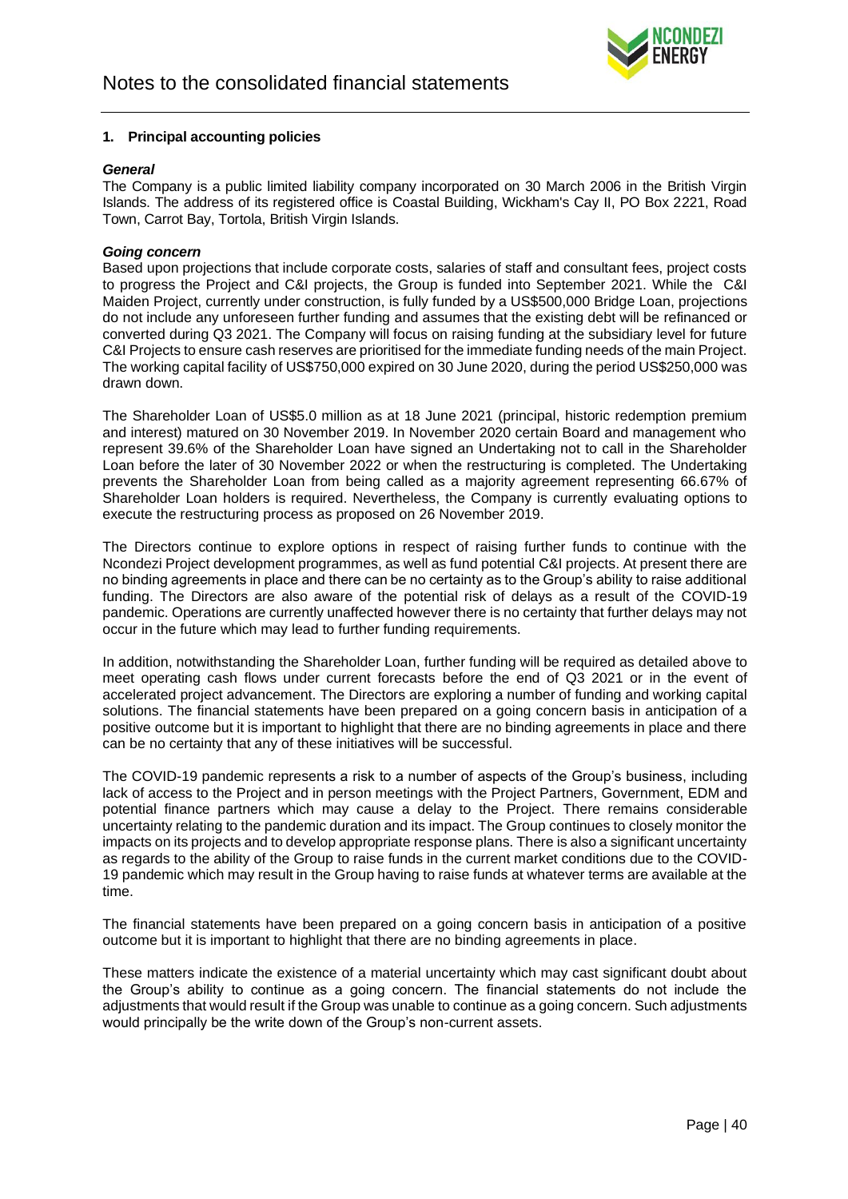# Notes to the consolidated financial statements

## 1. Principal accounting policies

***General***

The Company is a public limited liability company incorporated on 30 March 2006 in the British Virgin Islands. The address of its registered office is Coastal Building, Wickham's Cay II, PO Box 2221, Road Town, Carrot Bay, Tortola, British Virgin Islands.

***Going concern***

Based upon projections that include corporate costs, salaries of staff and consultant fees, project costs to progress the Project and C&I projects, the Group is funded into September 2021. While the C&I Maiden Project, currently under construction, is fully funded by a US$500,000 Bridge Loan, projections do not include any unforeseen further funding and assumes that the existing debt will be refinanced or converted during Q3 2021. The Company will focus on raising funding at the subsidiary level for future C&I Projects to ensure cash reserves are prioritised for the immediate funding needs of the main Project. The working capital facility of US$750,000 expired on 30 June 2020, during the period US$250,000 was drawn down.

The Shareholder Loan of US$5.0 million as at 18 June 2021 (principal, historic redemption premium and interest) matured on 30 November 2019. In November 2020 certain Board and management who represent 39.6% of the Shareholder Loan have signed an Undertaking not to call in the Shareholder Loan before the later of 30 November 2022 or when the restructuring is completed. The Undertaking prevents the Shareholder Loan from being called as a majority agreement representing 66.67% of Shareholder Loan holders is required. Nevertheless, the Company is currently evaluating options to execute the restructuring process as proposed on 26 November 2019.

The Directors continue to explore options in respect of raising further funds to continue with the Ncondezi Project development programmes, as well as fund potential C&I projects. At present there are no binding agreements in place and there can be no certainty as to the Group's ability to raise additional funding. The Directors are also aware of the potential risk of delays as a result of the COVID-19 pandemic. Operations are currently unaffected however there is no certainty that further delays may not occur in the future which may lead to further funding requirements.

In addition, notwithstanding the Shareholder Loan, further funding will be required as detailed above to meet operating cash flows under current forecasts before the end of Q3 2021 or in the event of accelerated project advancement. The Directors are exploring a number of funding and working capital solutions. The financial statements have been prepared on a going concern basis in anticipation of a positive outcome but it is important to highlight that there are no binding agreements in place and there can be no certainty that any of these initiatives will be successful.

The COVID-19 pandemic represents a risk to a number of aspects of the Group's business, including lack of access to the Project and in person meetings with the Project Partners, Government, EDM and potential finance partners which may cause a delay to the Project. There remains considerable uncertainty relating to the pandemic duration and its impact. The Group continues to closely monitor the impacts on its projects and to develop appropriate response plans. There is also a significant uncertainty as regards to the ability of the Group to raise funds in the current market conditions due to the COVID-19 pandemic which may result in the Group having to raise funds at whatever terms are available at the time.

The financial statements have been prepared on a going concern basis in anticipation of a positive outcome but it is important to highlight that there are no binding agreements in place.

These matters indicate the existence of a material uncertainty which may cast significant doubt about the Group's ability to continue as a going concern. The financial statements do not include the adjustments that would result if the Group was unable to continue as a going concern. Such adjustments would principally be the write down of the Group's non-current assets.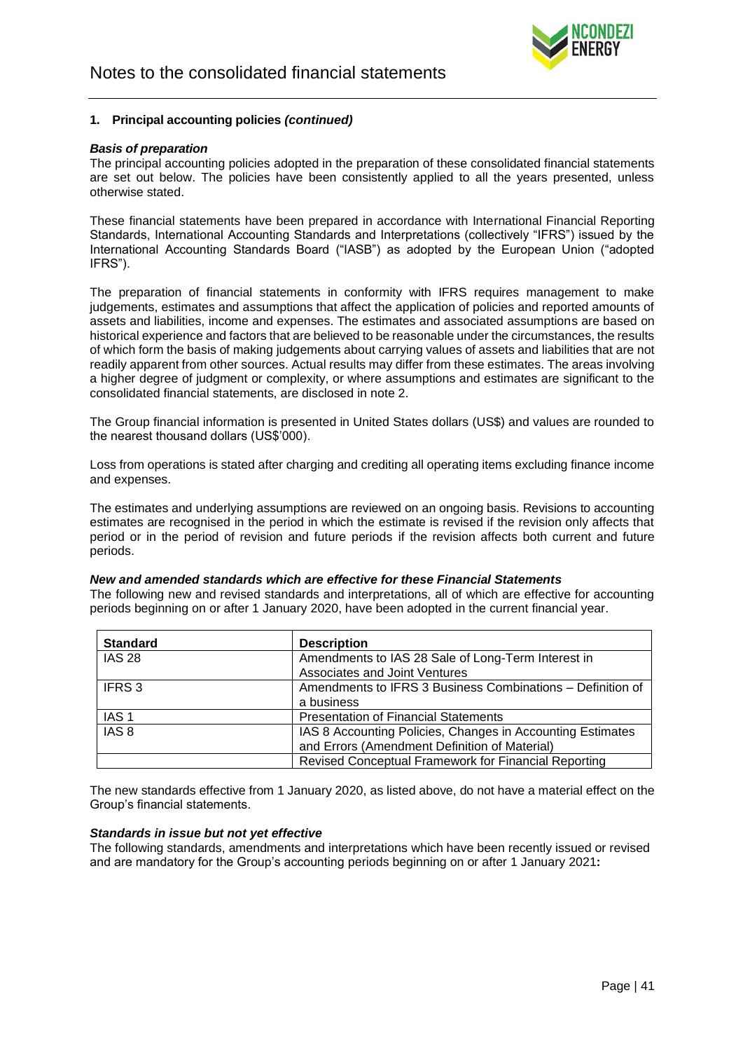# Notes to the consolidated financial statements

## 1. Principal accounting policies *(continued)*

***Basis of preparation***

The principal accounting policies adopted in the preparation of these consolidated financial statements are set out below. The policies have been consistently applied to all the years presented, unless otherwise stated.

These financial statements have been prepared in accordance with International Financial Reporting Standards, International Accounting Standards and Interpretations (collectively "IFRS") issued by the International Accounting Standards Board ("IASB") as adopted by the European Union ("adopted IFRS").

The preparation of financial statements in conformity with IFRS requires management to make judgements, estimates and assumptions that affect the application of policies and reported amounts of assets and liabilities, income and expenses. The estimates and associated assumptions are based on historical experience and factors that are believed to be reasonable under the circumstances, the results of which form the basis of making judgements about carrying values of assets and liabilities that are not readily apparent from other sources. Actual results may differ from these estimates. The areas involving a higher degree of judgment or complexity, or where assumptions and estimates are significant to the consolidated financial statements, are disclosed in note 2.

The Group financial information is presented in United States dollars (US$) and values are rounded to the nearest thousand dollars (US$'000).

Loss from operations is stated after charging and crediting all operating items excluding finance income and expenses.

The estimates and underlying assumptions are reviewed on an ongoing basis. Revisions to accounting estimates are recognised in the period in which the estimate is revised if the revision only affects that period or in the period of revision and future periods if the revision affects both current and future periods.

***New and amended standards which are effective for these Financial Statements***

The following new and revised standards and interpretations, all of which are effective for accounting periods beginning on or after 1 January 2020, have been adopted in the current financial year.

| Standard | Description |
|---|---|
| IAS 28 | Amendments to IAS 28 Sale of Long-Term Interest in Associates and Joint Ventures |
| IFRS 3 | Amendments to IFRS 3 Business Combinations – Definition of a business |
| IAS 1 | Presentation of Financial Statements |
| IAS 8 | IAS 8 Accounting Policies, Changes in Accounting Estimates and Errors (Amendment Definition of Material) |
| | Revised Conceptual Framework for Financial Reporting |

The new standards effective from 1 January 2020, as listed above, do not have a material effect on the Group's financial statements.

***Standards in issue but not yet effective***

The following standards, amendments and interpretations which have been recently issued or revised and are mandatory for the Group's accounting periods beginning on or after 1 January 2021**:**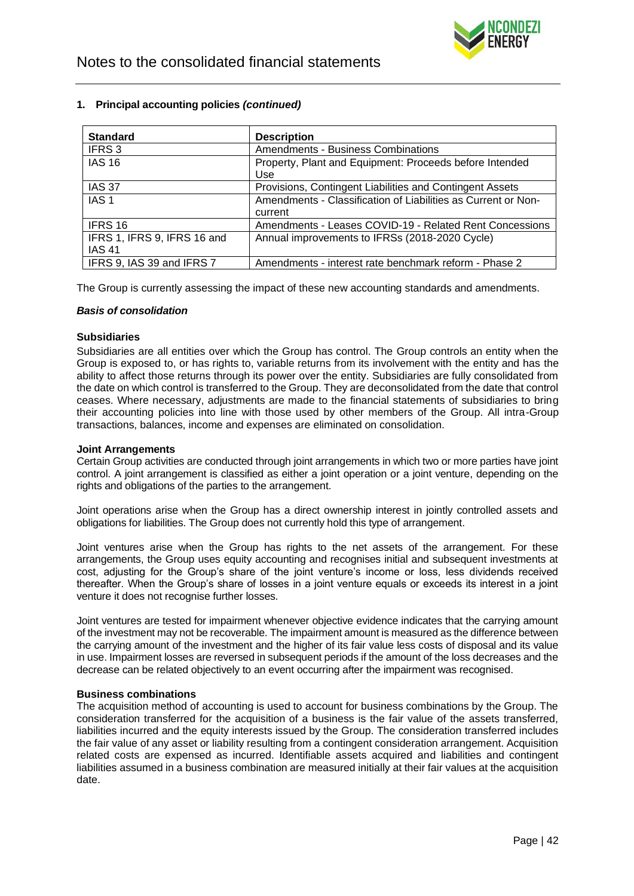**1. Principal accounting policies *(continued)***

| Standard | Description |
|---|---|
| IFRS 3 | Amendments - Business Combinations |
| IAS 16 | Property, Plant and Equipment: Proceeds before Intended Use |
| IAS 37 | Provisions, Contingent Liabilities and Contingent Assets |
| IAS 1 | Amendments - Classification of Liabilities as Current or Non-current |
| IFRS 16 | Amendments - Leases COVID-19 - Related Rent Concessions |
| IFRS 1, IFRS 9, IFRS 16 and IAS 41 | Annual improvements to IFRSs (2018-2020 Cycle) |
| IFRS 9, IAS 39 and IFRS 7 | Amendments - interest rate benchmark reform - Phase 2 |

The Group is currently assessing the impact of these new accounting standards and amendments.

***Basis of consolidation***

**Subsidiaries**

Subsidiaries are all entities over which the Group has control. The Group controls an entity when the Group is exposed to, or has rights to, variable returns from its involvement with the entity and has the ability to affect those returns through its power over the entity. Subsidiaries are fully consolidated from the date on which control is transferred to the Group. They are deconsolidated from the date that control ceases. Where necessary, adjustments are made to the financial statements of subsidiaries to bring their accounting policies into line with those used by other members of the Group. All intra-Group transactions, balances, income and expenses are eliminated on consolidation.

**Joint Arrangements**

Certain Group activities are conducted through joint arrangements in which two or more parties have joint control. A joint arrangement is classified as either a joint operation or a joint venture, depending on the rights and obligations of the parties to the arrangement.

Joint operations arise when the Group has a direct ownership interest in jointly controlled assets and obligations for liabilities. The Group does not currently hold this type of arrangement.

Joint ventures arise when the Group has rights to the net assets of the arrangement. For these arrangements, the Group uses equity accounting and recognises initial and subsequent investments at cost, adjusting for the Group's share of the joint venture's income or loss, less dividends received thereafter. When the Group's share of losses in a joint venture equals or exceeds its interest in a joint venture it does not recognise further losses.

Joint ventures are tested for impairment whenever objective evidence indicates that the carrying amount of the investment may not be recoverable. The impairment amount is measured as the difference between the carrying amount of the investment and the higher of its fair value less costs of disposal and its value in use. Impairment losses are reversed in subsequent periods if the amount of the loss decreases and the decrease can be related objectively to an event occurring after the impairment was recognised.

**Business combinations**

The acquisition method of accounting is used to account for business combinations by the Group. The consideration transferred for the acquisition of a business is the fair value of the assets transferred, liabilities incurred and the equity interests issued by the Group. The consideration transferred includes the fair value of any asset or liability resulting from a contingent consideration arrangement. Acquisition related costs are expensed as incurred. Identifiable assets acquired and liabilities and contingent liabilities assumed in a business combination are measured initially at their fair values at the acquisition date.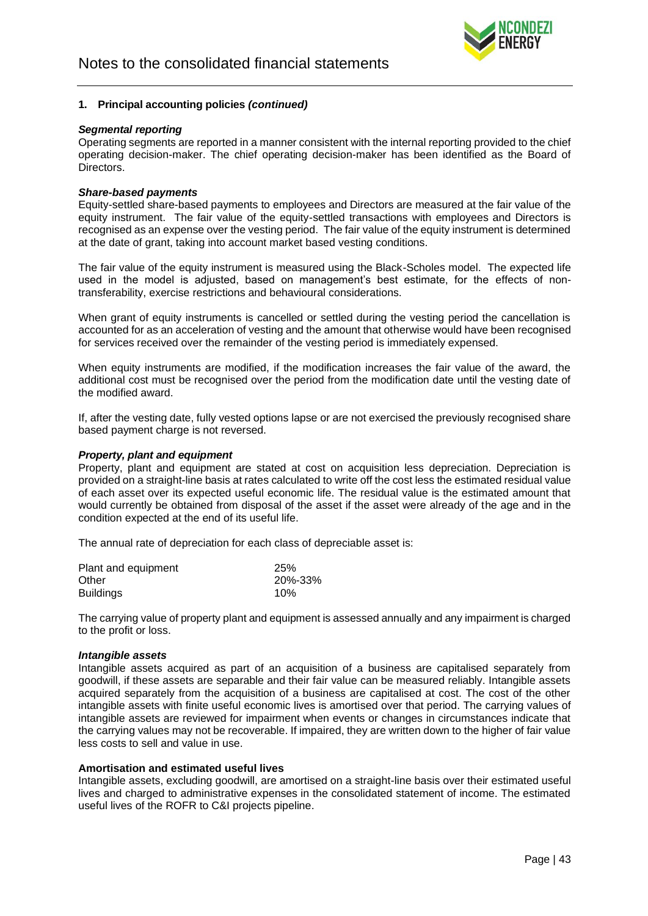## 1. Principal accounting policies *(continued)*

***Segmental reporting***

Operating segments are reported in a manner consistent with the internal reporting provided to the chief operating decision-maker. The chief operating decision-maker has been identified as the Board of Directors.

***Share-based payments***

Equity-settled share-based payments to employees and Directors are measured at the fair value of the equity instrument. The fair value of the equity-settled transactions with employees and Directors is recognised as an expense over the vesting period. The fair value of the equity instrument is determined at the date of grant, taking into account market based vesting conditions.

The fair value of the equity instrument is measured using the Black-Scholes model. The expected life used in the model is adjusted, based on management's best estimate, for the effects of non-transferability, exercise restrictions and behavioural considerations.

When grant of equity instruments is cancelled or settled during the vesting period the cancellation is accounted for as an acceleration of vesting and the amount that otherwise would have been recognised for services received over the remainder of the vesting period is immediately expensed.

When equity instruments are modified, if the modification increases the fair value of the award, the additional cost must be recognised over the period from the modification date until the vesting date of the modified award.

If, after the vesting date, fully vested options lapse or are not exercised the previously recognised share based payment charge is not reversed.

***Property, plant and equipment***

Property, plant and equipment are stated at cost on acquisition less depreciation. Depreciation is provided on a straight-line basis at rates calculated to write off the cost less the estimated residual value of each asset over its expected useful economic life. The residual value is the estimated amount that would currently be obtained from disposal of the asset if the asset were already of the age and in the condition expected at the end of its useful life.

The annual rate of depreciation for each class of depreciable asset is:

| | |
|---|---|
| Plant and equipment | 25% |
| Other | 20%-33% |
| Buildings | 10% |

The carrying value of property plant and equipment is assessed annually and any impairment is charged to the profit or loss.

***Intangible assets***

Intangible assets acquired as part of an acquisition of a business are capitalised separately from goodwill, if these assets are separable and their fair value can be measured reliably. Intangible assets acquired separately from the acquisition of a business are capitalised at cost. The cost of the other intangible assets with finite useful economic lives is amortised over that period. The carrying values of intangible assets are reviewed for impairment when events or changes in circumstances indicate that the carrying values may not be recoverable. If impaired, they are written down to the higher of fair value less costs to sell and value in use.

**Amortisation and estimated useful lives**

Intangible assets, excluding goodwill, are amortised on a straight-line basis over their estimated useful lives and charged to administrative expenses in the consolidated statement of income. The estimated useful lives of the ROFR to C&I projects pipeline.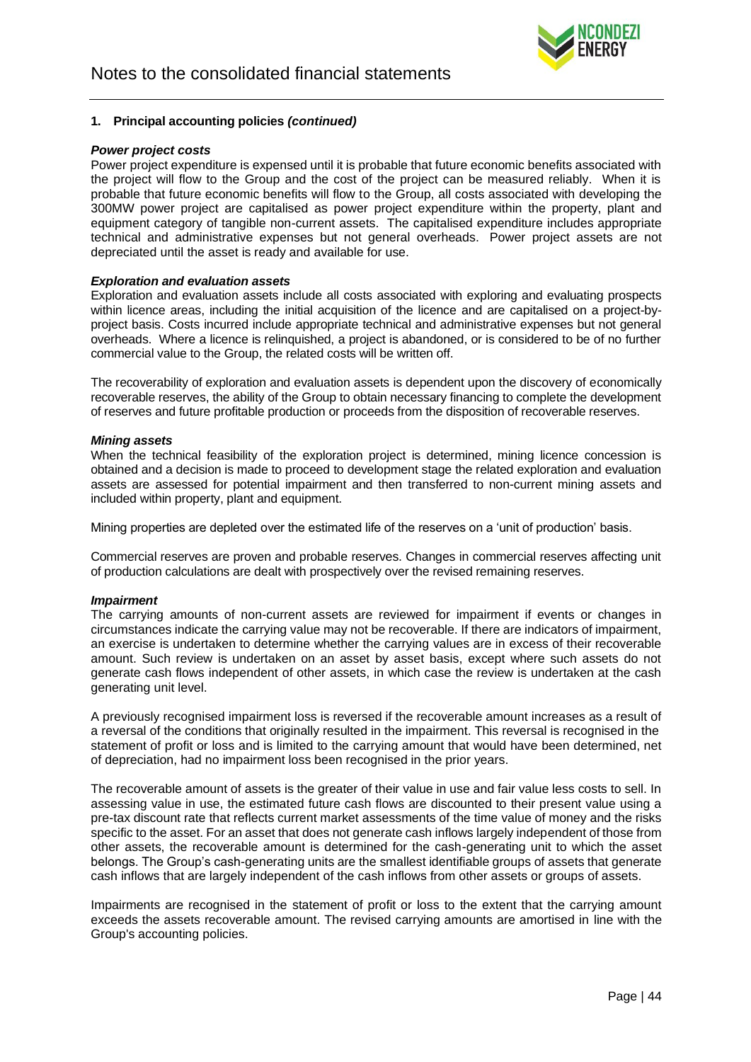# Notes to the consolidated financial statements

**1. Principal accounting policies *(continued)***

***Power project costs***

Power project expenditure is expensed until it is probable that future economic benefits associated with the project will flow to the Group and the cost of the project can be measured reliably. When it is probable that future economic benefits will flow to the Group, all costs associated with developing the 300MW power project are capitalised as power project expenditure within the property, plant and equipment category of tangible non-current assets. The capitalised expenditure includes appropriate technical and administrative expenses but not general overheads. Power project assets are not depreciated until the asset is ready and available for use.

***Exploration and evaluation assets***

Exploration and evaluation assets include all costs associated with exploring and evaluating prospects within licence areas, including the initial acquisition of the licence and are capitalised on a project-by-project basis. Costs incurred include appropriate technical and administrative expenses but not general overheads. Where a licence is relinquished, a project is abandoned, or is considered to be of no further commercial value to the Group, the related costs will be written off.

The recoverability of exploration and evaluation assets is dependent upon the discovery of economically recoverable reserves, the ability of the Group to obtain necessary financing to complete the development of reserves and future profitable production or proceeds from the disposition of recoverable reserves.

***Mining assets***

When the technical feasibility of the exploration project is determined, mining licence concession is obtained and a decision is made to proceed to development stage the related exploration and evaluation assets are assessed for potential impairment and then transferred to non-current mining assets and included within property, plant and equipment.

Mining properties are depleted over the estimated life of the reserves on a 'unit of production' basis.

Commercial reserves are proven and probable reserves. Changes in commercial reserves affecting unit of production calculations are dealt with prospectively over the revised remaining reserves.

***Impairment***

The carrying amounts of non-current assets are reviewed for impairment if events or changes in circumstances indicate the carrying value may not be recoverable. If there are indicators of impairment, an exercise is undertaken to determine whether the carrying values are in excess of their recoverable amount. Such review is undertaken on an asset by asset basis, except where such assets do not generate cash flows independent of other assets, in which case the review is undertaken at the cash generating unit level.

A previously recognised impairment loss is reversed if the recoverable amount increases as a result of a reversal of the conditions that originally resulted in the impairment. This reversal is recognised in the statement of profit or loss and is limited to the carrying amount that would have been determined, net of depreciation, had no impairment loss been recognised in the prior years.

The recoverable amount of assets is the greater of their value in use and fair value less costs to sell. In assessing value in use, the estimated future cash flows are discounted to their present value using a pre-tax discount rate that reflects current market assessments of the time value of money and the risks specific to the asset. For an asset that does not generate cash inflows largely independent of those from other assets, the recoverable amount is determined for the cash-generating unit to which the asset belongs. The Group's cash-generating units are the smallest identifiable groups of assets that generate cash inflows that are largely independent of the cash inflows from other assets or groups of assets.

Impairments are recognised in the statement of profit or loss to the extent that the carrying amount exceeds the assets recoverable amount. The revised carrying amounts are amortised in line with the Group's accounting policies.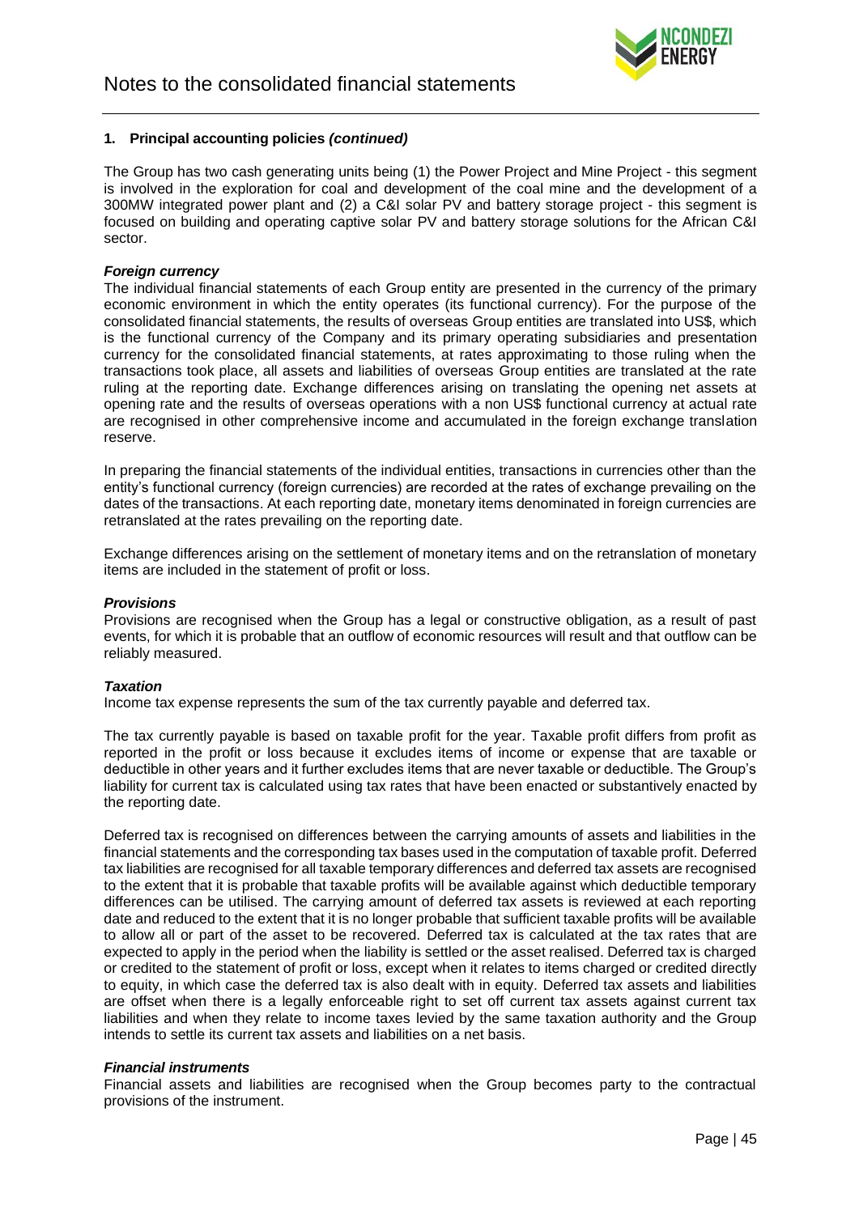## 1. Principal accounting policies *(continued)*

The Group has two cash generating units being (1) the Power Project and Mine Project - this segment is involved in the exploration for coal and development of the coal mine and the development of a 300MW integrated power plant and (2) a C&I solar PV and battery storage project - this segment is focused on building and operating captive solar PV and battery storage solutions for the African C&I sector.

***Foreign currency***

The individual financial statements of each Group entity are presented in the currency of the primary economic environment in which the entity operates (its functional currency). For the purpose of the consolidated financial statements, the results of overseas Group entities are translated into US$, which is the functional currency of the Company and its primary operating subsidiaries and presentation currency for the consolidated financial statements, at rates approximating to those ruling when the transactions took place, all assets and liabilities of overseas Group entities are translated at the rate ruling at the reporting date. Exchange differences arising on translating the opening net assets at opening rate and the results of overseas operations with a non US$ functional currency at actual rate are recognised in other comprehensive income and accumulated in the foreign exchange translation reserve.

In preparing the financial statements of the individual entities, transactions in currencies other than the entity's functional currency (foreign currencies) are recorded at the rates of exchange prevailing on the dates of the transactions. At each reporting date, monetary items denominated in foreign currencies are retranslated at the rates prevailing on the reporting date.

Exchange differences arising on the settlement of monetary items and on the retranslation of monetary items are included in the statement of profit or loss.

***Provisions***

Provisions are recognised when the Group has a legal or constructive obligation, as a result of past events, for which it is probable that an outflow of economic resources will result and that outflow can be reliably measured.

***Taxation***

Income tax expense represents the sum of the tax currently payable and deferred tax.

The tax currently payable is based on taxable profit for the year. Taxable profit differs from profit as reported in the profit or loss because it excludes items of income or expense that are taxable or deductible in other years and it further excludes items that are never taxable or deductible. The Group's liability for current tax is calculated using tax rates that have been enacted or substantively enacted by the reporting date.

Deferred tax is recognised on differences between the carrying amounts of assets and liabilities in the financial statements and the corresponding tax bases used in the computation of taxable profit. Deferred tax liabilities are recognised for all taxable temporary differences and deferred tax assets are recognised to the extent that it is probable that taxable profits will be available against which deductible temporary differences can be utilised. The carrying amount of deferred tax assets is reviewed at each reporting date and reduced to the extent that it is no longer probable that sufficient taxable profits will be available to allow all or part of the asset to be recovered. Deferred tax is calculated at the tax rates that are expected to apply in the period when the liability is settled or the asset realised. Deferred tax is charged or credited to the statement of profit or loss, except when it relates to items charged or credited directly to equity, in which case the deferred tax is also dealt with in equity. Deferred tax assets and liabilities are offset when there is a legally enforceable right to set off current tax assets against current tax liabilities and when they relate to income taxes levied by the same taxation authority and the Group intends to settle its current tax assets and liabilities on a net basis.

***Financial instruments***

Financial assets and liabilities are recognised when the Group becomes party to the contractual provisions of the instrument.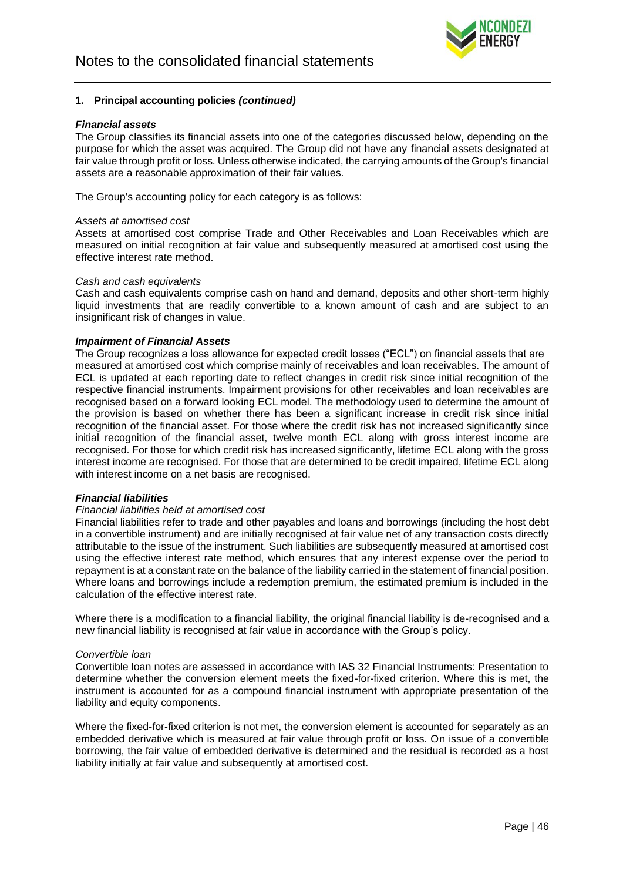## 1. Principal accounting policies *(continued)*

***Financial assets***

The Group classifies its financial assets into one of the categories discussed below, depending on the purpose for which the asset was acquired. The Group did not have any financial assets designated at fair value through profit or loss. Unless otherwise indicated, the carrying amounts of the Group's financial assets are a reasonable approximation of their fair values.

The Group's accounting policy for each category is as follows:

*Assets at amortised cost*

Assets at amortised cost comprise Trade and Other Receivables and Loan Receivables which are measured on initial recognition at fair value and subsequently measured at amortised cost using the effective interest rate method.

*Cash and cash equivalents*

Cash and cash equivalents comprise cash on hand and demand, deposits and other short-term highly liquid investments that are readily convertible to a known amount of cash and are subject to an insignificant risk of changes in value.

***Impairment of Financial Assets***

The Group recognizes a loss allowance for expected credit losses ("ECL") on financial assets that are measured at amortised cost which comprise mainly of receivables and loan receivables. The amount of ECL is updated at each reporting date to reflect changes in credit risk since initial recognition of the respective financial instruments. Impairment provisions for other receivables and loan receivables are recognised based on a forward looking ECL model. The methodology used to determine the amount of the provision is based on whether there has been a significant increase in credit risk since initial recognition of the financial asset. For those where the credit risk has not increased significantly since initial recognition of the financial asset, twelve month ECL along with gross interest income are recognised. For those for which credit risk has increased significantly, lifetime ECL along with the gross interest income are recognised. For those that are determined to be credit impaired, lifetime ECL along with interest income on a net basis are recognised.

***Financial liabilities***

*Financial liabilities held at amortised cost*

Financial liabilities refer to trade and other payables and loans and borrowings (including the host debt in a convertible instrument) and are initially recognised at fair value net of any transaction costs directly attributable to the issue of the instrument. Such liabilities are subsequently measured at amortised cost using the effective interest rate method, which ensures that any interest expense over the period to repayment is at a constant rate on the balance of the liability carried in the statement of financial position. Where loans and borrowings include a redemption premium, the estimated premium is included in the calculation of the effective interest rate.

Where there is a modification to a financial liability, the original financial liability is de-recognised and a new financial liability is recognised at fair value in accordance with the Group's policy.

*Convertible loan*

Convertible loan notes are assessed in accordance with IAS 32 Financial Instruments: Presentation to determine whether the conversion element meets the fixed-for-fixed criterion. Where this is met, the instrument is accounted for as a compound financial instrument with appropriate presentation of the liability and equity components.

Where the fixed-for-fixed criterion is not met, the conversion element is accounted for separately as an embedded derivative which is measured at fair value through profit or loss. On issue of a convertible borrowing, the fair value of embedded derivative is determined and the residual is recorded as a host liability initially at fair value and subsequently at amortised cost.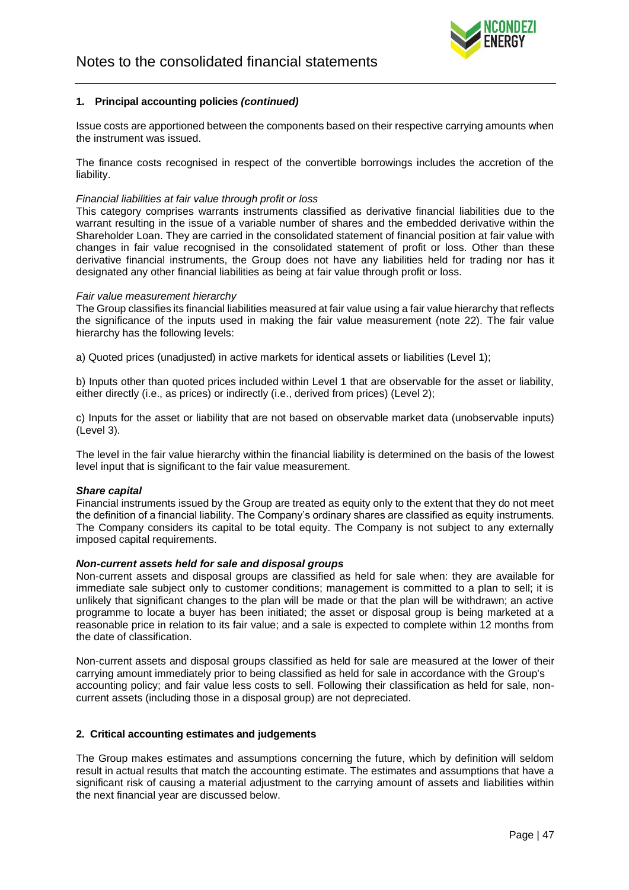## 1. Principal accounting policies *(continued)*

Issue costs are apportioned between the components based on their respective carrying amounts when the instrument was issued.

The finance costs recognised in respect of the convertible borrowings includes the accretion of the liability.

*Financial liabilities at fair value through profit or loss*

This category comprises warrants instruments classified as derivative financial liabilities due to the warrant resulting in the issue of a variable number of shares and the embedded derivative within the Shareholder Loan. They are carried in the consolidated statement of financial position at fair value with changes in fair value recognised in the consolidated statement of profit or loss. Other than these derivative financial instruments, the Group does not have any liabilities held for trading nor has it designated any other financial liabilities as being at fair value through profit or loss.

*Fair value measurement hierarchy*

The Group classifies its financial liabilities measured at fair value using a fair value hierarchy that reflects the significance of the inputs used in making the fair value measurement (note 22). The fair value hierarchy has the following levels:

a) Quoted prices (unadjusted) in active markets for identical assets or liabilities (Level 1);

b) Inputs other than quoted prices included within Level 1 that are observable for the asset or liability, either directly (i.e., as prices) or indirectly (i.e., derived from prices) (Level 2);

c) Inputs for the asset or liability that are not based on observable market data (unobservable inputs) (Level 3).

The level in the fair value hierarchy within the financial liability is determined on the basis of the lowest level input that is significant to the fair value measurement.

***Share capital***

Financial instruments issued by the Group are treated as equity only to the extent that they do not meet the definition of a financial liability. The Company's ordinary shares are classified as equity instruments. The Company considers its capital to be total equity. The Company is not subject to any externally imposed capital requirements.

***Non-current assets held for sale and disposal groups***

Non-current assets and disposal groups are classified as held for sale when: they are available for immediate sale subject only to customer conditions; management is committed to a plan to sell; it is unlikely that significant changes to the plan will be made or that the plan will be withdrawn; an active programme to locate a buyer has been initiated; the asset or disposal group is being marketed at a reasonable price in relation to its fair value; and a sale is expected to complete within 12 months from the date of classification.

Non-current assets and disposal groups classified as held for sale are measured at the lower of their carrying amount immediately prior to being classified as held for sale in accordance with the Group's accounting policy; and fair value less costs to sell. Following their classification as held for sale, non-current assets (including those in a disposal group) are not depreciated.

## 2. Critical accounting estimates and judgements

The Group makes estimates and assumptions concerning the future, which by definition will seldom result in actual results that match the accounting estimate. The estimates and assumptions that have a significant risk of causing a material adjustment to the carrying amount of assets and liabilities within the next financial year are discussed below.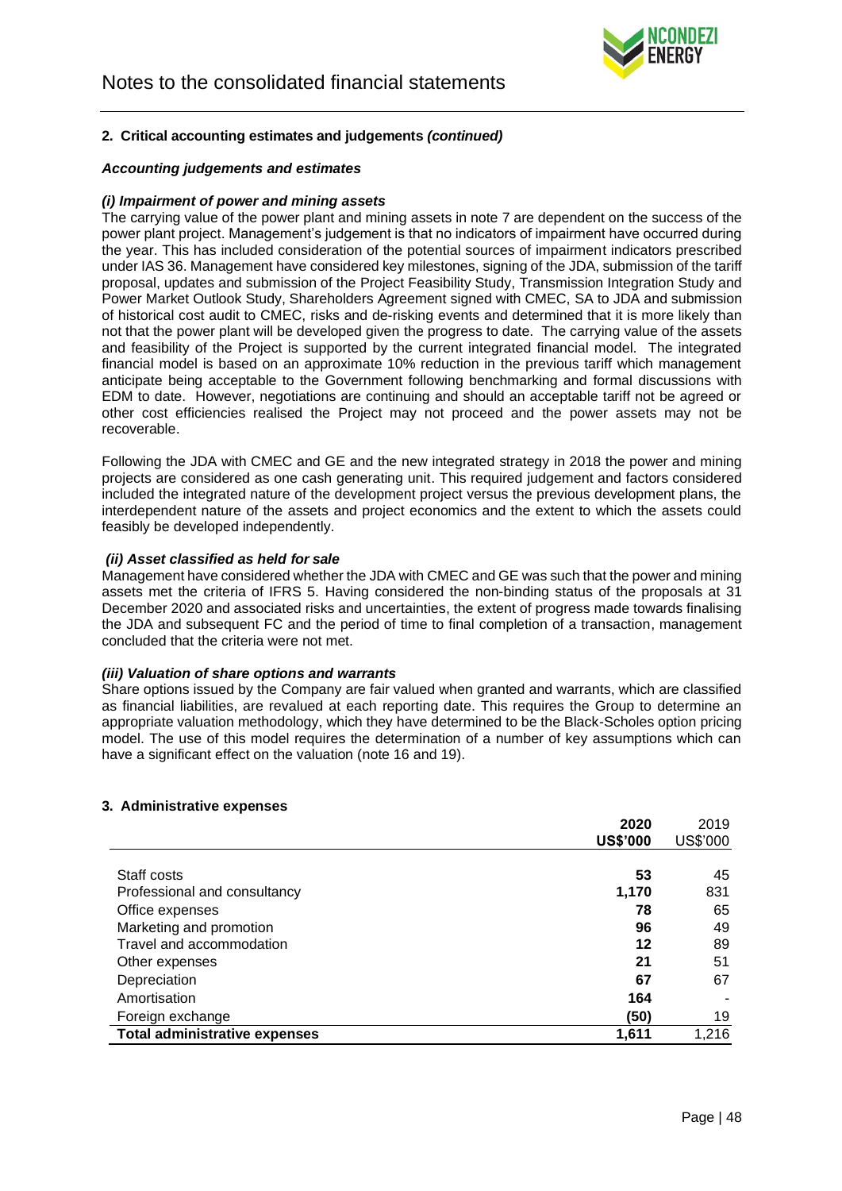## 2. Critical accounting estimates and judgements *(continued)*

### *Accounting judgements and estimates*

#### *(i) Impairment of power and mining assets*

The carrying value of the power plant and mining assets in note 7 are dependent on the success of the power plant project. Management's judgement is that no indicators of impairment have occurred during the year. This has included consideration of the potential sources of impairment indicators prescribed under IAS 36. Management have considered key milestones, signing of the JDA, submission of the tariff proposal, updates and submission of the Project Feasibility Study, Transmission Integration Study and Power Market Outlook Study, Shareholders Agreement signed with CMEC, SA to JDA and submission of historical cost audit to CMEC, risks and de-risking events and determined that it is more likely than not that the power plant will be developed given the progress to date. The carrying value of the assets and feasibility of the Project is supported by the current integrated financial model. The integrated financial model is based on an approximate 10% reduction in the previous tariff which management anticipate being acceptable to the Government following benchmarking and formal discussions with EDM to date. However, negotiations are continuing and should an acceptable tariff not be agreed or other cost efficiencies realised the Project may not proceed and the power assets may not be recoverable.

Following the JDA with CMEC and GE and the new integrated strategy in 2018 the power and mining projects are considered as one cash generating unit. This required judgement and factors considered included the integrated nature of the development project versus the previous development plans, the interdependent nature of the assets and project economics and the extent to which the assets could feasibly be developed independently.

#### *(ii) Asset classified as held for sale*

Management have considered whether the JDA with CMEC and GE was such that the power and mining assets met the criteria of IFRS 5. Having considered the non-binding status of the proposals at 31 December 2020 and associated risks and uncertainties, the extent of progress made towards finalising the JDA and subsequent FC and the period of time to final completion of a transaction, management concluded that the criteria were not met.

#### *(iii) Valuation of share options and warrants*

Share options issued by the Company are fair valued when granted and warrants, which are classified as financial liabilities, are revalued at each reporting date. This requires the Group to determine an appropriate valuation methodology, which they have determined to be the Black-Scholes option pricing model. The use of this model requires the determination of a number of key assumptions which can have a significant effect on the valuation (note 16 and 19).

## 3. Administrative expenses

| | **2020** | 2019 |
|---|---|---|
| | **US$'000** | US$'000 |
| Staff costs | **53** | 45 |
| Professional and consultancy | **1,170** | 831 |
| Office expenses | **78** | 65 |
| Marketing and promotion | **96** | 49 |
| Travel and accommodation | **12** | 89 |
| Other expenses | **21** | 51 |
| Depreciation | **67** | 67 |
| Amortisation | **164** | - |
| Foreign exchange | **(50)** | 19 |
| **Total administrative expenses** | **1,611** | 1,216 |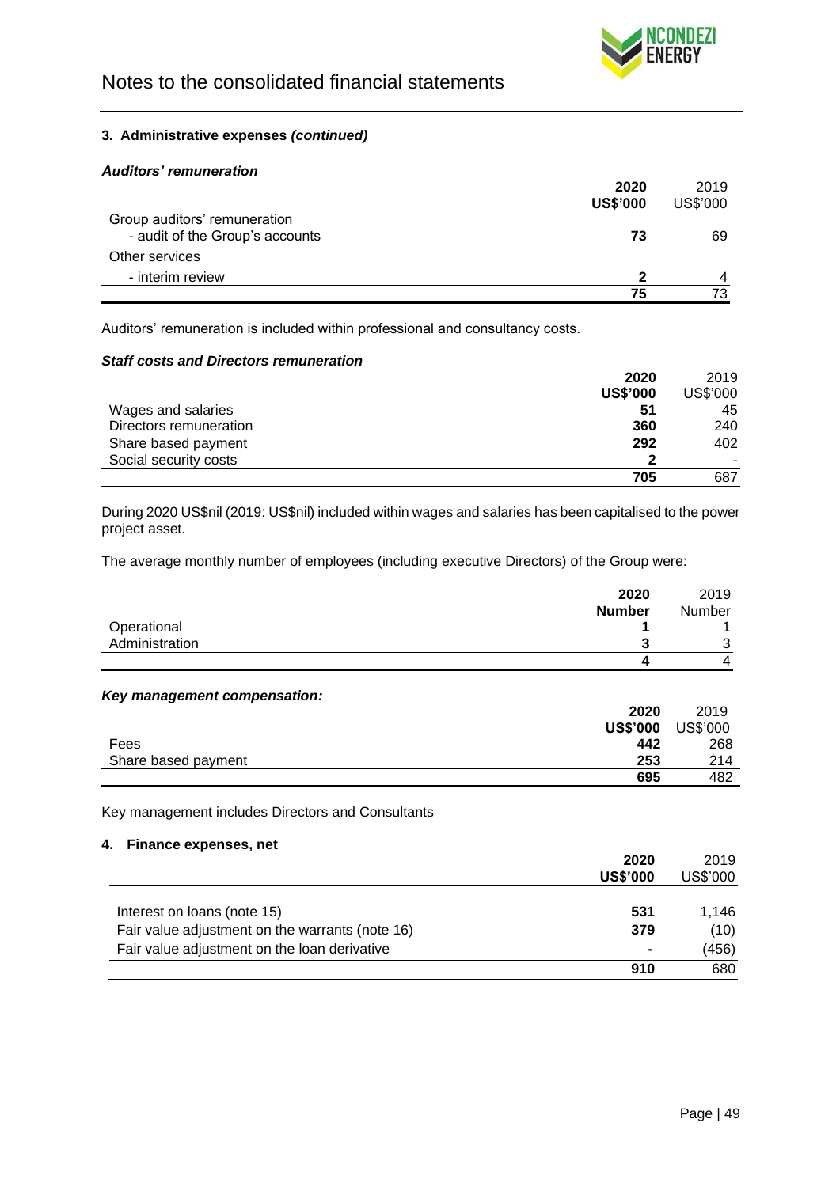# Notes to the consolidated financial statements

### 3. Administrative expenses *(continued)*

***Auditors' remuneration***

| | **2020 US$'000** | 2019 US$'000 |
|---|---|---|
| Group auditors' remuneration | | |
| - audit of the Group's accounts | **73** | 69 |
| Other services | | |
| - interim review | **2** | 4 |
| | **75** | 73 |

Auditors' remuneration is included within professional and consultancy costs.

***Staff costs and Directors remuneration***

| | **2020 US$'000** | 2019 US$'000 |
|---|---|---|
| Wages and salaries | **51** | 45 |
| Directors remuneration | **360** | 240 |
| Share based payment | **292** | 402 |
| Social security costs | **2** | - |
| | **705** | 687 |

During 2020 US$nil (2019: US$nil) included within wages and salaries has been capitalised to the power project asset.

The average monthly number of employees (including executive Directors) of the Group were:

| | **2020 Number** | 2019 Number |
|---|---|---|
| Operational | **1** | 1 |
| Administration | **3** | 3 |
| | **4** | 4 |

***Key management compensation:***

| | **2020 US$'000** | 2019 US$'000 |
|---|---|---|
| Fees | **442** | 268 |
| Share based payment | **253** | 214 |
| | **695** | 482 |

Key management includes Directors and Consultants

### 4. Finance expenses, net

| | **2020 US$'000** | 2019 US$'000 |
|---|---|---|
| Interest on loans (note 15) | **531** | 1,146 |
| Fair value adjustment on the warrants (note 16) | **379** | (10) |
| Fair value adjustment on the loan derivative | **-** | (456) |
| | **910** | 680 |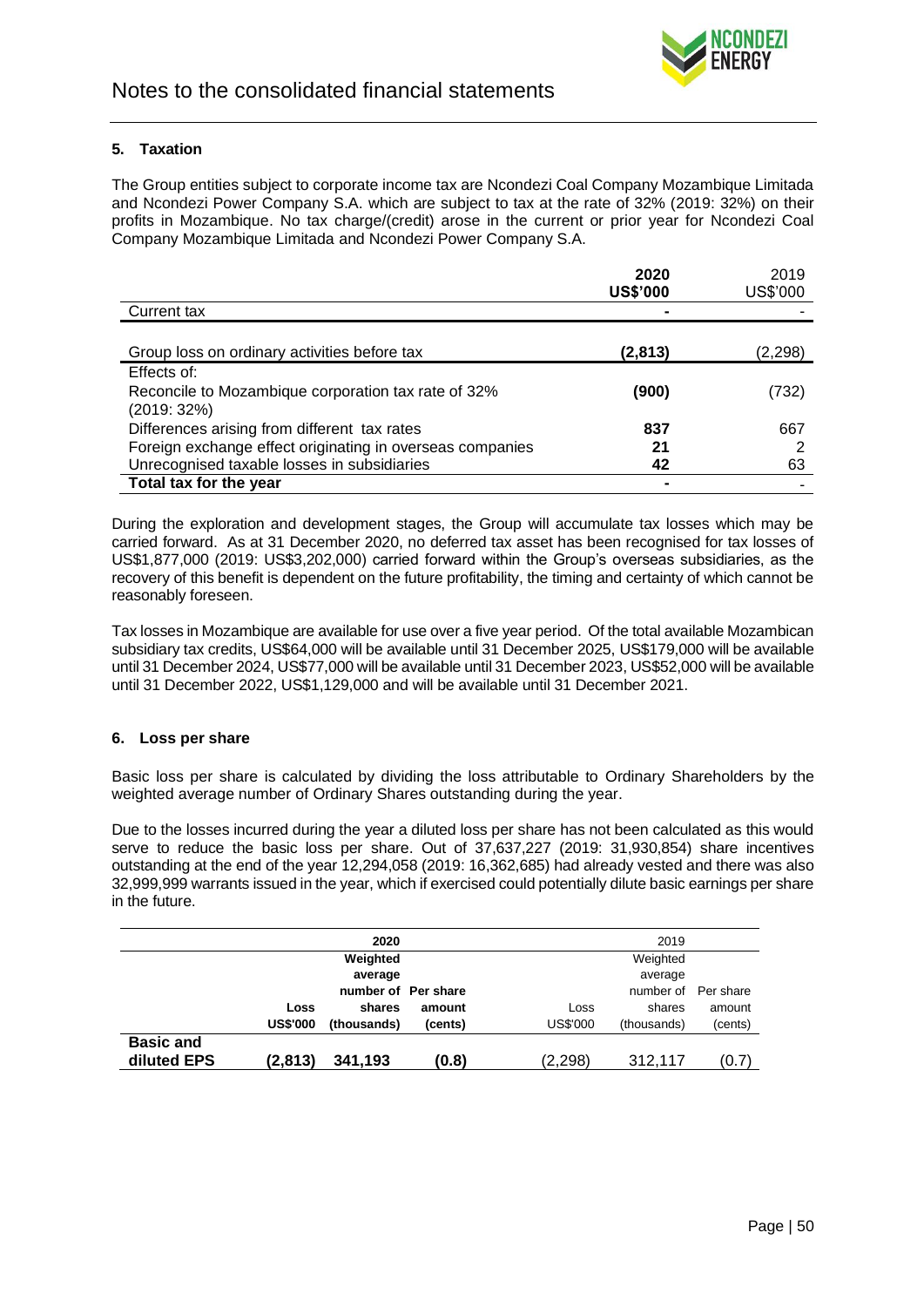## Notes to the consolidated financial statements

### 5. Taxation

The Group entities subject to corporate income tax are Ncondezi Coal Company Mozambique Limitada and Ncondezi Power Company S.A. which are subject to tax at the rate of 32% (2019: 32%) on their profits in Mozambique. No tax charge/(credit) arose in the current or prior year for Ncondezi Coal Company Mozambique Limitada and Ncondezi Power Company S.A.

| | **2020** **US$'000** | 2019 US$'000 |
|---|---|---|
| Current tax | **-** | - |
| | | |
| Group loss on ordinary activities before tax | **(2,813)** | (2,298) |
| Effects of: | | |
| Reconcile to Mozambique corporation tax rate of 32% (2019: 32%) | **(900)** | (732) |
| Differences arising from different tax rates | **837** | 667 |
| Foreign exchange effect originating in overseas companies | **21** | 2 |
| Unrecognised taxable losses in subsidiaries | **42** | 63 |
| **Total tax for the year** | **-** | - |

During the exploration and development stages, the Group will accumulate tax losses which may be carried forward. As at 31 December 2020, no deferred tax asset has been recognised for tax losses of US$1,877,000 (2019: US$3,202,000) carried forward within the Group's overseas subsidiaries, as the recovery of this benefit is dependent on the future profitability, the timing and certainty of which cannot be reasonably foreseen.

Tax losses in Mozambique are available for use over a five year period. Of the total available Mozambican subsidiary tax credits, US$64,000 will be available until 31 December 2025, US$179,000 will be available until 31 December 2024, US$77,000 will be available until 31 December 2023, US$52,000 will be available until 31 December 2022, US$1,129,000 and will be available until 31 December 2021.

### 6. Loss per share

Basic loss per share is calculated by dividing the loss attributable to Ordinary Shareholders by the weighted average number of Ordinary Shares outstanding during the year.

Due to the losses incurred during the year a diluted loss per share has not been calculated as this would serve to reduce the basic loss per share. Out of 37,637,227 (2019: 31,930,854) share incentives outstanding at the end of the year 12,294,058 (2019: 16,362,685) had already vested and there was also 32,999,999 warrants issued in the year, which if exercised could potentially dilute basic earnings per share in the future.

| | **2020** | | | 2019 | | |
|---|---|---|---|---|---|---|
| | **Loss** **US$'000** | **Weighted average number of shares (thousands)** | **Per share amount (cents)** | Loss US$'000 | Weighted average number of shares (thousands) | Per share amount (cents) |
| **Basic and diluted EPS** | **(2,813)** | **341,193** | **(0.8)** | (2,298) | 312,117 | (0.7) |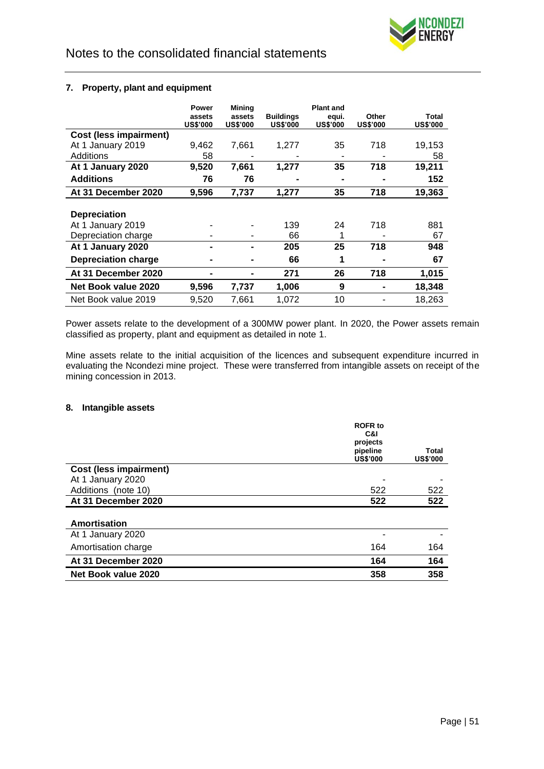# Notes to the consolidated financial statements

## 7. Property, plant and equipment

| | Power assets US$'000 | Mining assets US$'000 | Buildings US$'000 | Plant and equi. US$'000 | Other US$'000 | Total US$'000 |
|---|---|---|---|---|---|---|
| **Cost (less impairment)** | | | | | | |
| At 1 January 2019 | 9,462 | 7,661 | 1,277 | 35 | 718 | 19,153 |
| Additions | 58 | - | - | - | - | 58 |
| **At 1 January 2020** | **9,520** | **7,661** | **1,277** | **35** | **718** | **19,211** |
| **Additions** | **76** | **76** | **-** | **-** | **-** | **152** |
| **At 31 December 2020** | **9,596** | **7,737** | **1,277** | **35** | **718** | **19,363** |
| | | | | | | |
| **Depreciation** | | | | | | |
| At 1 January 2019 | - | - | 139 | 24 | 718 | 881 |
| Depreciation charge | - | - | 66 | 1 | - | 67 |
| **At 1 January 2020** | **-** | **-** | **205** | **25** | **718** | **948** |
| **Depreciation charge** | **-** | **-** | **66** | **1** | **-** | **67** |
| **At 31 December 2020** | **-** | **-** | **271** | **26** | **718** | **1,015** |
| **Net Book value 2020** | **9,596** | **7,737** | **1,006** | **9** | **-** | **18,348** |
| Net Book value 2019 | 9,520 | 7,661 | 1,072 | 10 | - | 18,263 |

Power assets relate to the development of a 300MW power plant. In 2020, the Power assets remain classified as property, plant and equipment as detailed in note 1.

Mine assets relate to the initial acquisition of the licences and subsequent expenditure incurred in evaluating the Ncondezi mine project. These were transferred from intangible assets on receipt of the mining concession in 2013.

## 8. Intangible assets

| | ROFR to C&I projects pipeline US$'000 | Total US$'000 |
|---|---|---|
| **Cost (less impairment)** | | |
| At 1 January 2020 | - | - |
| Additions (note 10) | 522 | 522 |
| **At 31 December 2020** | **522** | **522** |
| | | |
| **Amortisation** | | |
| At 1 January 2020 | - | - |
| Amortisation charge | 164 | 164 |
| **At 31 December 2020** | **164** | **164** |
| **Net Book value 2020** | **358** | **358** |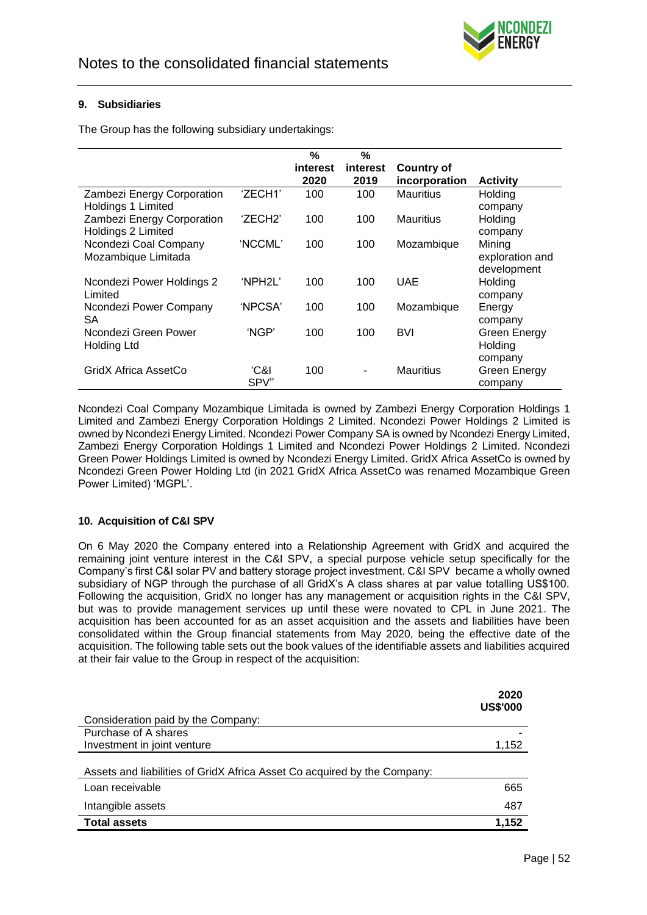## 9. Subsidiaries

The Group has the following subsidiary undertakings:

| | | % interest 2020 | % interest 2019 | Country of incorporation | Activity |
|---|---|---|---|---|---|
| Zambezi Energy Corporation Holdings 1 Limited | 'ZECH1' | 100 | 100 | Mauritius | Holding company |
| Zambezi Energy Corporation Holdings 2 Limited | 'ZECH2' | 100 | 100 | Mauritius | Holding company |
| Ncondezi Coal Company Mozambique Limitada | 'NCCML' | 100 | 100 | Mozambique | Mining exploration and development |
| Ncondezi Power Holdings 2 Limited | 'NPH2L' | 100 | 100 | UAE | Holding company |
| Ncondezi Power Company SA | 'NPCSA' | 100 | 100 | Mozambique | Energy company |
| Ncondezi Green Power Holding Ltd | 'NGP' | 100 | 100 | BVI | Green Energy Holding company |
| GridX Africa AssetCo | 'C&I SPV'' | 100 | - | Mauritius | Green Energy company |

Ncondezi Coal Company Mozambique Limitada is owned by Zambezi Energy Corporation Holdings 1 Limited and Zambezi Energy Corporation Holdings 2 Limited. Ncondezi Power Holdings 2 Limited is owned by Ncondezi Energy Limited. Ncondezi Power Company SA is owned by Ncondezi Energy Limited, Zambezi Energy Corporation Holdings 1 Limited and Ncondezi Power Holdings 2 Limited. Ncondezi Green Power Holdings Limited is owned by Ncondezi Energy Limited. GridX Africa AssetCo is owned by Ncondezi Green Power Holding Ltd (in 2021 GridX Africa AssetCo was renamed Mozambique Green Power Limited) 'MGPL'.

## 10. Acquisition of C&I SPV

On 6 May 2020 the Company entered into a Relationship Agreement with GridX and acquired the remaining joint venture interest in the C&I SPV, a special purpose vehicle setup specifically for the Company's first C&I solar PV and battery storage project investment. C&I SPV became a wholly owned subsidiary of NGP through the purchase of all GridX's A class shares at par value totalling US$100. Following the acquisition, GridX no longer has any management or acquisition rights in the C&I SPV, but was to provide management services up until these were novated to CPL in June 2021. The acquisition has been accounted for as an asset acquisition and the assets and liabilities have been consolidated within the Group financial statements from May 2020, being the effective date of the acquisition. The following table sets out the book values of the identifiable assets and liabilities acquired at their fair value to the Group in respect of the acquisition:

| | 2020 US$'000 |
|---|---|
| Consideration paid by the Company: | |
| Purchase of A shares | - |
| Investment in joint venture | 1,152 |
| Assets and liabilities of GridX Africa Asset Co acquired by the Company: | |
| Loan receivable | 665 |
| Intangible assets | 487 |
| **Total assets** | **1,152** |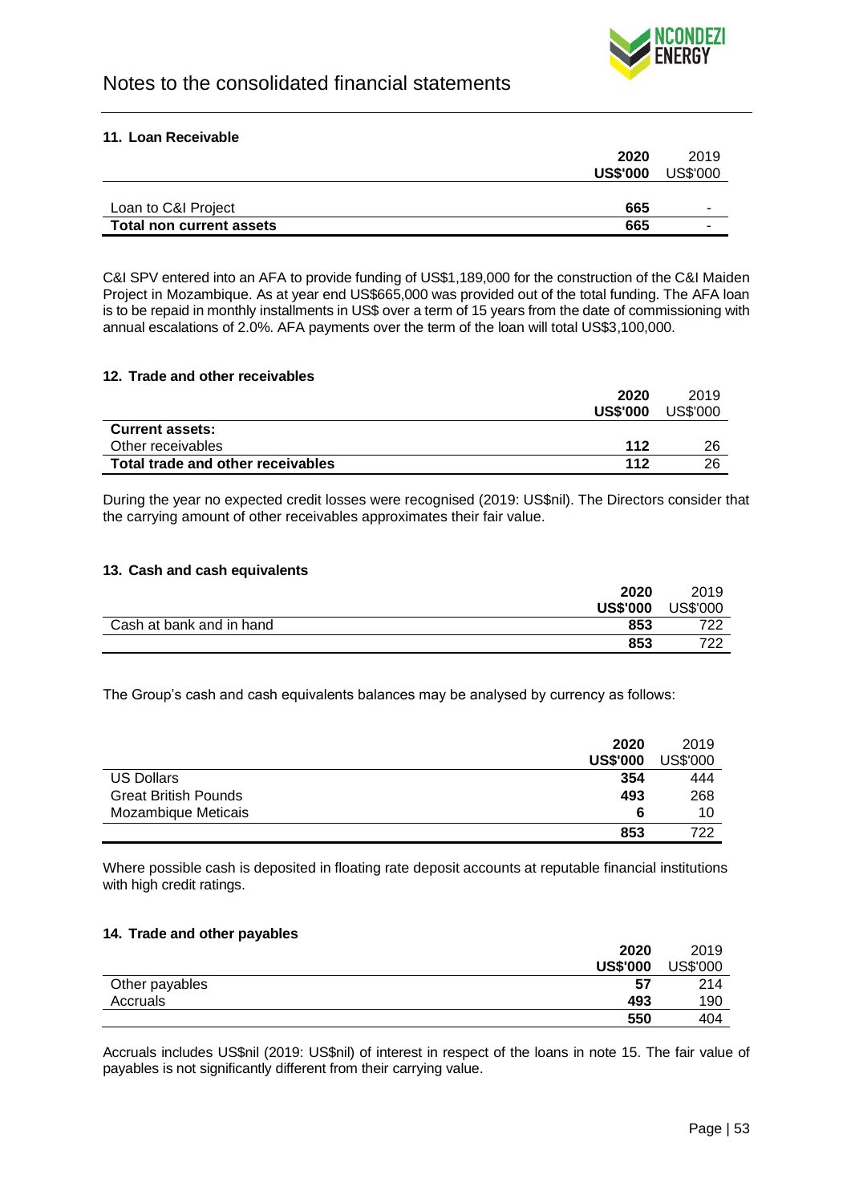# Notes to the consolidated financial statements

### 11. Loan Receivable

| | **2020** | 2019 |
|---|---|---|
| | **US$'000** | US$'000 |
| Loan to C&I Project | **665** | - |
| **Total non current assets** | **665** | - |

C&I SPV entered into an AFA to provide funding of US$1,189,000 for the construction of the C&I Maiden Project in Mozambique. As at year end US$665,000 was provided out of the total funding. The AFA loan is to be repaid in monthly installments in US$ over a term of 15 years from the date of commissioning with annual escalations of 2.0%. AFA payments over the term of the loan will total US$3,100,000.

### 12. Trade and other receivables

| | **2020** | 2019 |
|---|---|---|
| | **US$'000** | US$'000 |
| **Current assets:** | | |
| Other receivables | **112** | 26 |
| **Total trade and other receivables** | **112** | 26 |

During the year no expected credit losses were recognised (2019: US$nil). The Directors consider that the carrying amount of other receivables approximates their fair value.

### 13. Cash and cash equivalents

| | **2020** | 2019 |
|---|---|---|
| | **US$'000** | US$'000 |
| Cash at bank and in hand | **853** | 722 |
| | **853** | 722 |

The Group's cash and cash equivalents balances may be analysed by currency as follows:

| | **2020** | 2019 |
|---|---|---|
| | **US$'000** | US$'000 |
| US Dollars | **354** | 444 |
| Great British Pounds | **493** | 268 |
| Mozambique Meticais | **6** | 10 |
| | **853** | 722 |

Where possible cash is deposited in floating rate deposit accounts at reputable financial institutions with high credit ratings.

### 14. Trade and other payables

| | **2020** | 2019 |
|---|---|---|
| | **US$'000** | US$'000 |
| Other payables | **57** | 214 |
| Accruals | **493** | 190 |
| | **550** | 404 |

Accruals includes US$nil (2019: US$nil) of interest in respect of the loans in note 15. The fair value of payables is not significantly different from their carrying value.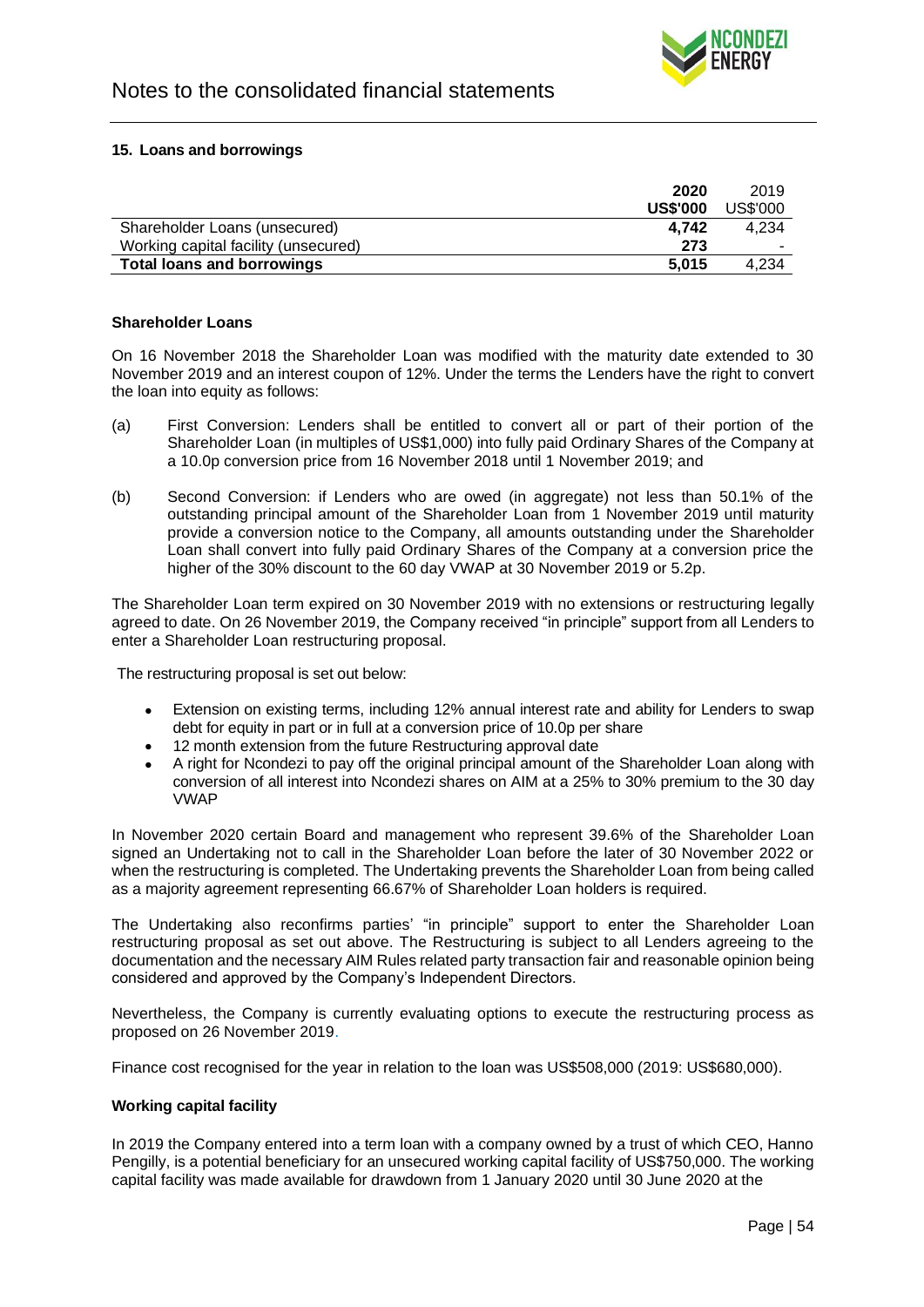# Notes to the consolidated financial statements

### 15. Loans and borrowings

| | **2020** | 2019 |
|---|---|---|
| | **US$'000** | US$'000 |
| Shareholder Loans (unsecured) | **4,742** | 4,234 |
| Working capital facility (unsecured) | **273** | - |
| **Total loans and borrowings** | **5,015** | 4,234 |

**Shareholder Loans**

On 16 November 2018 the Shareholder Loan was modified with the maturity date extended to 30 November 2019 and an interest coupon of 12%. Under the terms the Lenders have the right to convert the loan into equity as follows:

(a) First Conversion: Lenders shall be entitled to convert all or part of their portion of the Shareholder Loan (in multiples of US$1,000) into fully paid Ordinary Shares of the Company at a 10.0p conversion price from 16 November 2018 until 1 November 2019; and

(b) Second Conversion: if Lenders who are owed (in aggregate) not less than 50.1% of the outstanding principal amount of the Shareholder Loan from 1 November 2019 until maturity provide a conversion notice to the Company, all amounts outstanding under the Shareholder Loan shall convert into fully paid Ordinary Shares of the Company at a conversion price the higher of the 30% discount to the 60 day VWAP at 30 November 2019 or 5.2p.

The Shareholder Loan term expired on 30 November 2019 with no extensions or restructuring legally agreed to date. On 26 November 2019, the Company received "in principle" support from all Lenders to enter a Shareholder Loan restructuring proposal.

The restructuring proposal is set out below:

- Extension on existing terms, including 12% annual interest rate and ability for Lenders to swap debt for equity in part or in full at a conversion price of 10.0p per share
- 12 month extension from the future Restructuring approval date
- A right for Ncondezi to pay off the original principal amount of the Shareholder Loan along with conversion of all interest into Ncondezi shares on AIM at a 25% to 30% premium to the 30 day VWAP

In November 2020 certain Board and management who represent 39.6% of the Shareholder Loan signed an Undertaking not to call in the Shareholder Loan before the later of 30 November 2022 or when the restructuring is completed. The Undertaking prevents the Shareholder Loan from being called as a majority agreement representing 66.67% of Shareholder Loan holders is required.

The Undertaking also reconfirms parties' "in principle" support to enter the Shareholder Loan restructuring proposal as set out above. The Restructuring is subject to all Lenders agreeing to the documentation and the necessary AIM Rules related party transaction fair and reasonable opinion being considered and approved by the Company's Independent Directors.

Nevertheless, the Company is currently evaluating options to execute the restructuring process as proposed on 26 November 2019.

Finance cost recognised for the year in relation to the loan was US$508,000 (2019: US$680,000).

**Working capital facility**

In 2019 the Company entered into a term loan with a company owned by a trust of which CEO, Hanno Pengilly, is a potential beneficiary for an unsecured working capital facility of US$750,000. The working capital facility was made available for drawdown from 1 January 2020 until 30 June 2020 at the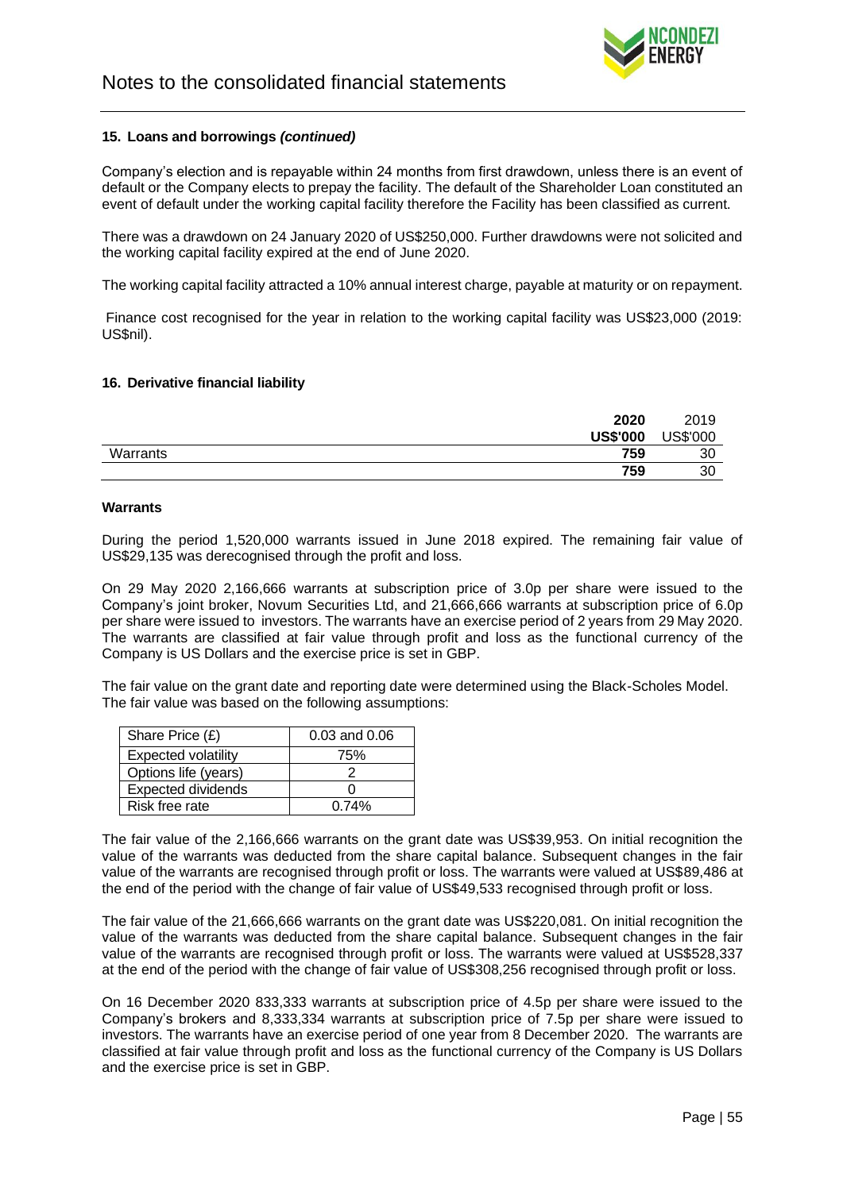## 15. Loans and borrowings *(continued)*

Company's election and is repayable within 24 months from first drawdown, unless there is an event of default or the Company elects to prepay the facility. The default of the Shareholder Loan constituted an event of default under the working capital facility therefore the Facility has been classified as current.

There was a drawdown on 24 January 2020 of US$250,000. Further drawdowns were not solicited and the working capital facility expired at the end of June 2020.

The working capital facility attracted a 10% annual interest charge, payable at maturity or on repayment.

Finance cost recognised for the year in relation to the working capital facility was US$23,000 (2019: US$nil).

## 16. Derivative financial liability

| | **2020** | 2019 |
|---|---|---|
| | **US$'000** | US$'000 |
| Warrants | **759** | 30 |
| | **759** | 30 |

### Warrants

During the period 1,520,000 warrants issued in June 2018 expired. The remaining fair value of US$29,135 was derecognised through the profit and loss.

On 29 May 2020 2,166,666 warrants at subscription price of 3.0p per share were issued to the Company's joint broker, Novum Securities Ltd, and 21,666,666 warrants at subscription price of 6.0p per share were issued to investors. The warrants have an exercise period of 2 years from 29 May 2020. The warrants are classified at fair value through profit and loss as the functional currency of the Company is US Dollars and the exercise price is set in GBP.

The fair value on the grant date and reporting date were determined using the Black-Scholes Model. The fair value was based on the following assumptions:

| Share Price (£) | 0.03 and 0.06 |
|---|---|
| Expected volatility | 75% |
| Options life (years) | 2 |
| Expected dividends | 0 |
| Risk free rate | 0.74% |

The fair value of the 2,166,666 warrants on the grant date was US$39,953. On initial recognition the value of the warrants was deducted from the share capital balance. Subsequent changes in the fair value of the warrants are recognised through profit or loss. The warrants were valued at US$89,486 at the end of the period with the change of fair value of US$49,533 recognised through profit or loss.

The fair value of the 21,666,666 warrants on the grant date was US$220,081. On initial recognition the value of the warrants was deducted from the share capital balance. Subsequent changes in the fair value of the warrants are recognised through profit or loss. The warrants were valued at US$528,337 at the end of the period with the change of fair value of US$308,256 recognised through profit or loss.

On 16 December 2020 833,333 warrants at subscription price of 4.5p per share were issued to the Company's brokers and 8,333,334 warrants at subscription price of 7.5p per share were issued to investors. The warrants have an exercise period of one year from 8 December 2020. The warrants are classified at fair value through profit and loss as the functional currency of the Company is US Dollars and the exercise price is set in GBP.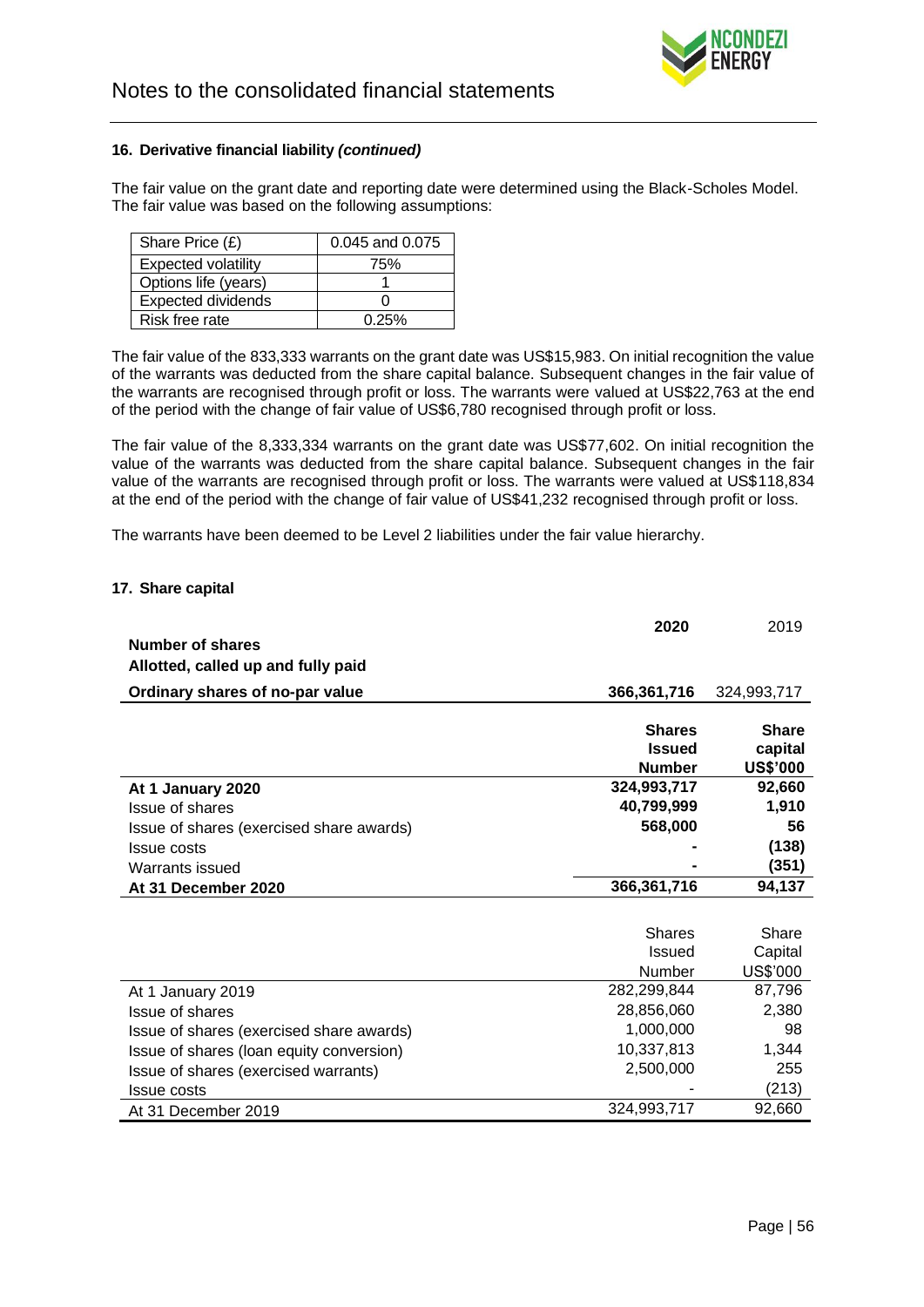### 16. Derivative financial liability *(continued)*

The fair value on the grant date and reporting date were determined using the Black-Scholes Model. The fair value was based on the following assumptions:

| Share Price (£) | 0.045 and 0.075 |
|---|---|
| Expected volatility | 75% |
| Options life (years) | 1 |
| Expected dividends | 0 |
| Risk free rate | 0.25% |

The fair value of the 833,333 warrants on the grant date was US$15,983. On initial recognition the value of the warrants was deducted from the share capital balance. Subsequent changes in the fair value of the warrants are recognised through profit or loss. The warrants were valued at US$22,763 at the end of the period with the change of fair value of US$6,780 recognised through profit or loss.

The fair value of the 8,333,334 warrants on the grant date was US$77,602. On initial recognition the value of the warrants was deducted from the share capital balance. Subsequent changes in the fair value of the warrants are recognised through profit or loss. The warrants were valued at US$118,834 at the end of the period with the change of fair value of US$41,232 recognised through profit or loss.

The warrants have been deemed to be Level 2 liabilities under the fair value hierarchy.

### 17. Share capital

| | **2020** | 2019 |
|---|---|---|
| **Number of shares** | | |
| **Allotted, called up and fully paid** | | |
| **Ordinary shares of no-par value** | **366,361,716** | 324,993,717 |

| | **Shares Issued Number** | **Share capital US$'000** |
|---|---|---|
| **At 1 January 2020** | **324,993,717** | **92,660** |
| Issue of shares | **40,799,999** | **1,910** |
| Issue of shares (exercised share awards) | **568,000** | **56** |
| Issue costs | **-** | **(138)** |
| Warrants issued | **-** | **(351)** |
| **At 31 December 2020** | **366,361,716** | **94,137** |

| | Shares Issued Number | Share Capital US$'000 |
|---|---|---|
| At 1 January 2019 | 282,299,844 | 87,796 |
| Issue of shares | 28,856,060 | 2,380 |
| Issue of shares (exercised share awards) | 1,000,000 | 98 |
| Issue of shares (loan equity conversion) | 10,337,813 | 1,344 |
| Issue of shares (exercised warrants) | 2,500,000 | 255 |
| Issue costs | - | (213) |
| At 31 December 2019 | 324,993,717 | 92,660 |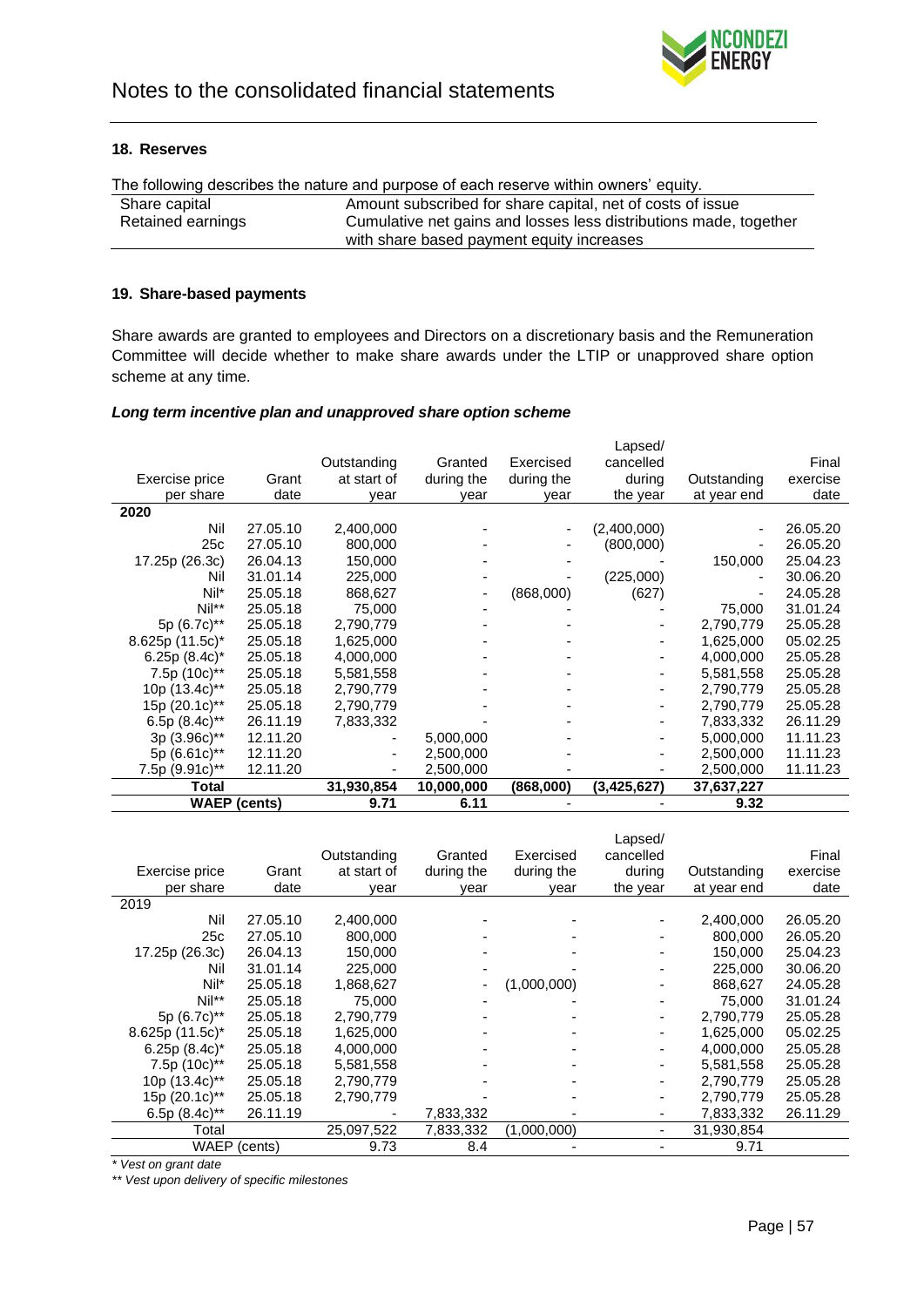## Notes to the consolidated financial statements

### 18. Reserves

The following describes the nature and purpose of each reserve within owners' equity.

| | |
|---|---|
| Share capital | Amount subscribed for share capital, net of costs of issue |
| Retained earnings | Cumulative net gains and losses less distributions made, together with share based payment equity increases |

### 19. Share-based payments

Share awards are granted to employees and Directors on a discretionary basis and the Remuneration Committee will decide whether to make share awards under the LTIP or unapproved share option scheme at any time.

***Long term incentive plan and unapproved share option scheme***

| Exercise price per share | Grant date | Outstanding at start of year | Granted during the year | Exercised during the year | Lapsed/ cancelled during the year | Outstanding at year end | Final exercise date |
|---|---|---|---|---|---|---|---|
| **2020** | | | | | | | |
| Nil | 27.05.10 | 2,400,000 | - | - | (2,400,000) | - | 26.05.20 |
| 25c | 27.05.10 | 800,000 | - | - | (800,000) | - | 26.05.20 |
| 17.25p (26.3c) | 26.04.13 | 150,000 | - | - | - | 150,000 | 25.04.23 |
| Nil | 31.01.14 | 225,000 | - | - | (225,000) | - | 30.06.20 |
| Nil* | 25.05.18 | 868,627 | - | (868,000) | (627) | - | 24.05.28 |
| Nil** | 25.05.18 | 75,000 | - | - | - | 75,000 | 31.01.24 |
| 5p (6.7c)** | 25.05.18 | 2,790,779 | - | - | - | 2,790,779 | 25.05.28 |
| 8.625p (11.5c)* | 25.05.18 | 1,625,000 | - | - | - | 1,625,000 | 05.02.25 |
| 6.25p (8.4c)* | 25.05.18 | 4,000,000 | - | - | - | 4,000,000 | 25.05.28 |
| 7.5p (10c)** | 25.05.18 | 5,581,558 | - | - | - | 5,581,558 | 25.05.28 |
| 10p (13.4c)** | 25.05.18 | 2,790,779 | - | - | - | 2,790,779 | 25.05.28 |
| 15p (20.1c)** | 25.05.18 | 2,790,779 | - | - | - | 2,790,779 | 25.05.28 |
| 6.5p (8.4c)** | 26.11.19 | 7,833,332 | - | - | - | 7,833,332 | 26.11.29 |
| 3p (3.96c)** | 12.11.20 | - | 5,000,000 | - | - | 5,000,000 | 11.11.23 |
| 5p (6.61c)** | 12.11.20 | - | 2,500,000 | - | - | 2,500,000 | 11.11.23 |
| 7.5p (9.91c)** | 12.11.20 | - | 2,500,000 | - | - | 2,500,000 | 11.11.23 |
| **Total** | | **31,930,854** | **10,000,000** | **(868,000)** | **(3,425,627)** | **37,637,227** | |
| **WAEP (cents)** | | **9.71** | **6.11** | **-** | **-** | **9.32** | |

| Exercise price per share | Grant date | Outstanding at start of year | Granted during the year | Exercised during the year | Lapsed/ cancelled during the year | Outstanding at year end | Final exercise date |
|---|---|---|---|---|---|---|---|
| 2019 | | | | | | | |
| Nil | 27.05.10 | 2,400,000 | - | - | - | 2,400,000 | 26.05.20 |
| 25c | 27.05.10 | 800,000 | - | - | - | 800,000 | 26.05.20 |
| 17.25p (26.3c) | 26.04.13 | 150,000 | - | - | - | 150,000 | 25.04.23 |
| Nil | 31.01.14 | 225,000 | - | - | - | 225,000 | 30.06.20 |
| Nil* | 25.05.18 | 1,868,627 | - | (1,000,000) | - | 868,627 | 24.05.28 |
| Nil** | 25.05.18 | 75,000 | - | - | - | 75,000 | 31.01.24 |
| 5p (6.7c)** | 25.05.18 | 2,790,779 | - | - | - | 2,790,779 | 25.05.28 |
| 8.625p (11.5c)* | 25.05.18 | 1,625,000 | - | - | - | 1,625,000 | 05.02.25 |
| 6.25p (8.4c)* | 25.05.18 | 4,000,000 | - | - | - | 4,000,000 | 25.05.28 |
| 7.5p (10c)** | 25.05.18 | 5,581,558 | - | - | - | 5,581,558 | 25.05.28 |
| 10p (13.4c)** | 25.05.18 | 2,790,779 | - | - | - | 2,790,779 | 25.05.28 |
| 15p (20.1c)** | 25.05.18 | 2,790,779 | - | - | - | 2,790,779 | 25.05.28 |
| 6.5p (8.4c)** | 26.11.19 | - | 7,833,332 | - | - | 7,833,332 | 26.11.29 |
| Total | | 25,097,522 | 7,833,332 | (1,000,000) | - | 31,930,854 | |
| WAEP (cents) | | 9.73 | 8.4 | - | - | 9.71 | |

*\* Vest on grant date*

*\*\* Vest upon delivery of specific milestones*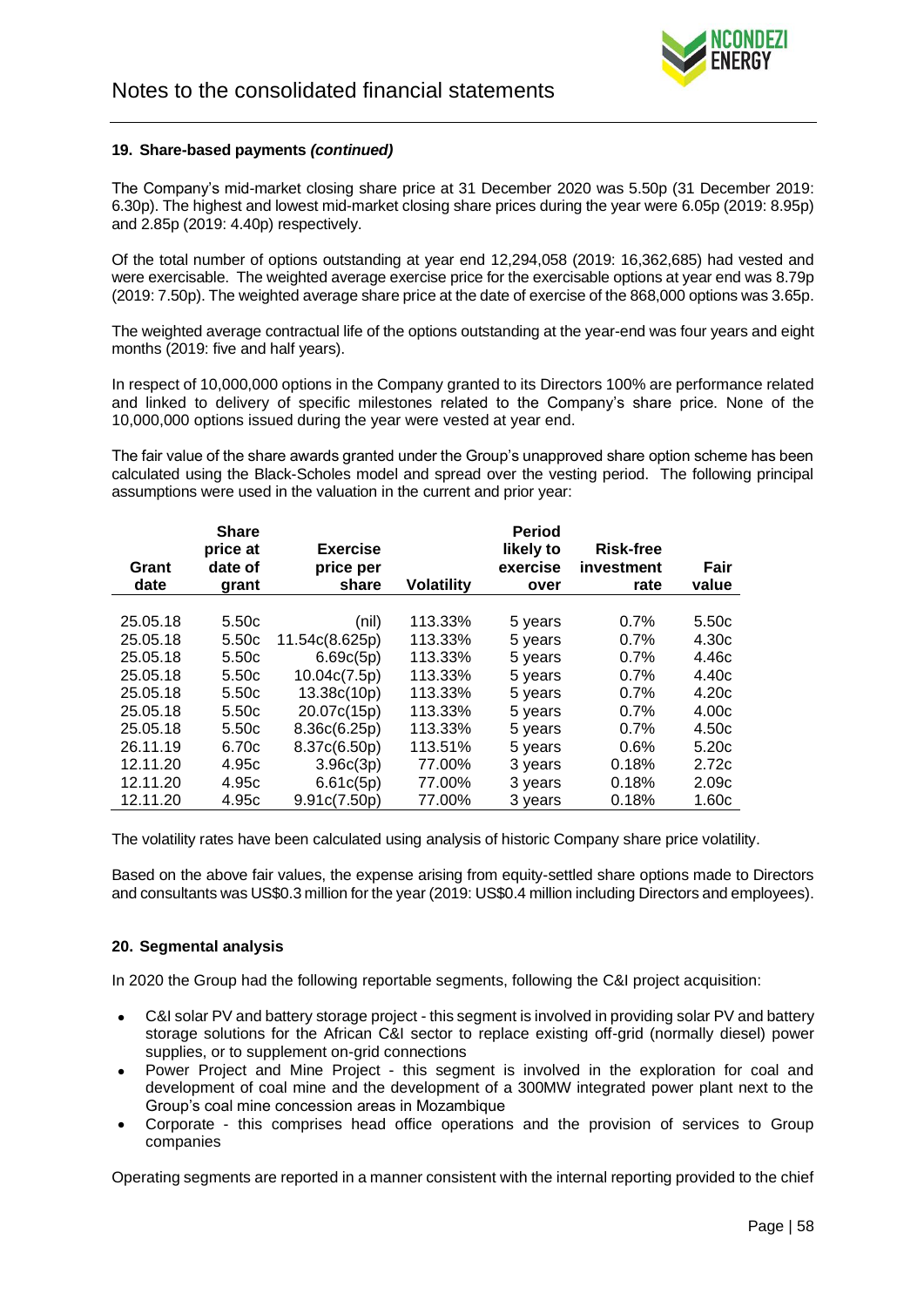**19. Share-based payments *(continued)***

The Company's mid-market closing share price at 31 December 2020 was 5.50p (31 December 2019: 6.30p). The highest and lowest mid-market closing share prices during the year were 6.05p (2019: 8.95p) and 2.85p (2019: 4.40p) respectively.

Of the total number of options outstanding at year end 12,294,058 (2019: 16,362,685) had vested and were exercisable. The weighted average exercise price for the exercisable options at year end was 8.79p (2019: 7.50p). The weighted average share price at the date of exercise of the 868,000 options was 3.65p.

The weighted average contractual life of the options outstanding at the year-end was four years and eight months (2019: five and half years).

In respect of 10,000,000 options in the Company granted to its Directors 100% are performance related and linked to delivery of specific milestones related to the Company's share price. None of the 10,000,000 options issued during the year were vested at year end.

The fair value of the share awards granted under the Group's unapproved share option scheme has been calculated using the Black-Scholes model and spread over the vesting period. The following principal assumptions were used in the valuation in the current and prior year:

| Grant date | Share price at date of grant | Exercise price per share | Volatility | Period likely to exercise over | Risk-free investment rate | Fair value |
|---|---|---|---|---|---|---|
| 25.05.18 | 5.50c | (nil) | 113.33% | 5 years | 0.7% | 5.50c |
| 25.05.18 | 5.50c | 11.54c(8.625p) | 113.33% | 5 years | 0.7% | 4.30c |
| 25.05.18 | 5.50c | 6.69c(5p) | 113.33% | 5 years | 0.7% | 4.46c |
| 25.05.18 | 5.50c | 10.04c(7.5p) | 113.33% | 5 years | 0.7% | 4.40c |
| 25.05.18 | 5.50c | 13.38c(10p) | 113.33% | 5 years | 0.7% | 4.20c |
| 25.05.18 | 5.50c | 20.07c(15p) | 113.33% | 5 years | 0.7% | 4.00c |
| 25.05.18 | 5.50c | 8.36c(6.25p) | 113.33% | 5 years | 0.7% | 4.50c |
| 26.11.19 | 6.70c | 8.37c(6.50p) | 113.51% | 5 years | 0.6% | 5.20c |
| 12.11.20 | 4.95c | 3.96c(3p) | 77.00% | 3 years | 0.18% | 2.72c |
| 12.11.20 | 4.95c | 6.61c(5p) | 77.00% | 3 years | 0.18% | 2.09c |
| 12.11.20 | 4.95c | 9.91c(7.50p) | 77.00% | 3 years | 0.18% | 1.60c |

The volatility rates have been calculated using analysis of historic Company share price volatility.

Based on the above fair values, the expense arising from equity-settled share options made to Directors and consultants was US$0.3 million for the year (2019: US$0.4 million including Directors and employees).

**20. Segmental analysis**

In 2020 the Group had the following reportable segments, following the C&I project acquisition:

- C&I solar PV and battery storage project - this segment is involved in providing solar PV and battery storage solutions for the African C&I sector to replace existing off-grid (normally diesel) power supplies, or to supplement on-grid connections
- Power Project and Mine Project - this segment is involved in the exploration for coal and development of coal mine and the development of a 300MW integrated power plant next to the Group's coal mine concession areas in Mozambique
- Corporate - this comprises head office operations and the provision of services to Group companies

Operating segments are reported in a manner consistent with the internal reporting provided to the chief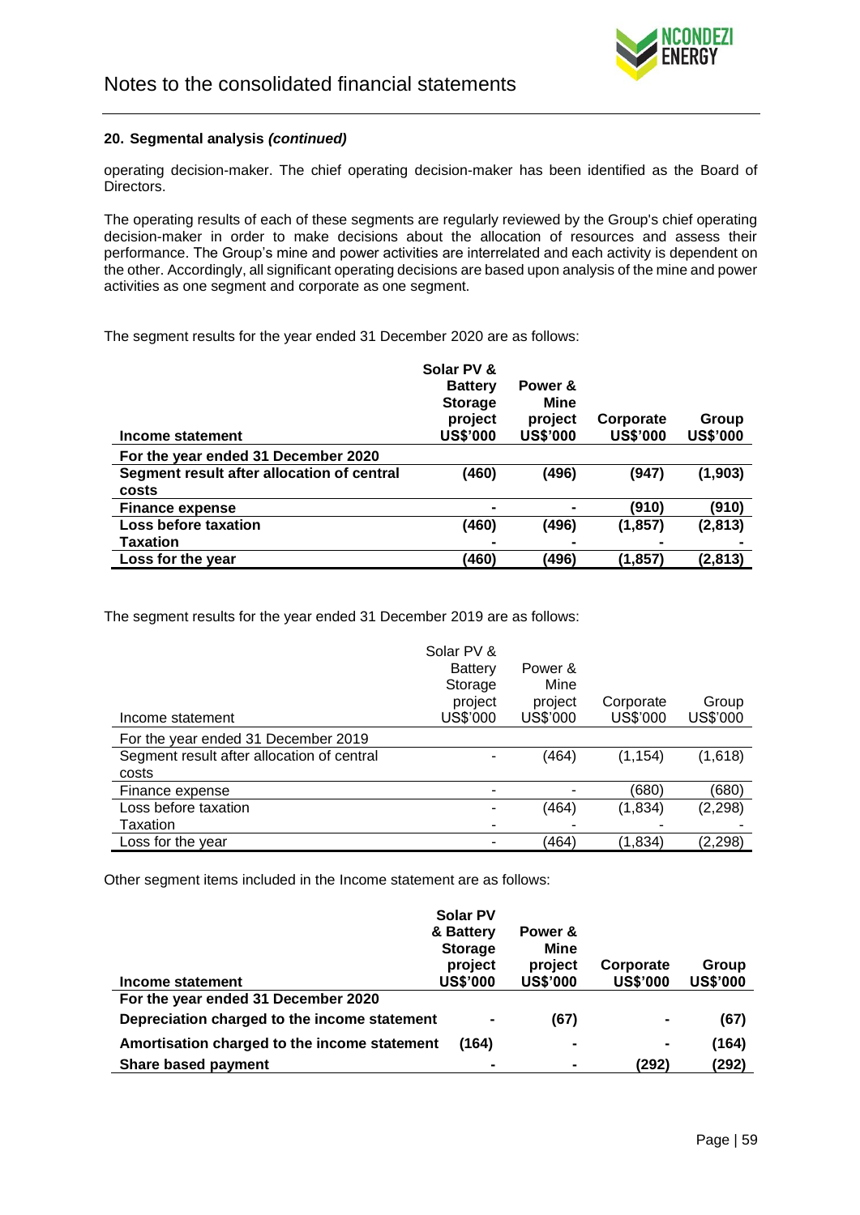# Notes to the consolidated financial statements

**20. Segmental analysis *(continued)***

operating decision-maker. The chief operating decision-maker has been identified as the Board of Directors.

The operating results of each of these segments are regularly reviewed by the Group's chief operating decision-maker in order to make decisions about the allocation of resources and assess their performance. The Group's mine and power activities are interrelated and each activity is dependent on the other. Accordingly, all significant operating decisions are based upon analysis of the mine and power activities as one segment and corporate as one segment.

The segment results for the year ended 31 December 2020 are as follows:

| **Income statement** | **Solar PV & Battery Storage project US$'000** | **Power & Mine project US$'000** | **Corporate US$'000** | **Group US$'000** |
|---|---|---|---|---|
| **For the year ended 31 December 2020** | | | | |
| **Segment result after allocation of central costs** | **(460)** | **(496)** | **(947)** | **(1,903)** |
| **Finance expense** | **-** | **-** | **(910)** | **(910)** |
| **Loss before taxation** | **(460)** | **(496)** | **(1,857)** | **(2,813)** |
| **Taxation** | **-** | **-** | **-** | **-** |
| **Loss for the year** | **(460)** | **(496)** | **(1,857)** | **(2,813)** |

The segment results for the year ended 31 December 2019 are as follows:

| Income statement | Solar PV & Battery Storage project US$'000 | Power & Mine project US$'000 | Corporate US$'000 | Group US$'000 |
|---|---|---|---|---|
| For the year ended 31 December 2019 | | | | |
| Segment result after allocation of central costs | - | (464) | (1,154) | (1,618) |
| Finance expense | - | - | (680) | (680) |
| Loss before taxation | - | (464) | (1,834) | (2,298) |
| Taxation | - | - | - | - |
| Loss for the year | - | (464) | (1,834) | (2,298) |

Other segment items included in the Income statement are as follows:

| **Income statement** | **Solar PV & Battery Storage project US$'000** | **Power & Mine project US$'000** | **Corporate US$'000** | **Group US$'000** |
|---|---|---|---|---|
| **For the year ended 31 December 2020** | | | | |
| **Depreciation charged to the income statement** | **-** | **(67)** | **-** | **(67)** |
| **Amortisation charged to the income statement** | **(164)** | **-** | **-** | **(164)** |
| **Share based payment** | **-** | **-** | **(292)** | **(292)** |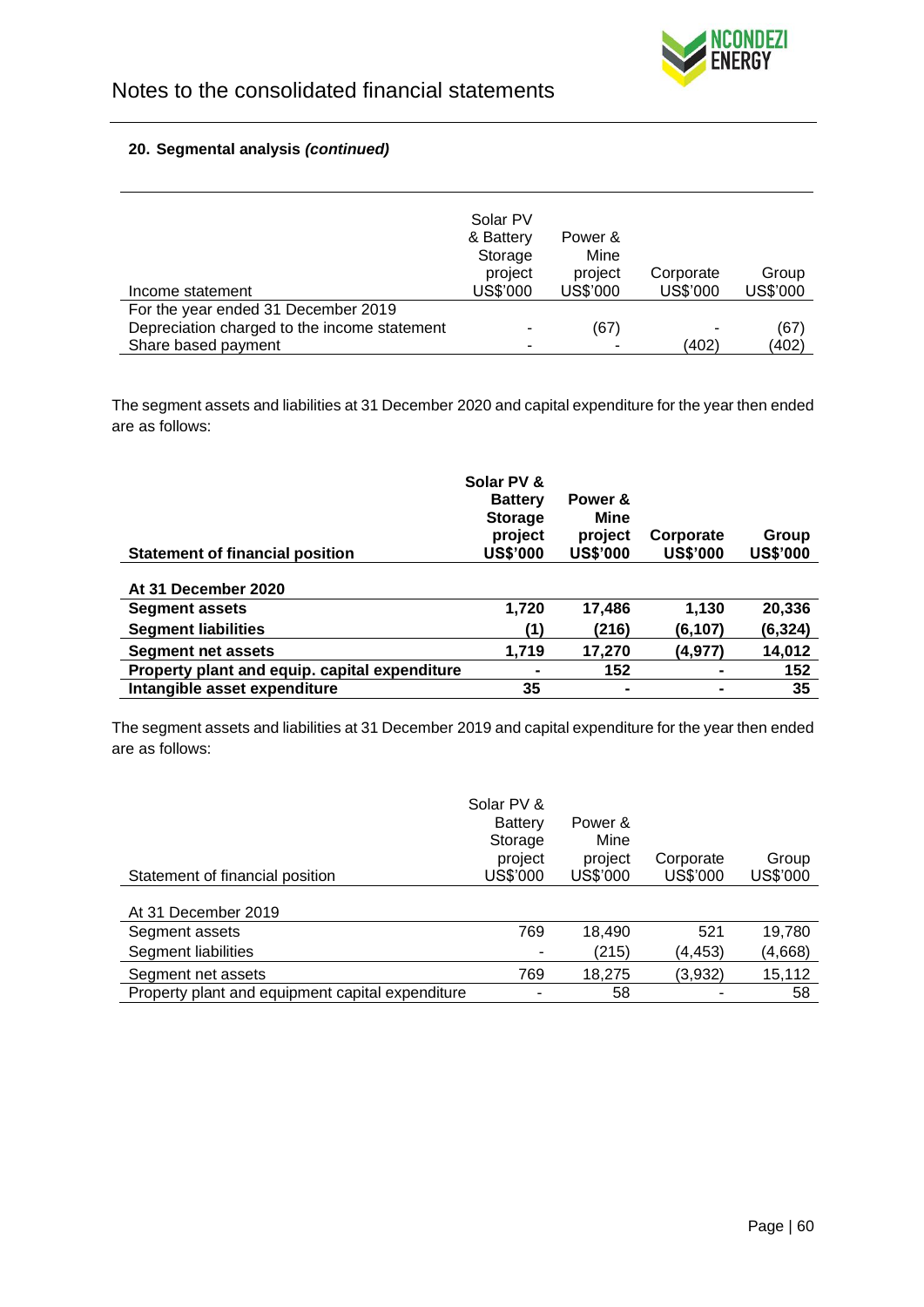Notes to the consolidated financial statements

### 20. Segmental analysis *(continued)*

| Income statement | Solar PV & Battery Storage project US$'000 | Power & Mine project US$'000 | Corporate US$'000 | Group US$'000 |
|---|---|---|---|---|
| For the year ended 31 December 2019 | | | | |
| Depreciation charged to the income statement | - | (67) | - | (67) |
| Share based payment | - | - | (402) | (402) |

The segment assets and liabilities at 31 December 2020 and capital expenditure for the year then ended are as follows:

| **Statement of financial position** | **Solar PV & Battery Storage project US$'000** | **Power & Mine project US$'000** | **Corporate US$'000** | **Group US$'000** |
|---|---|---|---|---|
| **At 31 December 2020** | | | | |
| **Segment assets** | **1,720** | **17,486** | **1,130** | **20,336** |
| **Segment liabilities** | **(1)** | **(216)** | **(6,107)** | **(6,324)** |
| **Segment net assets** | **1,719** | **17,270** | **(4,977)** | **14,012** |
| **Property plant and equip. capital expenditure** | **-** | **152** | **-** | **152** |
| **Intangible asset expenditure** | **35** | **-** | **-** | **35** |

The segment assets and liabilities at 31 December 2019 and capital expenditure for the year then ended are as follows:

| Statement of financial position | Solar PV & Battery Storage project US$'000 | Power & Mine project US$'000 | Corporate US$'000 | Group US$'000 |
|---|---|---|---|---|
| At 31 December 2019 | | | | |
| Segment assets | 769 | 18,490 | 521 | 19,780 |
| Segment liabilities | - | (215) | (4,453) | (4,668) |
| Segment net assets | 769 | 18,275 | (3,932) | 15,112 |
| Property plant and equipment capital expenditure | - | 58 | - | 58 |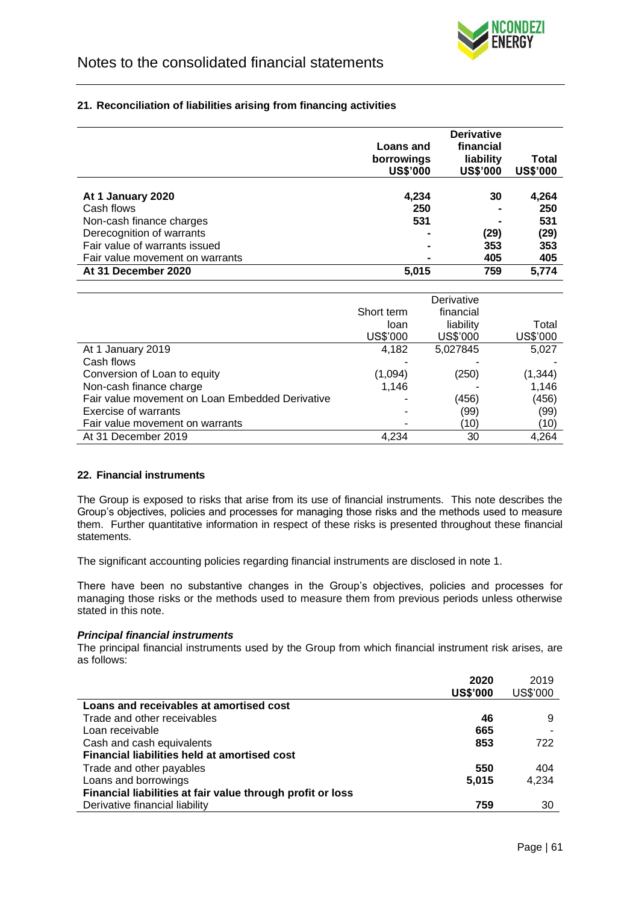## 21. Reconciliation of liabilities arising from financing activities

| | Loans and borrowings US$'000 | Derivative financial liability US$'000 | Total US$'000 |
|---|---|---|---|
| **At 1 January 2020** | **4,234** | **30** | **4,264** |
| Cash flows | **250** | **-** | **250** |
| Non-cash finance charges | **531** | **-** | **531** |
| Derecognition of warrants | **-** | **(29)** | **(29)** |
| Fair value of warrants issued | **-** | **353** | **353** |
| Fair value movement on warrants | **-** | **405** | **405** |
| **At 31 December 2020** | **5,015** | **759** | **5,774** |

| | Short term loan US$'000 | Derivative financial liability US$'000 | Total US$'000 |
|---|---|---|---|
| At 1 January 2019 | 4,182 | 5,027845 | 5,027 |
| Cash flows | - | - | - |
| Conversion of Loan to equity | (1,094) | (250) | (1,344) |
| Non-cash finance charge | 1,146 | - | 1,146 |
| Fair value movement on Loan Embedded Derivative | - | (456) | (456) |
| Exercise of warrants | - | (99) | (99) |
| Fair value movement on warrants | - | (10) | (10) |
| At 31 December 2019 | 4,234 | 30 | 4,264 |

## 22. Financial instruments

The Group is exposed to risks that arise from its use of financial instruments. This note describes the Group's objectives, policies and processes for managing those risks and the methods used to measure them. Further quantitative information in respect of these risks is presented throughout these financial statements.

The significant accounting policies regarding financial instruments are disclosed in note 1.

There have been no substantive changes in the Group's objectives, policies and processes for managing those risks or the methods used to measure them from previous periods unless otherwise stated in this note.

***Principal financial instruments***

The principal financial instruments used by the Group from which financial instrument risk arises, are as follows:

| | 2020 US$'000 | 2019 US$'000 |
|---|---|---|
| **Loans and receivables at amortised cost** | | |
| Trade and other receivables | **46** | 9 |
| Loan receivable | **665** | - |
| Cash and cash equivalents | **853** | 722 |
| **Financial liabilities held at amortised cost** | | |
| Trade and other payables | **550** | 404 |
| Loans and borrowings | **5,015** | 4,234 |
| **Financial liabilities at fair value through profit or loss** | | |
| Derivative financial liability | **759** | 30 |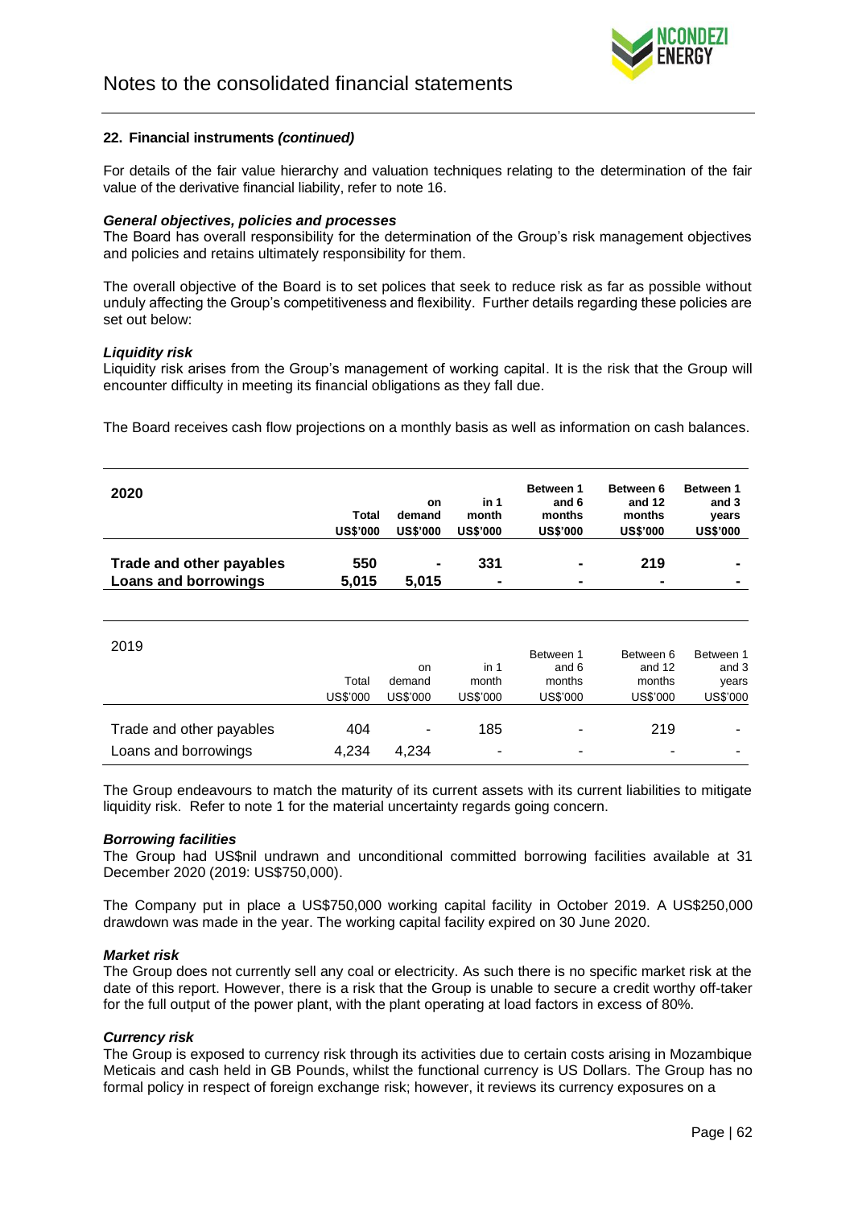**22. Financial instruments *(continued)***

For details of the fair value hierarchy and valuation techniques relating to the determination of the fair value of the derivative financial liability, refer to note 16.

***General objectives, policies and processes***

The Board has overall responsibility for the determination of the Group's risk management objectives and policies and retains ultimately responsibility for them.

The overall objective of the Board is to set polices that seek to reduce risk as far as possible without unduly affecting the Group's competitiveness and flexibility. Further details regarding these policies are set out below:

***Liquidity risk***

Liquidity risk arises from the Group's management of working capital. It is the risk that the Group will encounter difficulty in meeting its financial obligations as they fall due.

The Board receives cash flow projections on a monthly basis as well as information on cash balances.

| **2020** | **Total US$'000** | **on demand US$'000** | **in 1 month US$'000** | **Between 1 and 6 months US$'000** | **Between 6 and 12 months US$'000** | **Between 1 and 3 years US$'000** |
|---|---|---|---|---|---|---|
| **Trade and other payables** | **550** | **-** | **331** | **-** | **219** | **-** |
| **Loans and borrowings** | **5,015** | **5,015** | **-** | **-** | **-** | **-** |

| 2019 | Total US$'000 | on demand US$'000 | in 1 month US$'000 | Between 1 and 6 months US$'000 | Between 6 and 12 months US$'000 | Between 1 and 3 years US$'000 |
|---|---|---|---|---|---|---|
| Trade and other payables | 404 | - | 185 | - | 219 | - |
| Loans and borrowings | 4,234 | 4,234 | - | - | - | - |

The Group endeavours to match the maturity of its current assets with its current liabilities to mitigate liquidity risk. Refer to note 1 for the material uncertainty regards going concern.

***Borrowing facilities***

The Group had US$nil undrawn and unconditional committed borrowing facilities available at 31 December 2020 (2019: US$750,000).

The Company put in place a US$750,000 working capital facility in October 2019. A US$250,000 drawdown was made in the year. The working capital facility expired on 30 June 2020.

***Market risk***

The Group does not currently sell any coal or electricity. As such there is no specific market risk at the date of this report. However, there is a risk that the Group is unable to secure a credit worthy off-taker for the full output of the power plant, with the plant operating at load factors in excess of 80%.

***Currency risk***

The Group is exposed to currency risk through its activities due to certain costs arising in Mozambique Meticais and cash held in GB Pounds, whilst the functional currency is US Dollars. The Group has no formal policy in respect of foreign exchange risk; however, it reviews its currency exposures on a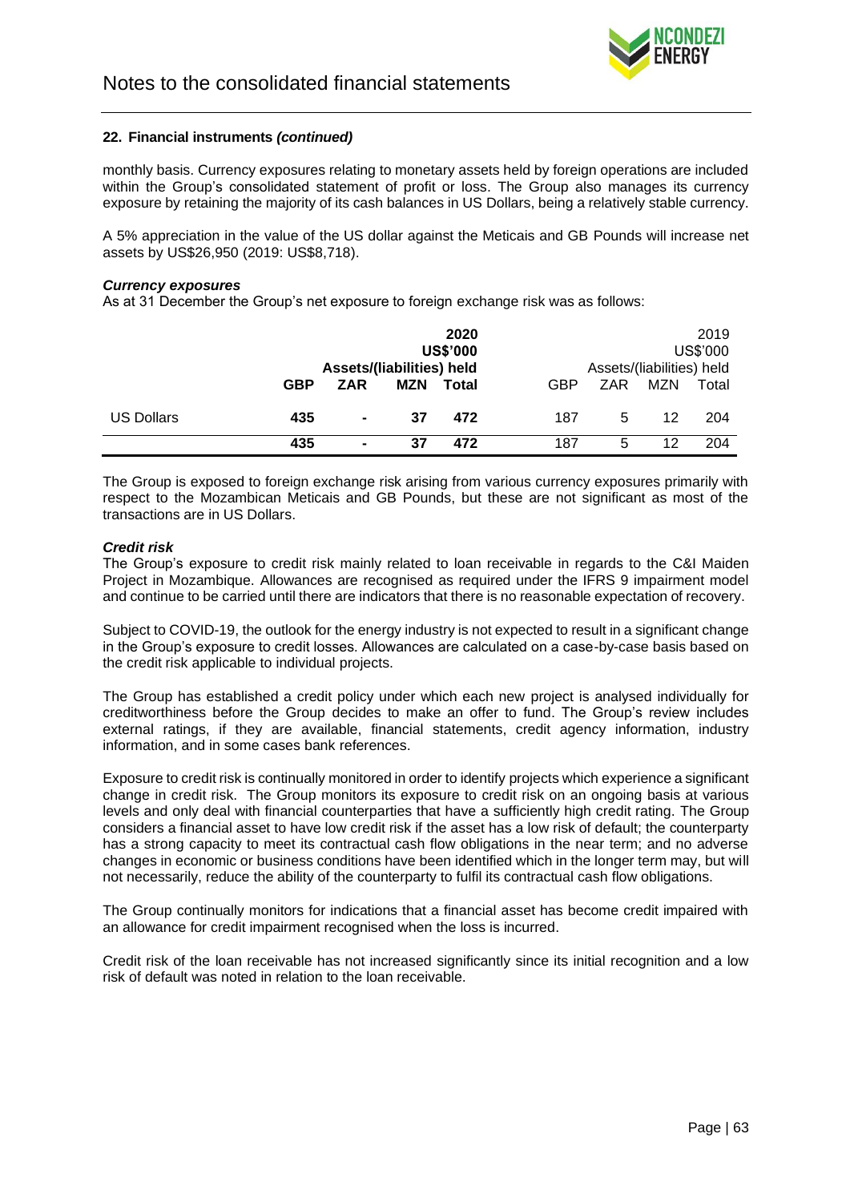## 22. Financial instruments *(continued)*

monthly basis. Currency exposures relating to monetary assets held by foreign operations are included within the Group's consolidated statement of profit or loss. The Group also manages its currency exposure by retaining the majority of its cash balances in US Dollars, being a relatively stable currency.

A 5% appreciation in the value of the US dollar against the Meticais and GB Pounds will increase net assets by US$26,950 (2019: US$8,718).

***Currency exposures***

As at 31 December the Group's net exposure to foreign exchange risk was as follows:

| | **2020** | | | | 2019 | | | |
|---|---|---|---|---|---|---|---|---|
| | **US$'000** | | | | US$'000 | | | |
| | **Assets/(liabilities) held** | | | | Assets/(liabilities) held | | | |
| | **GBP** | **ZAR** | **MZN** | **Total** | GBP | ZAR | MZN | Total |
| US Dollars | **435** | **-** | **37** | **472** | 187 | 5 | 12 | 204 |
| | **435** | **-** | **37** | **472** | 187 | 5 | 12 | 204 |

The Group is exposed to foreign exchange risk arising from various currency exposures primarily with respect to the Mozambican Meticais and GB Pounds, but these are not significant as most of the transactions are in US Dollars.

***Credit risk***

The Group's exposure to credit risk mainly related to loan receivable in regards to the C&I Maiden Project in Mozambique. Allowances are recognised as required under the IFRS 9 impairment model and continue to be carried until there are indicators that there is no reasonable expectation of recovery.

Subject to COVID-19, the outlook for the energy industry is not expected to result in a significant change in the Group's exposure to credit losses. Allowances are calculated on a case-by-case basis based on the credit risk applicable to individual projects.

The Group has established a credit policy under which each new project is analysed individually for creditworthiness before the Group decides to make an offer to fund. The Group's review includes external ratings, if they are available, financial statements, credit agency information, industry information, and in some cases bank references.

Exposure to credit risk is continually monitored in order to identify projects which experience a significant change in credit risk. The Group monitors its exposure to credit risk on an ongoing basis at various levels and only deal with financial counterparties that have a sufficiently high credit rating. The Group considers a financial asset to have low credit risk if the asset has a low risk of default; the counterparty has a strong capacity to meet its contractual cash flow obligations in the near term; and no adverse changes in economic or business conditions have been identified which in the longer term may, but will not necessarily, reduce the ability of the counterparty to fulfil its contractual cash flow obligations.

The Group continually monitors for indications that a financial asset has become credit impaired with an allowance for credit impairment recognised when the loss is incurred.

Credit risk of the loan receivable has not increased significantly since its initial recognition and a low risk of default was noted in relation to the loan receivable.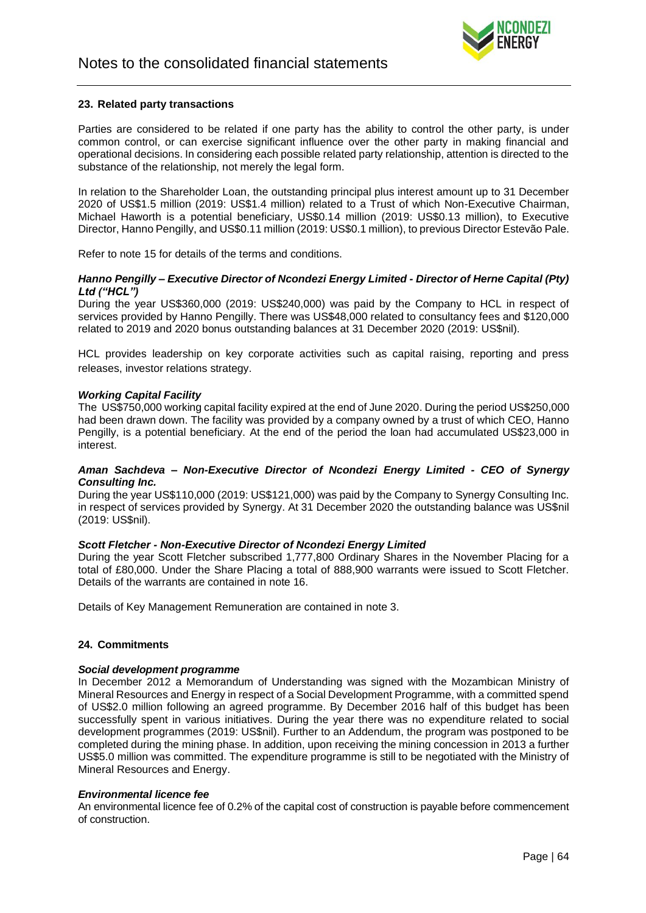## 23. Related party transactions

Parties are considered to be related if one party has the ability to control the other party, is under common control, or can exercise significant influence over the other party in making financial and operational decisions. In considering each possible related party relationship, attention is directed to the substance of the relationship, not merely the legal form.

In relation to the Shareholder Loan, the outstanding principal plus interest amount up to 31 December 2020 of US$1.5 million (2019: US$1.4 million) related to a Trust of which Non-Executive Chairman, Michael Haworth is a potential beneficiary, US$0.14 million (2019: US$0.13 million), to Executive Director, Hanno Pengilly, and US$0.11 million (2019: US$0.1 million), to previous Director Estevão Pale.

Refer to note 15 for details of the terms and conditions.

***Hanno Pengilly – Executive Director of Ncondezi Energy Limited - Director of Herne Capital (Pty) Ltd ("HCL")***

During the year US$360,000 (2019: US$240,000) was paid by the Company to HCL in respect of services provided by Hanno Pengilly. There was US$48,000 related to consultancy fees and $120,000 related to 2019 and 2020 bonus outstanding balances at 31 December 2020 (2019: US$nil).

HCL provides leadership on key corporate activities such as capital raising, reporting and press releases, investor relations strategy.

***Working Capital Facility***

The US$750,000 working capital facility expired at the end of June 2020. During the period US$250,000 had been drawn down. The facility was provided by a company owned by a trust of which CEO, Hanno Pengilly, is a potential beneficiary. At the end of the period the loan had accumulated US$23,000 in interest.

***Aman Sachdeva – Non-Executive Director of Ncondezi Energy Limited - CEO of Synergy Consulting Inc.***

During the year US$110,000 (2019: US$121,000) was paid by the Company to Synergy Consulting Inc. in respect of services provided by Synergy. At 31 December 2020 the outstanding balance was US$nil (2019: US$nil).

***Scott Fletcher - Non-Executive Director of Ncondezi Energy Limited***

During the year Scott Fletcher subscribed 1,777,800 Ordinary Shares in the November Placing for a total of £80,000. Under the Share Placing a total of 888,900 warrants were issued to Scott Fletcher. Details of the warrants are contained in note 16.

Details of Key Management Remuneration are contained in note 3.

## 24. Commitments

***Social development programme***

In December 2012 a Memorandum of Understanding was signed with the Mozambican Ministry of Mineral Resources and Energy in respect of a Social Development Programme, with a committed spend of US$2.0 million following an agreed programme. By December 2016 half of this budget has been successfully spent in various initiatives. During the year there was no expenditure related to social development programmes (2019: US$nil). Further to an Addendum, the program was postponed to be completed during the mining phase. In addition, upon receiving the mining concession in 2013 a further US$5.0 million was committed. The expenditure programme is still to be negotiated with the Ministry of Mineral Resources and Energy.

***Environmental licence fee***

An environmental licence fee of 0.2% of the capital cost of construction is payable before commencement of construction.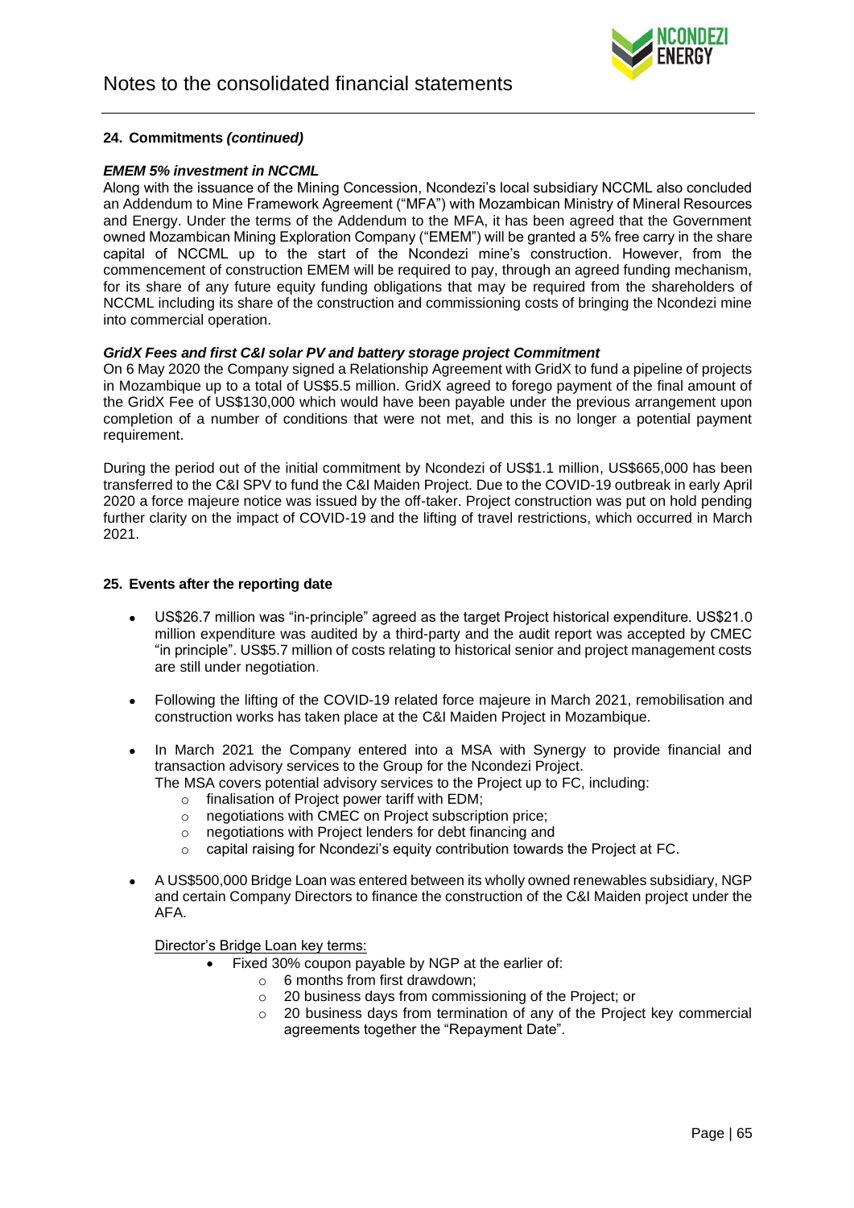### 24. Commitments *(continued)*

***EMEM 5% investment in NCCML***

Along with the issuance of the Mining Concession, Ncondezi's local subsidiary NCCML also concluded an Addendum to Mine Framework Agreement ("MFA") with Mozambican Ministry of Mineral Resources and Energy. Under the terms of the Addendum to the MFA, it has been agreed that the Government owned Mozambican Mining Exploration Company ("EMEM") will be granted a 5% free carry in the share capital of NCCML up to the start of the Ncondezi mine's construction. However, from the commencement of construction EMEM will be required to pay, through an agreed funding mechanism, for its share of any future equity funding obligations that may be required from the shareholders of NCCML including its share of the construction and commissioning costs of bringing the Ncondezi mine into commercial operation.

***GridX Fees and first C&I solar PV and battery storage project Commitment***

On 6 May 2020 the Company signed a Relationship Agreement with GridX to fund a pipeline of projects in Mozambique up to a total of US$5.5 million. GridX agreed to forego payment of the final amount of the GridX Fee of US$130,000 which would have been payable under the previous arrangement upon completion of a number of conditions that were not met, and this is no longer a potential payment requirement.

During the period out of the initial commitment by Ncondezi of US$1.1 million, US$665,000 has been transferred to the C&I SPV to fund the C&I Maiden Project. Due to the COVID-19 outbreak in early April 2020 a force majeure notice was issued by the off-taker. Project construction was put on hold pending further clarity on the impact of COVID-19 and the lifting of travel restrictions, which occurred in March 2021.

### 25. Events after the reporting date

- US$26.7 million was "in-principle" agreed as the target Project historical expenditure. US$21.0 million expenditure was audited by a third-party and the audit report was accepted by CMEC "in principle". US$5.7 million of costs relating to historical senior and project management costs are still under negotiation.
- Following the lifting of the COVID-19 related force majeure in March 2021, remobilisation and construction works has taken place at the C&I Maiden Project in Mozambique.
- In March 2021 the Company entered into a MSA with Synergy to provide financial and transaction advisory services to the Group for the Ncondezi Project.
  The MSA covers potential advisory services to the Project up to FC, including:
  - finalisation of Project power tariff with EDM;
  - negotiations with CMEC on Project subscription price;
  - negotiations with Project lenders for debt financing and
  - capital raising for Ncondezi's equity contribution towards the Project at FC.
- A US$500,000 Bridge Loan was entered between its wholly owned renewables subsidiary, NGP and certain Company Directors to finance the construction of the C&I Maiden project under the AFA.

  Director's Bridge Loan key terms:
  - Fixed 30% coupon payable by NGP at the earlier of:
    - 6 months from first drawdown;
    - 20 business days from commissioning of the Project; or
    - 20 business days from termination of any of the Project key commercial agreements together the "Repayment Date".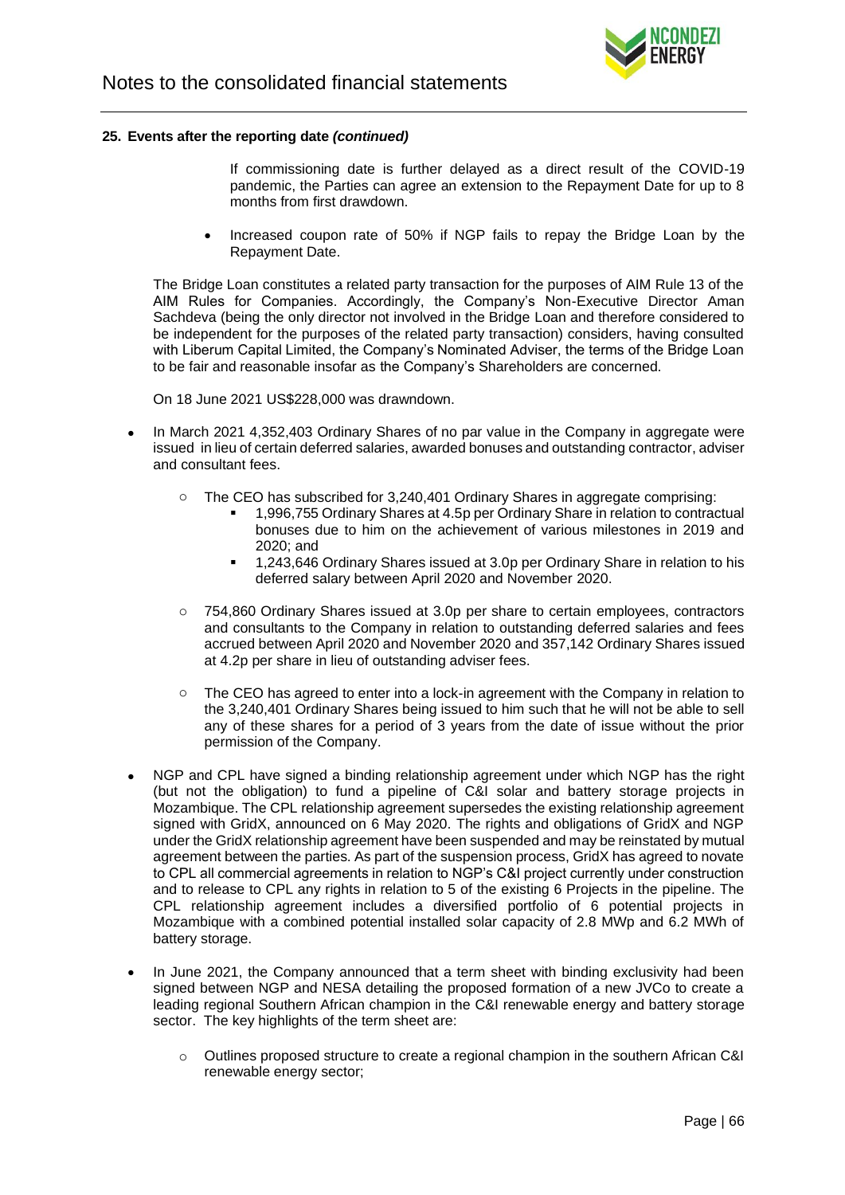#### 25. Events after the reporting date *(continued)*

If commissioning date is further delayed as a direct result of the COVID-19 pandemic, the Parties can agree an extension to the Repayment Date for up to 8 months from first drawdown.

- Increased coupon rate of 50% if NGP fails to repay the Bridge Loan by the Repayment Date.

The Bridge Loan constitutes a related party transaction for the purposes of AIM Rule 13 of the AIM Rules for Companies. Accordingly, the Company's Non-Executive Director Aman Sachdeva (being the only director not involved in the Bridge Loan and therefore considered to be independent for the purposes of the related party transaction) considers, having consulted with Liberum Capital Limited, the Company's Nominated Adviser, the terms of the Bridge Loan to be fair and reasonable insofar as the Company's Shareholders are concerned.

On 18 June 2021 US$228,000 was drawndown.

- In March 2021 4,352,403 Ordinary Shares of no par value in the Company in aggregate were issued in lieu of certain deferred salaries, awarded bonuses and outstanding contractor, adviser and consultant fees.
  - The CEO has subscribed for 3,240,401 Ordinary Shares in aggregate comprising:
    - 1,996,755 Ordinary Shares at 4.5p per Ordinary Share in relation to contractual bonuses due to him on the achievement of various milestones in 2019 and 2020; and
    - 1,243,646 Ordinary Shares issued at 3.0p per Ordinary Share in relation to his deferred salary between April 2020 and November 2020.
  - 754,860 Ordinary Shares issued at 3.0p per share to certain employees, contractors and consultants to the Company in relation to outstanding deferred salaries and fees accrued between April 2020 and November 2020 and 357,142 Ordinary Shares issued at 4.2p per share in lieu of outstanding adviser fees.
  - The CEO has agreed to enter into a lock-in agreement with the Company in relation to the 3,240,401 Ordinary Shares being issued to him such that he will not be able to sell any of these shares for a period of 3 years from the date of issue without the prior permission of the Company.
- NGP and CPL have signed a binding relationship agreement under which NGP has the right (but not the obligation) to fund a pipeline of C&I solar and battery storage projects in Mozambique. The CPL relationship agreement supersedes the existing relationship agreement signed with GridX, announced on 6 May 2020. The rights and obligations of GridX and NGP under the GridX relationship agreement have been suspended and may be reinstated by mutual agreement between the parties. As part of the suspension process, GridX has agreed to novate to CPL all commercial agreements in relation to NGP's C&I project currently under construction and to release to CPL any rights in relation to 5 of the existing 6 Projects in the pipeline. The CPL relationship agreement includes a diversified portfolio of 6 potential projects in Mozambique with a combined potential installed solar capacity of 2.8 MWp and 6.2 MWh of battery storage.
- In June 2021, the Company announced that a term sheet with binding exclusivity had been signed between NGP and NESA detailing the proposed formation of a new JVCo to create a leading regional Southern African champion in the C&I renewable energy and battery storage sector. The key highlights of the term sheet are:
  - Outlines proposed structure to create a regional champion in the southern African C&I renewable energy sector;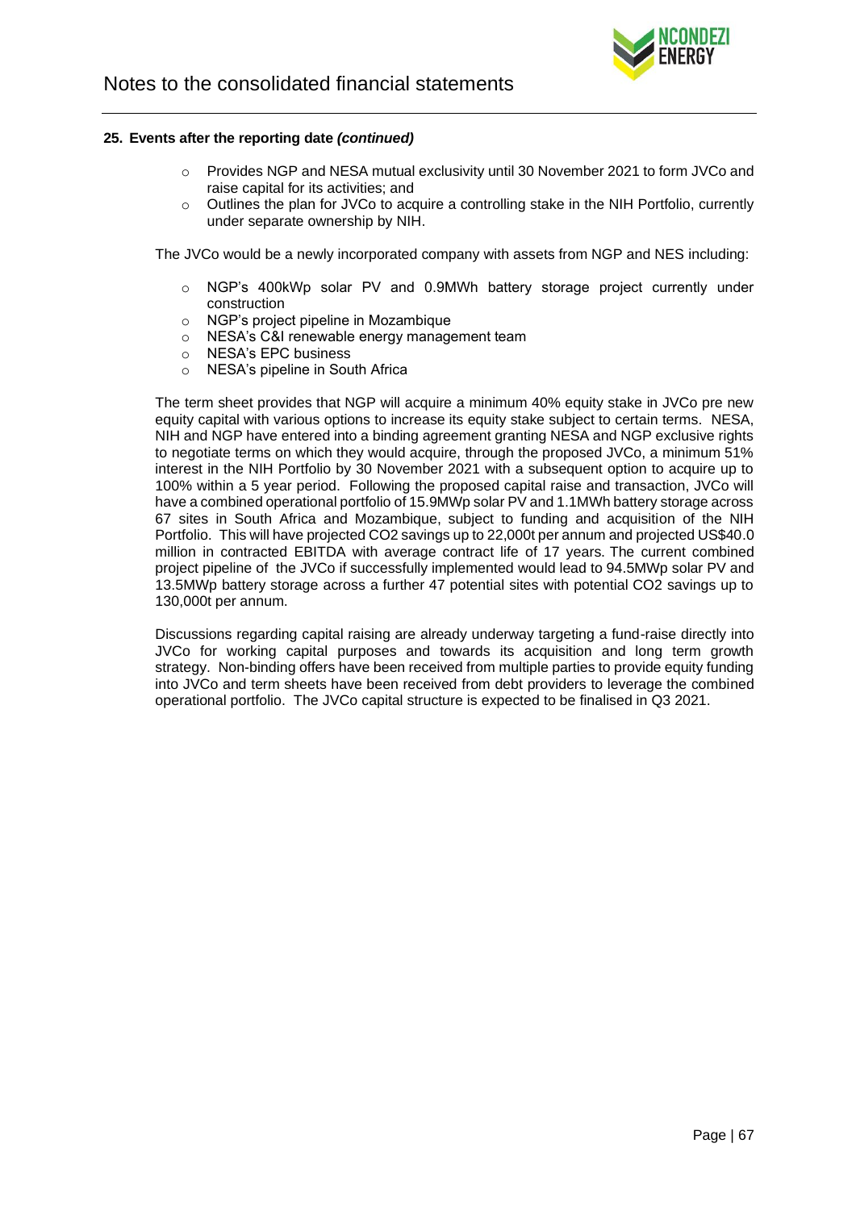**25. Events after the reporting date *(continued)***

- Provides NGP and NESA mutual exclusivity until 30 November 2021 to form JVCo and raise capital for its activities; and
- Outlines the plan for JVCo to acquire a controlling stake in the NIH Portfolio, currently under separate ownership by NIH.

The JVCo would be a newly incorporated company with assets from NGP and NES including:

- NGP's 400kWp solar PV and 0.9MWh battery storage project currently under construction
- NGP's project pipeline in Mozambique
- NESA's C&I renewable energy management team
- NESA's EPC business
- NESA's pipeline in South Africa

The term sheet provides that NGP will acquire a minimum 40% equity stake in JVCo pre new equity capital with various options to increase its equity stake subject to certain terms. NESA, NIH and NGP have entered into a binding agreement granting NESA and NGP exclusive rights to negotiate terms on which they would acquire, through the proposed JVCo, a minimum 51% interest in the NIH Portfolio by 30 November 2021 with a subsequent option to acquire up to 100% within a 5 year period. Following the proposed capital raise and transaction, JVCo will have a combined operational portfolio of 15.9MWp solar PV and 1.1MWh battery storage across 67 sites in South Africa and Mozambique, subject to funding and acquisition of the NIH Portfolio. This will have projected $CO_2$ savings up to 22,000t per annum and projected US$40.0 million in contracted EBITDA with average contract life of 17 years. The current combined project pipeline of the JVCo if successfully implemented would lead to 94.5MWp solar PV and 13.5MWp battery storage across a further 47 potential sites with potential $CO_2$ savings up to 130,000t per annum.

Discussions regarding capital raising are already underway targeting a fund-raise directly into JVCo for working capital purposes and towards its acquisition and long term growth strategy. Non-binding offers have been received from multiple parties to provide equity funding into JVCo and term sheets have been received from debt providers to leverage the combined operational portfolio. The JVCo capital structure is expected to be finalised in Q3 2021.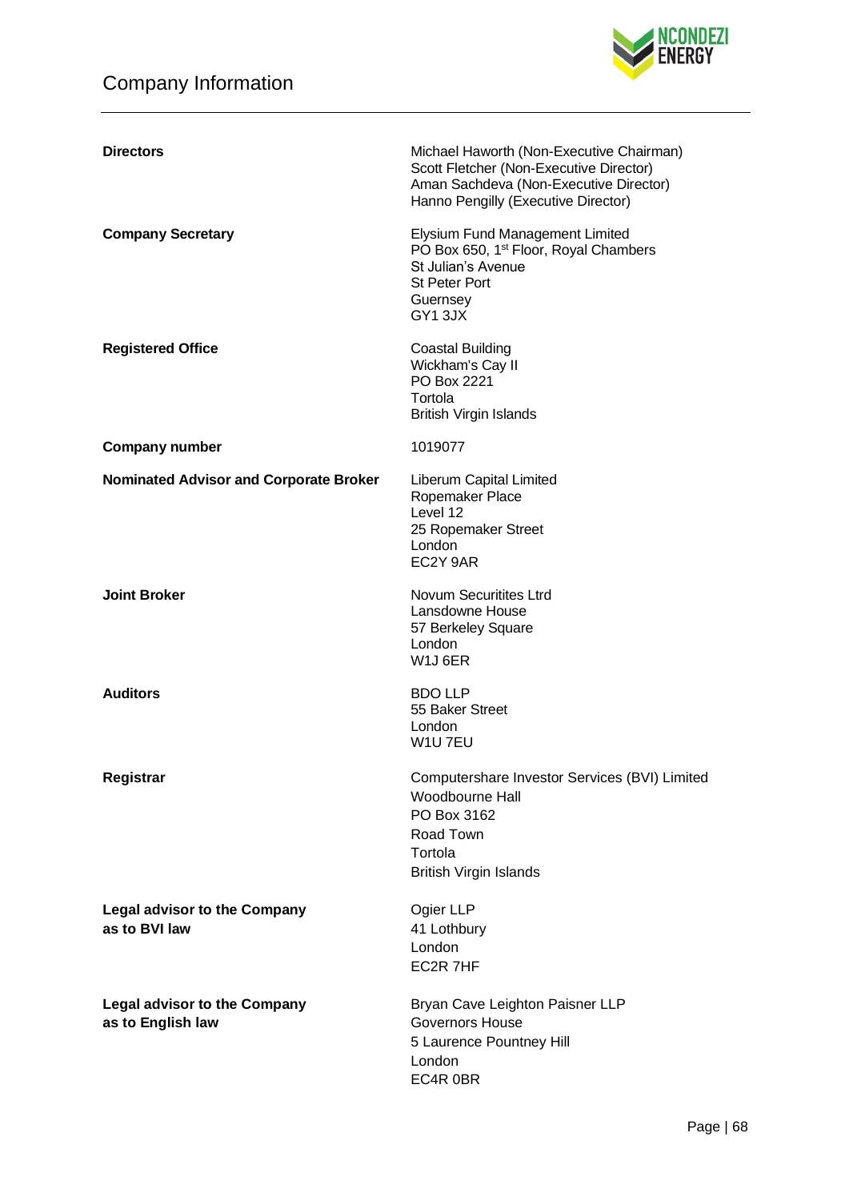# Company Information

| | |
|---|---|
| **Directors** | Michael Haworth (Non-Executive Chairman)<br>Scott Fletcher (Non-Executive Director)<br>Aman Sachdeva (Non-Executive Director)<br>Hanno Pengilly (Executive Director) |
| **Company Secretary** | Elysium Fund Management Limited<br>PO Box 650, 1st Floor, Royal Chambers<br>St Julian's Avenue<br>St Peter Port<br>Guernsey<br>GY1 3JX |
| **Registered Office** | Coastal Building<br>Wickham's Cay II<br>PO Box 2221<br>Tortola<br>British Virgin Islands |
| **Company number** | 1019077 |
| **Nominated Advisor and Corporate Broker** | Liberum Capital Limited<br>Ropemaker Place<br>Level 12<br>25 Ropemaker Street<br>London<br>EC2Y 9AR |
| **Joint Broker** | Novum Securitites Ltrd<br>Lansdowne House<br>57 Berkeley Square<br>London<br>W1J 6ER |
| **Auditors** | BDO LLP<br>55 Baker Street<br>London<br>W1U 7EU |
| **Registrar** | Computershare Investor Services (BVI) Limited<br>Woodbourne Hall<br>PO Box 3162<br>Road Town<br>Tortola<br>British Virgin Islands |
| **Legal advisor to the Company as to BVI law** | Ogier LLP<br>41 Lothbury<br>London<br>EC2R 7HF |
| **Legal advisor to the Company as to English law** | Bryan Cave Leighton Paisner LLP<br>Governors House<br>5 Laurence Pountney Hill<br>London<br>EC4R 0BR |